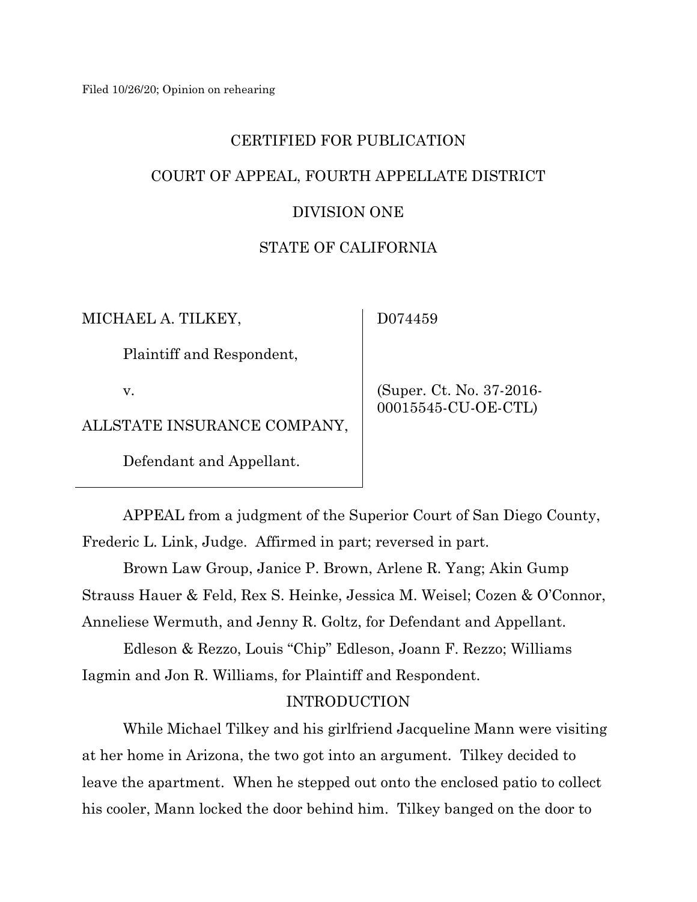Filed 10/26/20; Opinion on rehearing

CERTIFIED FOR PUBLICATION

COURT OF APPEAL, FOURTH APPELLATE DISTRICT

DIVISION ONE

STATE OF CALIFORNIA

| | |
|---|---|
| MICHAEL A. TILKEY,<br><br>Plaintiff and Respondent,<br><br>v.<br><br>ALLSTATE INSURANCE COMPANY,<br><br>Defendant and Appellant. | D074459<br><br>(Super. Ct. No. 37-2016-00015545-CU-OE-CTL) |

APPEAL from a judgment of the Superior Court of San Diego County, Frederic L. Link, Judge. Affirmed in part; reversed in part.

Brown Law Group, Janice P. Brown, Arlene R. Yang; Akin Gump Strauss Hauer & Feld, Rex S. Heinke, Jessica M. Weisel; Cozen & O'Connor, Anneliese Wermuth, and Jenny R. Goltz, for Defendant and Appellant.

Edleson & Rezzo, Louis "Chip" Edleson, Joann F. Rezzo; Williams Iagmin and Jon R. Williams, for Plaintiff and Respondent.

INTRODUCTION

While Michael Tilkey and his girlfriend Jacqueline Mann were visiting at her home in Arizona, the two got into an argument. Tilkey decided to leave the apartment. When he stepped out onto the enclosed patio to collect his cooler, Mann locked the door behind him. Tilkey banged on the door to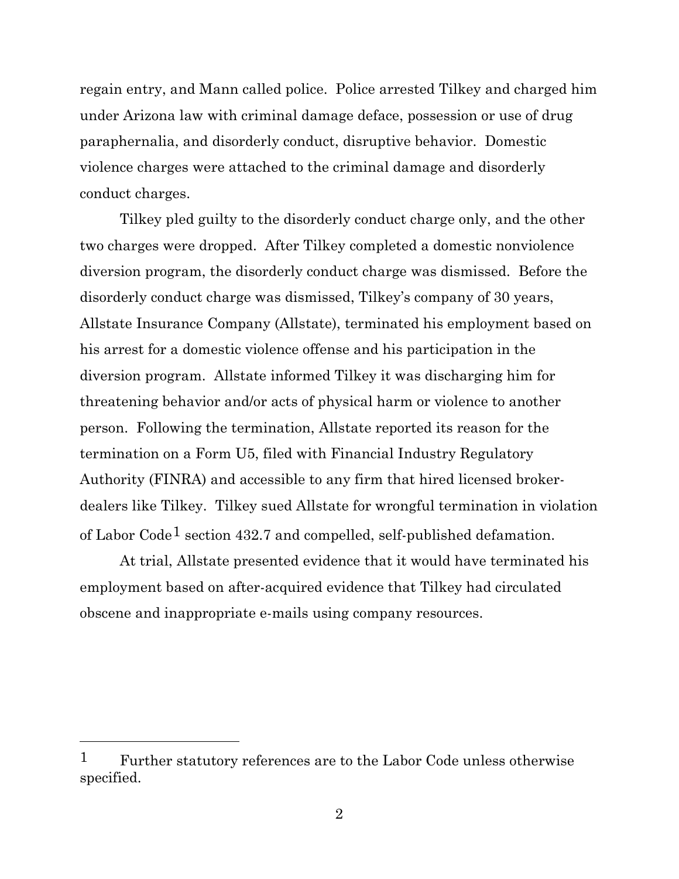regain entry, and Mann called police. Police arrested Tilkey and charged him under Arizona law with criminal damage deface, possession or use of drug paraphernalia, and disorderly conduct, disruptive behavior. Domestic violence charges were attached to the criminal damage and disorderly conduct charges.

Tilkey pled guilty to the disorderly conduct charge only, and the other two charges were dropped. After Tilkey completed a domestic nonviolence diversion program, the disorderly conduct charge was dismissed. Before the disorderly conduct charge was dismissed, Tilkey's company of 30 years, Allstate Insurance Company (Allstate), terminated his employment based on his arrest for a domestic violence offense and his participation in the diversion program. Allstate informed Tilkey it was discharging him for threatening behavior and/or acts of physical harm or violence to another person. Following the termination, Allstate reported its reason for the termination on a Form U5, filed with Financial Industry Regulatory Authority (FINRA) and accessible to any firm that hired licensed broker-dealers like Tilkey. Tilkey sued Allstate for wrongful termination in violation of Labor Code[1] section 432.7 and compelled, self-published defamation.

At trial, Allstate presented evidence that it would have terminated his employment based on after-acquired evidence that Tilkey had circulated obscene and inappropriate e-mails using company resources.

[1] Further statutory references are to the Labor Code unless otherwise specified.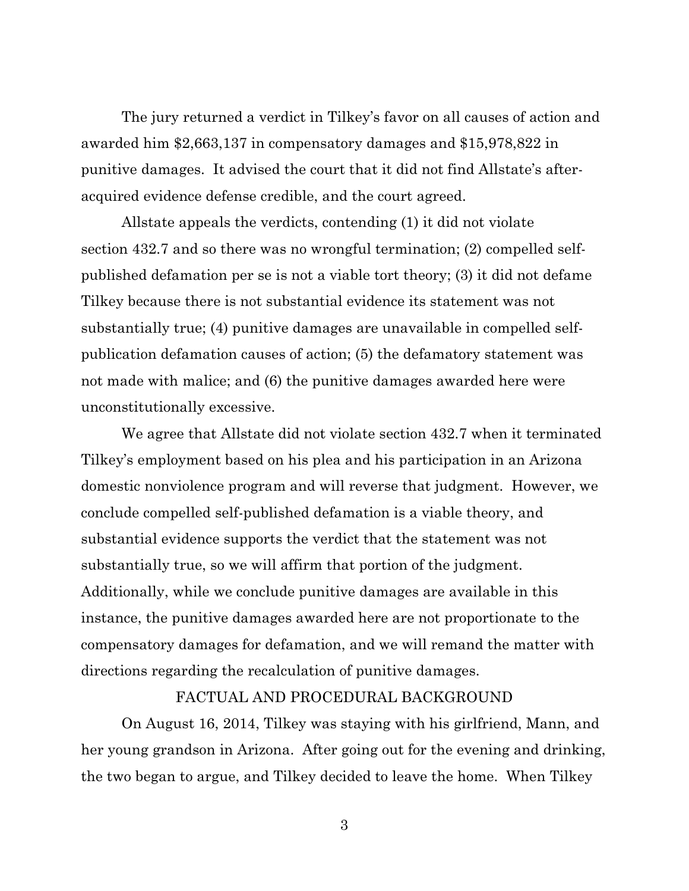The jury returned a verdict in Tilkey's favor on all causes of action and awarded him $2,663,137 in compensatory damages and $15,978,822 in punitive damages. It advised the court that it did not find Allstate's after-acquired evidence defense credible, and the court agreed.

Allstate appeals the verdicts, contending (1) it did not violate section 432.7 and so there was no wrongful termination; (2) compelled self-published defamation per se is not a viable tort theory; (3) it did not defame Tilkey because there is not substantial evidence its statement was not substantially true; (4) punitive damages are unavailable in compelled self-publication defamation causes of action; (5) the defamatory statement was not made with malice; and (6) the punitive damages awarded here were unconstitutionally excessive.

We agree that Allstate did not violate section 432.7 when it terminated Tilkey's employment based on his plea and his participation in an Arizona domestic nonviolence program and will reverse that judgment. However, we conclude compelled self-published defamation is a viable theory, and substantial evidence supports the verdict that the statement was not substantially true, so we will affirm that portion of the judgment. Additionally, while we conclude punitive damages are available in this instance, the punitive damages awarded here are not proportionate to the compensatory damages for defamation, and we will remand the matter with directions regarding the recalculation of punitive damages.

## FACTUAL AND PROCEDURAL BACKGROUND

On August 16, 2014, Tilkey was staying with his girlfriend, Mann, and her young grandson in Arizona. After going out for the evening and drinking, the two began to argue, and Tilkey decided to leave the home. When Tilkey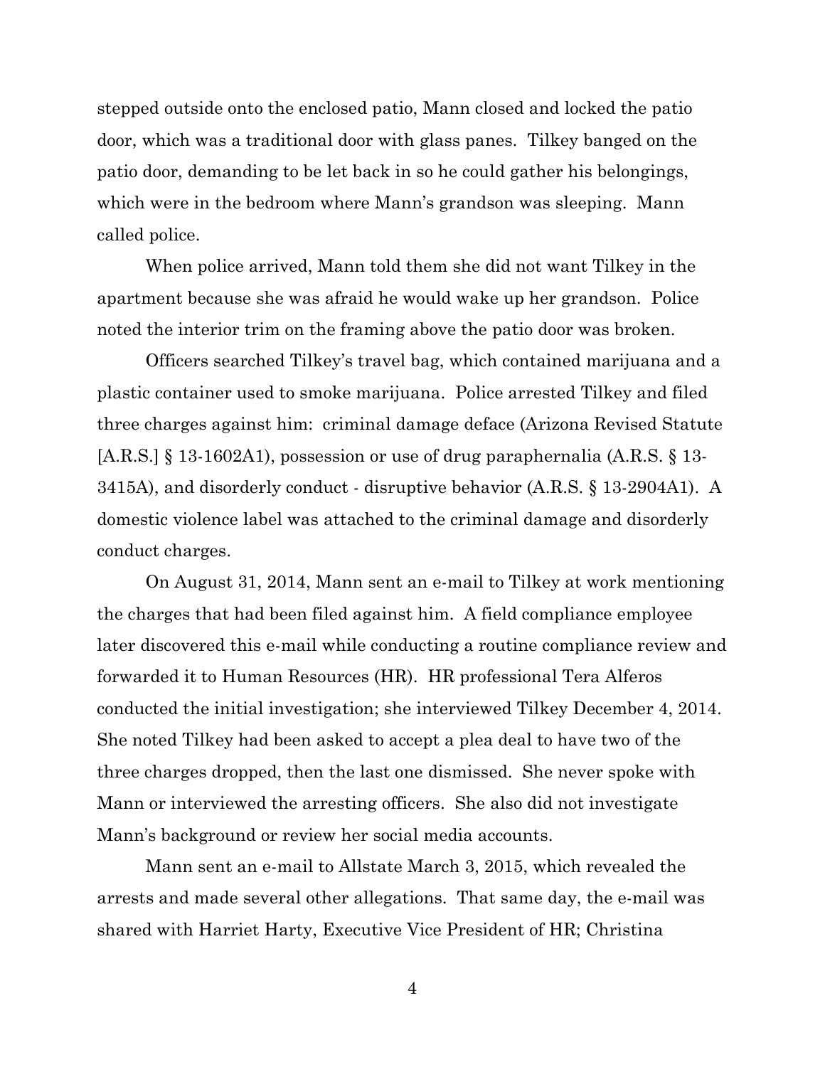stepped outside onto the enclosed patio, Mann closed and locked the patio door, which was a traditional door with glass panes. Tilkey banged on the patio door, demanding to be let back in so he could gather his belongings, which were in the bedroom where Mann's grandson was sleeping. Mann called police.

When police arrived, Mann told them she did not want Tilkey in the apartment because she was afraid he would wake up her grandson. Police noted the interior trim on the framing above the patio door was broken.

Officers searched Tilkey's travel bag, which contained marijuana and a plastic container used to smoke marijuana. Police arrested Tilkey and filed three charges against him: criminal damage deface (Arizona Revised Statute [A.R.S.] § 13-1602A1), possession or use of drug paraphernalia (A.R.S. § 13-3415A), and disorderly conduct - disruptive behavior (A.R.S. § 13-2904A1). A domestic violence label was attached to the criminal damage and disorderly conduct charges.

On August 31, 2014, Mann sent an e-mail to Tilkey at work mentioning the charges that had been filed against him. A field compliance employee later discovered this e-mail while conducting a routine compliance review and forwarded it to Human Resources (HR). HR professional Tera Alferos conducted the initial investigation; she interviewed Tilkey December 4, 2014. She noted Tilkey had been asked to accept a plea deal to have two of the three charges dropped, then the last one dismissed. She never spoke with Mann or interviewed the arresting officers. She also did not investigate Mann's background or review her social media accounts.

Mann sent an e-mail to Allstate March 3, 2015, which revealed the arrests and made several other allegations. That same day, the e-mail was shared with Harriet Harty, Executive Vice President of HR; Christina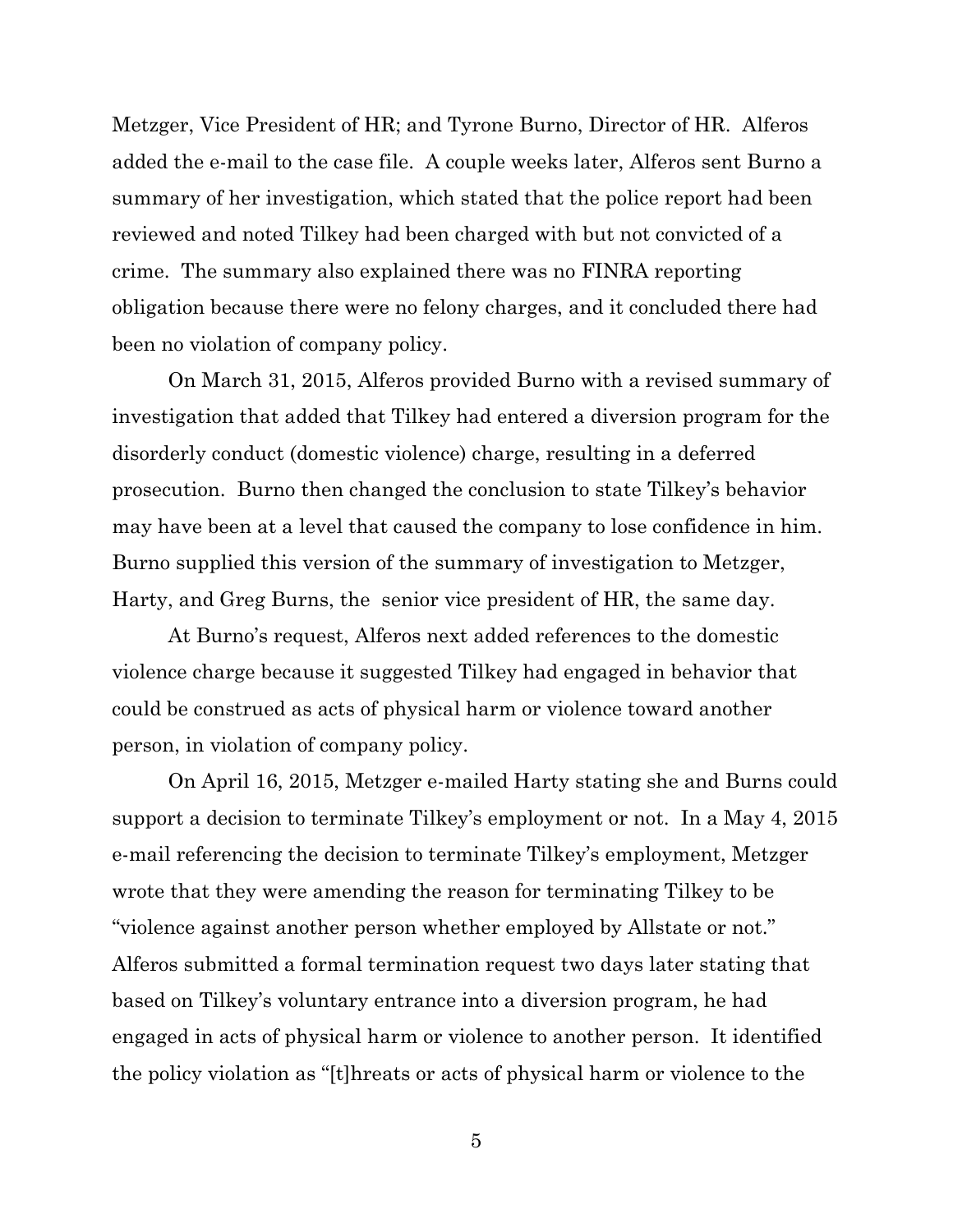Metzger, Vice President of HR; and Tyrone Burno, Director of HR. Alferos added the e-mail to the case file. A couple weeks later, Alferos sent Burno a summary of her investigation, which stated that the police report had been reviewed and noted Tilkey had been charged with but not convicted of a crime. The summary also explained there was no FINRA reporting obligation because there were no felony charges, and it concluded there had been no violation of company policy.

On March 31, 2015, Alferos provided Burno with a revised summary of investigation that added that Tilkey had entered a diversion program for the disorderly conduct (domestic violence) charge, resulting in a deferred prosecution. Burno then changed the conclusion to state Tilkey's behavior may have been at a level that caused the company to lose confidence in him. Burno supplied this version of the summary of investigation to Metzger, Harty, and Greg Burns, the senior vice president of HR, the same day.

At Burno's request, Alferos next added references to the domestic violence charge because it suggested Tilkey had engaged in behavior that could be construed as acts of physical harm or violence toward another person, in violation of company policy.

On April 16, 2015, Metzger e-mailed Harty stating she and Burns could support a decision to terminate Tilkey's employment or not. In a May 4, 2015 e-mail referencing the decision to terminate Tilkey's employment, Metzger wrote that they were amending the reason for terminating Tilkey to be "violence against another person whether employed by Allstate or not." Alferos submitted a formal termination request two days later stating that based on Tilkey's voluntary entrance into a diversion program, he had engaged in acts of physical harm or violence to another person. It identified the policy violation as "[t]hreats or acts of physical harm or violence to the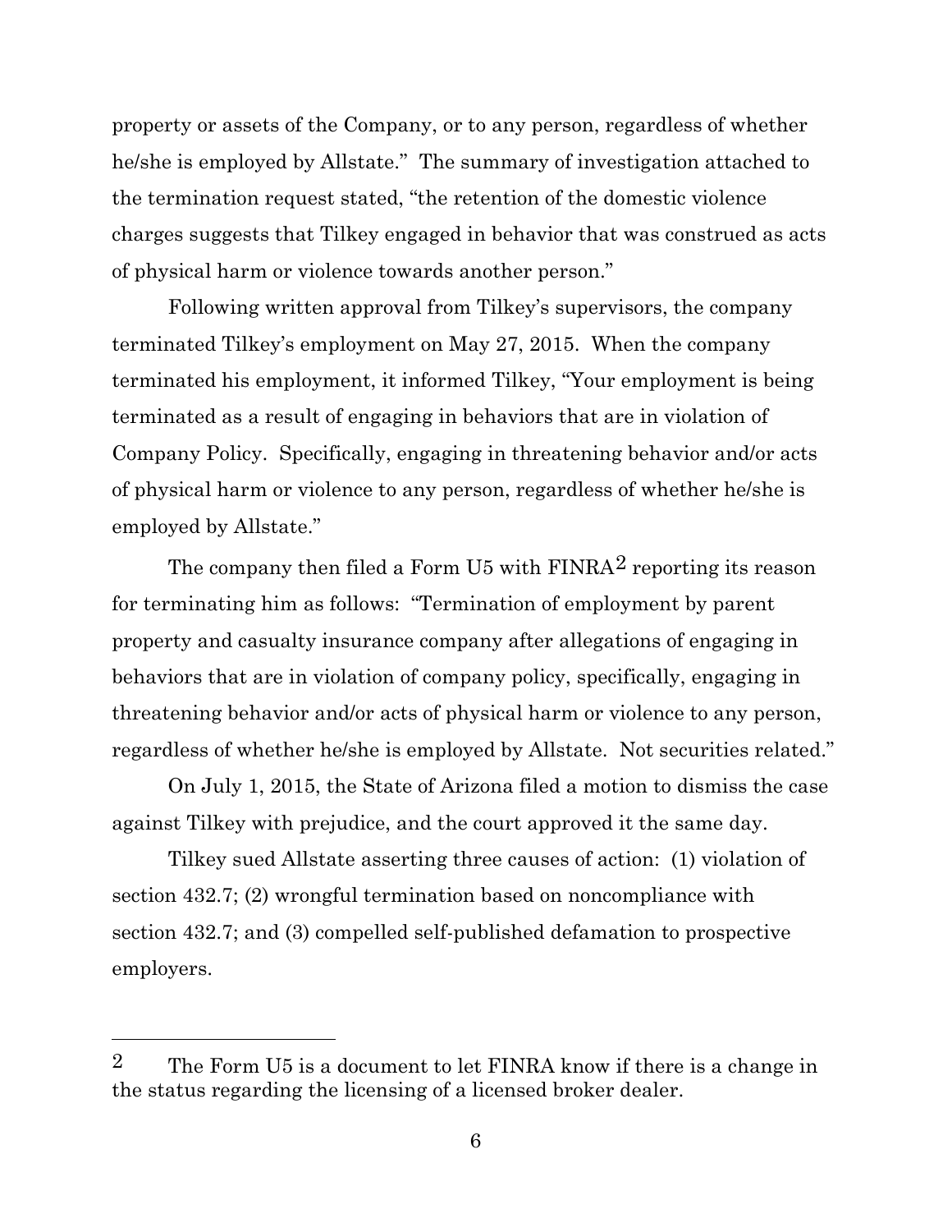property or assets of the Company, or to any person, regardless of whether he/she is employed by Allstate." The summary of investigation attached to the termination request stated, "the retention of the domestic violence charges suggests that Tilkey engaged in behavior that was construed as acts of physical harm or violence towards another person."

Following written approval from Tilkey's supervisors, the company terminated Tilkey's employment on May 27, 2015. When the company terminated his employment, it informed Tilkey, "Your employment is being terminated as a result of engaging in behaviors that are in violation of Company Policy. Specifically, engaging in threatening behavior and/or acts of physical harm or violence to any person, regardless of whether he/she is employed by Allstate."

The company then filed a Form U5 with FINRA[2] reporting its reason for terminating him as follows: "Termination of employment by parent property and casualty insurance company after allegations of engaging in behaviors that are in violation of company policy, specifically, engaging in threatening behavior and/or acts of physical harm or violence to any person, regardless of whether he/she is employed by Allstate. Not securities related."

On July 1, 2015, the State of Arizona filed a motion to dismiss the case against Tilkey with prejudice, and the court approved it the same day.

Tilkey sued Allstate asserting three causes of action: (1) violation of section 432.7; (2) wrongful termination based on noncompliance with section 432.7; and (3) compelled self-published defamation to prospective employers.

---

[2] The Form U5 is a document to let FINRA know if there is a change in the status regarding the licensing of a licensed broker dealer.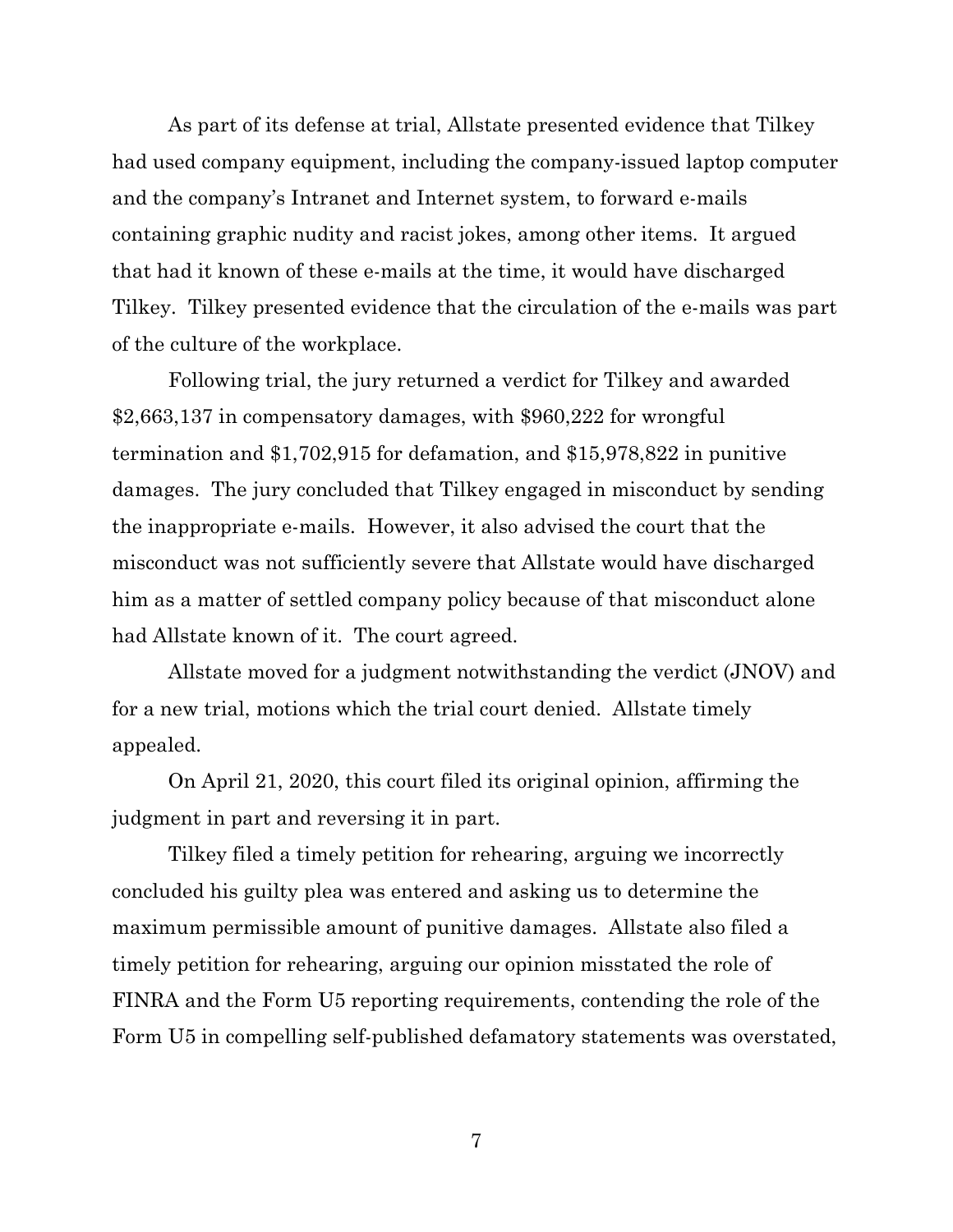As part of its defense at trial, Allstate presented evidence that Tilkey had used company equipment, including the company-issued laptop computer and the company's Intranet and Internet system, to forward e-mails containing graphic nudity and racist jokes, among other items. It argued that had it known of these e-mails at the time, it would have discharged Tilkey. Tilkey presented evidence that the circulation of the e-mails was part of the culture of the workplace.

Following trial, the jury returned a verdict for Tilkey and awarded $2,663,137 in compensatory damages, with $960,222 for wrongful termination and $1,702,915 for defamation, and $15,978,822 in punitive damages. The jury concluded that Tilkey engaged in misconduct by sending the inappropriate e-mails. However, it also advised the court that the misconduct was not sufficiently severe that Allstate would have discharged him as a matter of settled company policy because of that misconduct alone had Allstate known of it. The court agreed.

Allstate moved for a judgment notwithstanding the verdict (JNOV) and for a new trial, motions which the trial court denied. Allstate timely appealed.

On April 21, 2020, this court filed its original opinion, affirming the judgment in part and reversing it in part.

Tilkey filed a timely petition for rehearing, arguing we incorrectly concluded his guilty plea was entered and asking us to determine the maximum permissible amount of punitive damages. Allstate also filed a timely petition for rehearing, arguing our opinion misstated the role of FINRA and the Form U5 reporting requirements, contending the role of the Form U5 in compelling self-published defamatory statements was overstated,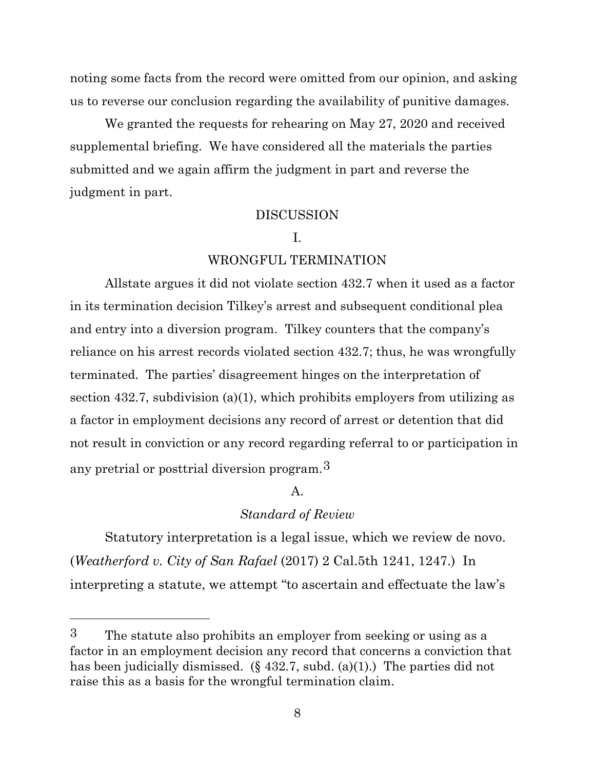noting some facts from the record were omitted from our opinion, and asking us to reverse our conclusion regarding the availability of punitive damages.

We granted the requests for rehearing on May 27, 2020 and received supplemental briefing. We have considered all the materials the parties submitted and we again affirm the judgment in part and reverse the judgment in part.

## DISCUSSION

### I.

### WRONGFUL TERMINATION

Allstate argues it did not violate section 432.7 when it used as a factor in its termination decision Tilkey's arrest and subsequent conditional plea and entry into a diversion program. Tilkey counters that the company's reliance on his arrest records violated section 432.7; thus, he was wrongfully terminated. The parties' disagreement hinges on the interpretation of section 432.7, subdivision (a)(1), which prohibits employers from utilizing as a factor in employment decisions any record of arrest or detention that did not result in conviction or any record regarding referral to or participation in any pretrial or posttrial diversion program.[3]

#### A.

#### *Standard of Review*

Statutory interpretation is a legal issue, which we review de novo. (*Weatherford v. City of San Rafael* (2017) 2 Cal.5th 1241, 1247.) In interpreting a statute, we attempt "to ascertain and effectuate the law's

---

[3] The statute also prohibits an employer from seeking or using as a factor in an employment decision any record that concerns a conviction that has been judicially dismissed. (§ 432.7, subd. (a)(1).) The parties did not raise this as a basis for the wrongful termination claim.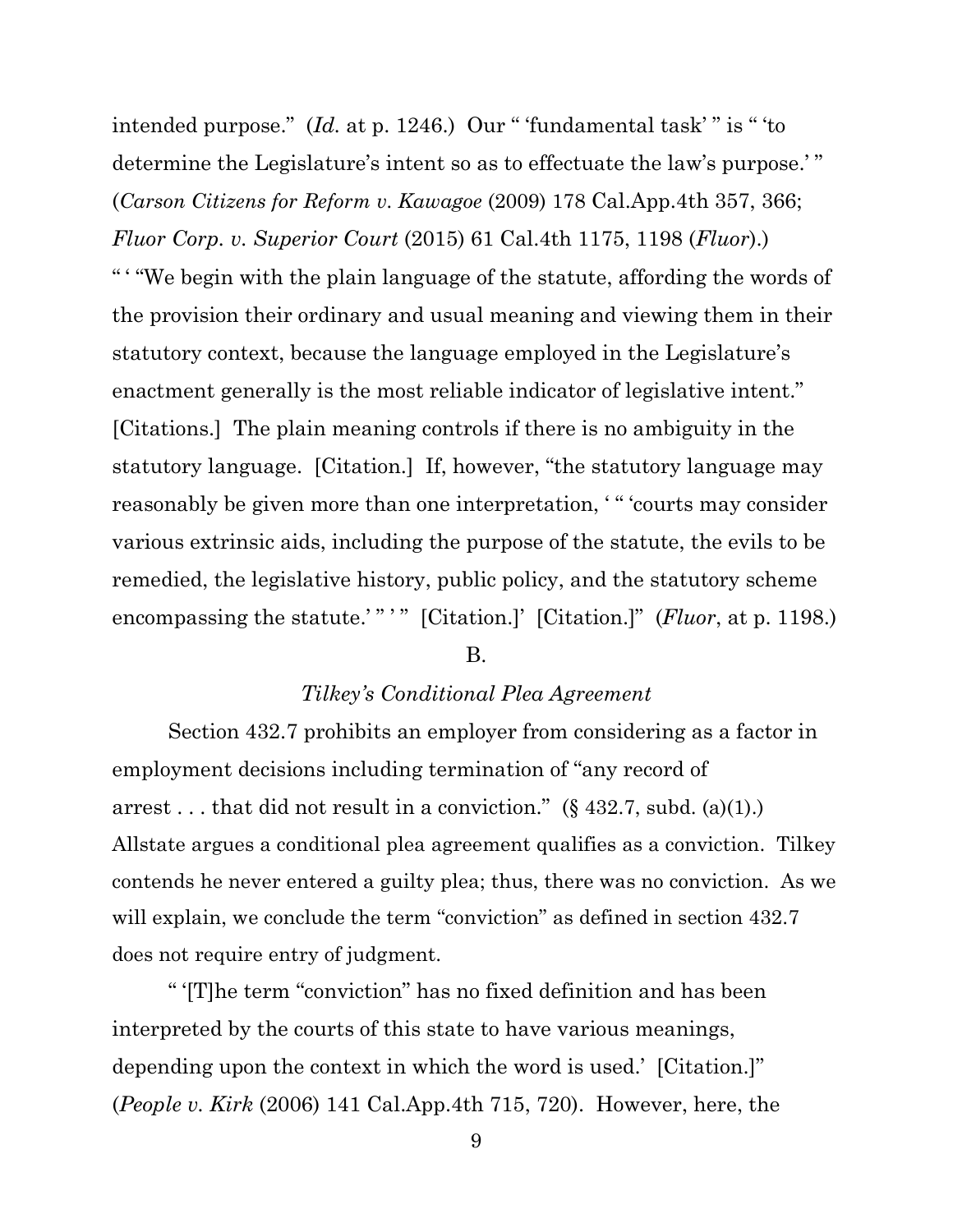intended purpose." (*Id.* at p. 1246.) Our " 'fundamental task' " is " 'to determine the Legislature's intent so as to effectuate the law's purpose.' " (*Carson Citizens for Reform v. Kawagoe* (2009) 178 Cal.App.4th 357, 366; *Fluor Corp. v. Superior Court* (2015) 61 Cal.4th 1175, 1198 (*Fluor*).) " ' "We begin with the plain language of the statute, affording the words of the provision their ordinary and usual meaning and viewing them in their statutory context, because the language employed in the Legislature's enactment generally is the most reliable indicator of legislative intent." [Citations.] The plain meaning controls if there is no ambiguity in the statutory language. [Citation.] If, however, "the statutory language may reasonably be given more than one interpretation, ' " 'courts may consider various extrinsic aids, including the purpose of the statute, the evils to be remedied, the legislative history, public policy, and the statutory scheme encompassing the statute.' " ' " [Citation.]' [Citation.]" (*Fluor*, at p. 1198.)

### B.

### *Tilkey's Conditional Plea Agreement*

Section 432.7 prohibits an employer from considering as a factor in employment decisions including termination of "any record of arrest . . . that did not result in a conviction." (§ 432.7, subd. (a)(1).) Allstate argues a conditional plea agreement qualifies as a conviction. Tilkey contends he never entered a guilty plea; thus, there was no conviction. As we will explain, we conclude the term "conviction" as defined in section 432.7 does not require entry of judgment.

" '[T]he term "conviction" has no fixed definition and has been interpreted by the courts of this state to have various meanings, depending upon the context in which the word is used.' [Citation.]" (*People v. Kirk* (2006) 141 Cal.App.4th 715, 720). However, here, the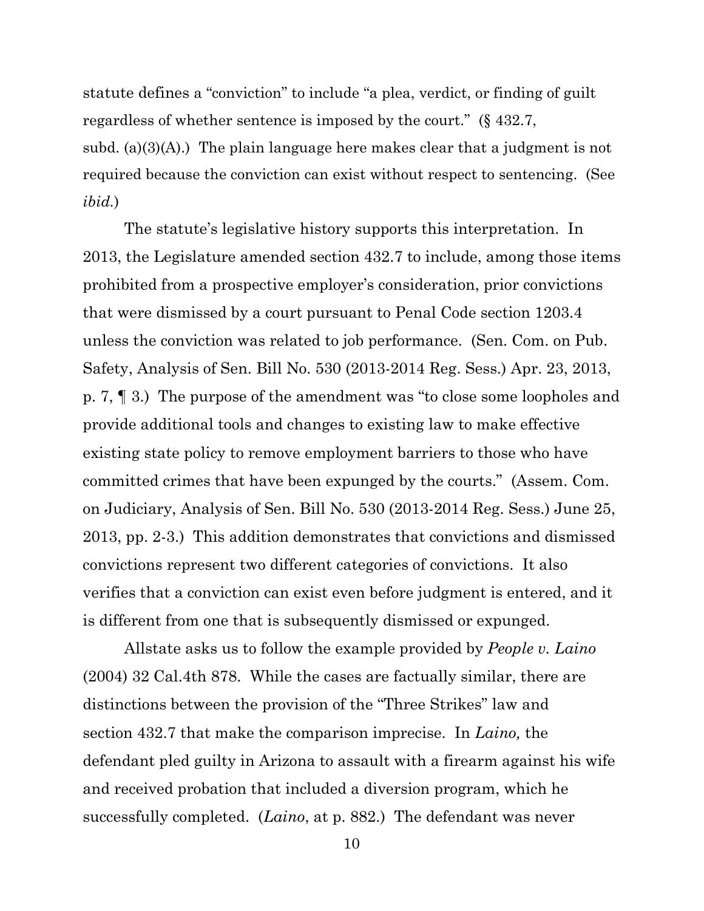statute defines a "conviction" to include "a plea, verdict, or finding of guilt regardless of whether sentence is imposed by the court." (§ 432.7, subd. (a)(3)(A).) The plain language here makes clear that a judgment is not required because the conviction can exist without respect to sentencing. (See *ibid.*)

The statute's legislative history supports this interpretation. In 2013, the Legislature amended section 432.7 to include, among those items prohibited from a prospective employer's consideration, prior convictions that were dismissed by a court pursuant to Penal Code section 1203.4 unless the conviction was related to job performance. (Sen. Com. on Pub. Safety, Analysis of Sen. Bill No. 530 (2013-2014 Reg. Sess.) Apr. 23, 2013, p. 7, ¶ 3.) The purpose of the amendment was "to close some loopholes and provide additional tools and changes to existing law to make effective existing state policy to remove employment barriers to those who have committed crimes that have been expunged by the courts." (Assem. Com. on Judiciary, Analysis of Sen. Bill No. 530 (2013-2014 Reg. Sess.) June 25, 2013, pp. 2-3.) This addition demonstrates that convictions and dismissed convictions represent two different categories of convictions. It also verifies that a conviction can exist even before judgment is entered, and it is different from one that is subsequently dismissed or expunged.

Allstate asks us to follow the example provided by *People v. Laino* (2004) 32 Cal.4th 878. While the cases are factually similar, there are distinctions between the provision of the "Three Strikes" law and section 432.7 that make the comparison imprecise. In *Laino,* the defendant pled guilty in Arizona to assault with a firearm against his wife and received probation that included a diversion program, which he successfully completed. (*Laino*, at p. 882.) The defendant was never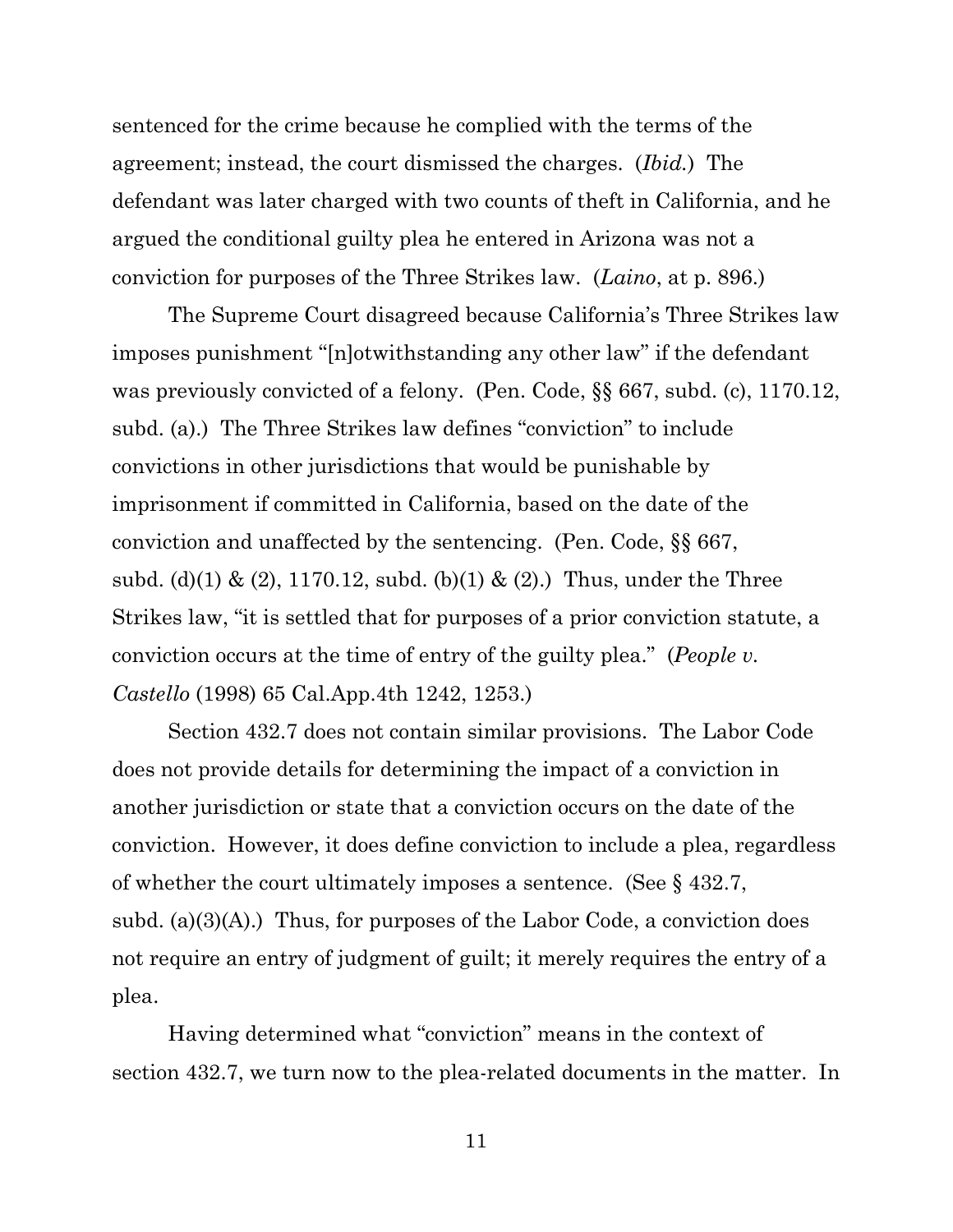sentenced for the crime because he complied with the terms of the agreement; instead, the court dismissed the charges. (*Ibid.*) The defendant was later charged with two counts of theft in California, and he argued the conditional guilty plea he entered in Arizona was not a conviction for purposes of the Three Strikes law. (*Laino*, at p. 896.)

The Supreme Court disagreed because California's Three Strikes law imposes punishment "[n]otwithstanding any other law" if the defendant was previously convicted of a felony. (Pen. Code, §§ 667, subd. (c), 1170.12, subd. (a).) The Three Strikes law defines "conviction" to include convictions in other jurisdictions that would be punishable by imprisonment if committed in California, based on the date of the conviction and unaffected by the sentencing. (Pen. Code, §§ 667, subd. (d)(1) & (2), 1170.12, subd. (b)(1) & (2).) Thus, under the Three Strikes law, "it is settled that for purposes of a prior conviction statute, a conviction occurs at the time of entry of the guilty plea." (*People v. Castello* (1998) 65 Cal.App.4th 1242, 1253.)

Section 432.7 does not contain similar provisions. The Labor Code does not provide details for determining the impact of a conviction in another jurisdiction or state that a conviction occurs on the date of the conviction. However, it does define conviction to include a plea, regardless of whether the court ultimately imposes a sentence. (See § 432.7, subd. (a)(3)(A).) Thus, for purposes of the Labor Code, a conviction does not require an entry of judgment of guilt; it merely requires the entry of a plea.

Having determined what "conviction" means in the context of section 432.7, we turn now to the plea-related documents in the matter. In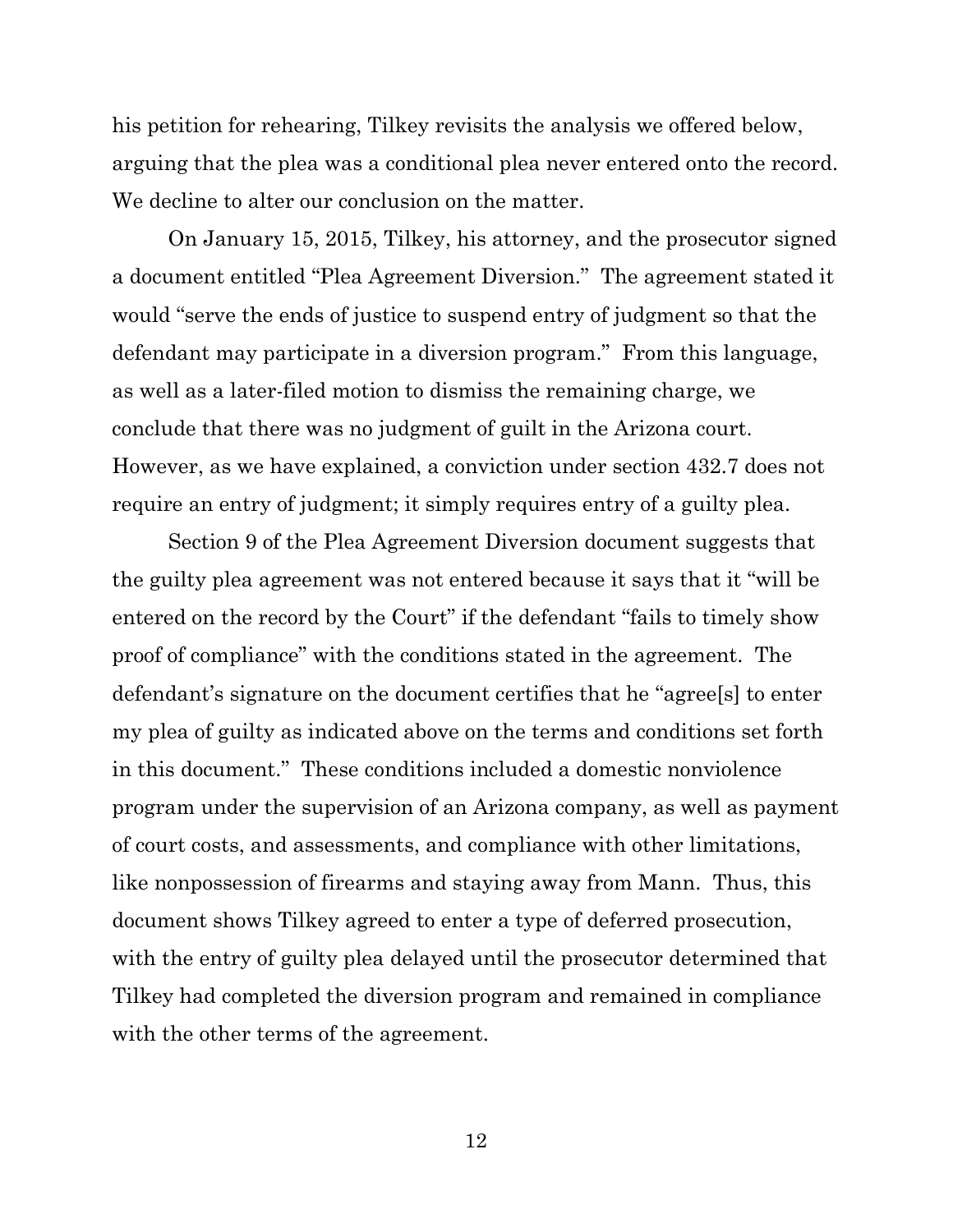his petition for rehearing, Tilkey revisits the analysis we offered below, arguing that the plea was a conditional plea never entered onto the record. We decline to alter our conclusion on the matter.

On January 15, 2015, Tilkey, his attorney, and the prosecutor signed a document entitled "Plea Agreement Diversion." The agreement stated it would "serve the ends of justice to suspend entry of judgment so that the defendant may participate in a diversion program." From this language, as well as a later-filed motion to dismiss the remaining charge, we conclude that there was no judgment of guilt in the Arizona court. However, as we have explained, a conviction under section 432.7 does not require an entry of judgment; it simply requires entry of a guilty plea.

Section 9 of the Plea Agreement Diversion document suggests that the guilty plea agreement was not entered because it says that it "will be entered on the record by the Court" if the defendant "fails to timely show proof of compliance" with the conditions stated in the agreement. The defendant's signature on the document certifies that he "agree[s] to enter my plea of guilty as indicated above on the terms and conditions set forth in this document." These conditions included a domestic nonviolence program under the supervision of an Arizona company, as well as payment of court costs, and assessments, and compliance with other limitations, like nonpossession of firearms and staying away from Mann. Thus, this document shows Tilkey agreed to enter a type of deferred prosecution, with the entry of guilty plea delayed until the prosecutor determined that Tilkey had completed the diversion program and remained in compliance with the other terms of the agreement.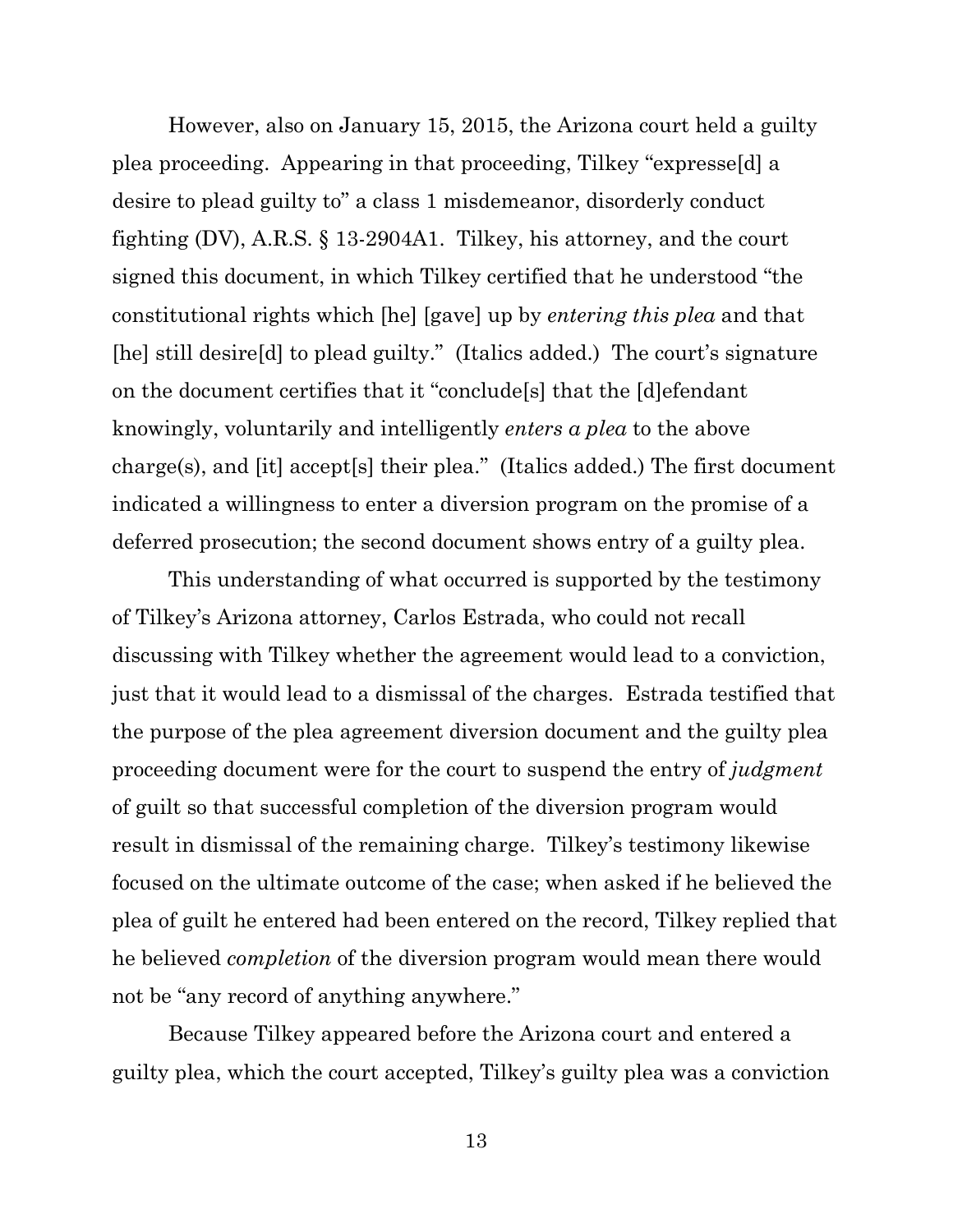However, also on January 15, 2015, the Arizona court held a guilty plea proceeding. Appearing in that proceeding, Tilkey "expresse[d] a desire to plead guilty to" a class 1 misdemeanor, disorderly conduct fighting (DV), A.R.S. § 13-2904A1. Tilkey, his attorney, and the court signed this document, in which Tilkey certified that he understood "the constitutional rights which [he] [gave] up by *entering this plea* and that [he] still desire[d] to plead guilty." (Italics added.) The court's signature on the document certifies that it "conclude[s] that the [d]efendant knowingly, voluntarily and intelligently *enters a plea* to the above charge(s), and [it] accept[s] their plea." (Italics added.) The first document indicated a willingness to enter a diversion program on the promise of a deferred prosecution; the second document shows entry of a guilty plea.

This understanding of what occurred is supported by the testimony of Tilkey's Arizona attorney, Carlos Estrada, who could not recall discussing with Tilkey whether the agreement would lead to a conviction, just that it would lead to a dismissal of the charges. Estrada testified that the purpose of the plea agreement diversion document and the guilty plea proceeding document were for the court to suspend the entry of *judgment* of guilt so that successful completion of the diversion program would result in dismissal of the remaining charge. Tilkey's testimony likewise focused on the ultimate outcome of the case; when asked if he believed the plea of guilt he entered had been entered on the record, Tilkey replied that he believed *completion* of the diversion program would mean there would not be "any record of anything anywhere."

Because Tilkey appeared before the Arizona court and entered a guilty plea, which the court accepted, Tilkey's guilty plea was a conviction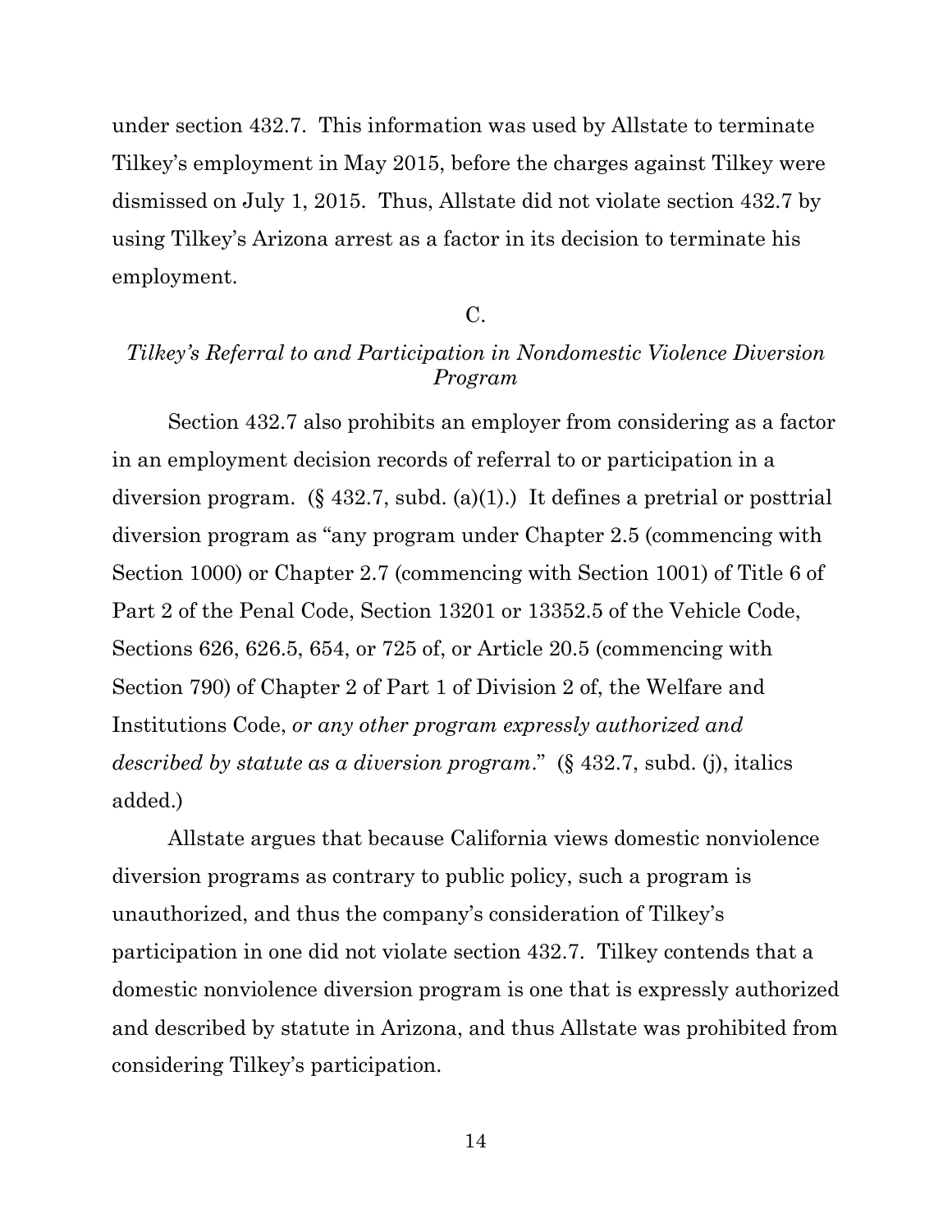under section 432.7. This information was used by Allstate to terminate Tilkey's employment in May 2015, before the charges against Tilkey were dismissed on July 1, 2015. Thus, Allstate did not violate section 432.7 by using Tilkey's Arizona arrest as a factor in its decision to terminate his employment.

C.

*Tilkey's Referral to and Participation in Nondomestic Violence Diversion Program*

Section 432.7 also prohibits an employer from considering as a factor in an employment decision records of referral to or participation in a diversion program. (§ 432.7, subd. (a)(1).) It defines a pretrial or posttrial diversion program as "any program under Chapter 2.5 (commencing with Section 1000) or Chapter 2.7 (commencing with Section 1001) of Title 6 of Part 2 of the Penal Code, Section 13201 or 13352.5 of the Vehicle Code, Sections 626, 626.5, 654, or 725 of, or Article 20.5 (commencing with Section 790) of Chapter 2 of Part 1 of Division 2 of, the Welfare and Institutions Code, *or any other program expressly authorized and described by statute as a diversion program*." (§ 432.7, subd. (j), italics added.)

Allstate argues that because California views domestic nonviolence diversion programs as contrary to public policy, such a program is unauthorized, and thus the company's consideration of Tilkey's participation in one did not violate section 432.7. Tilkey contends that a domestic nonviolence diversion program is one that is expressly authorized and described by statute in Arizona, and thus Allstate was prohibited from considering Tilkey's participation.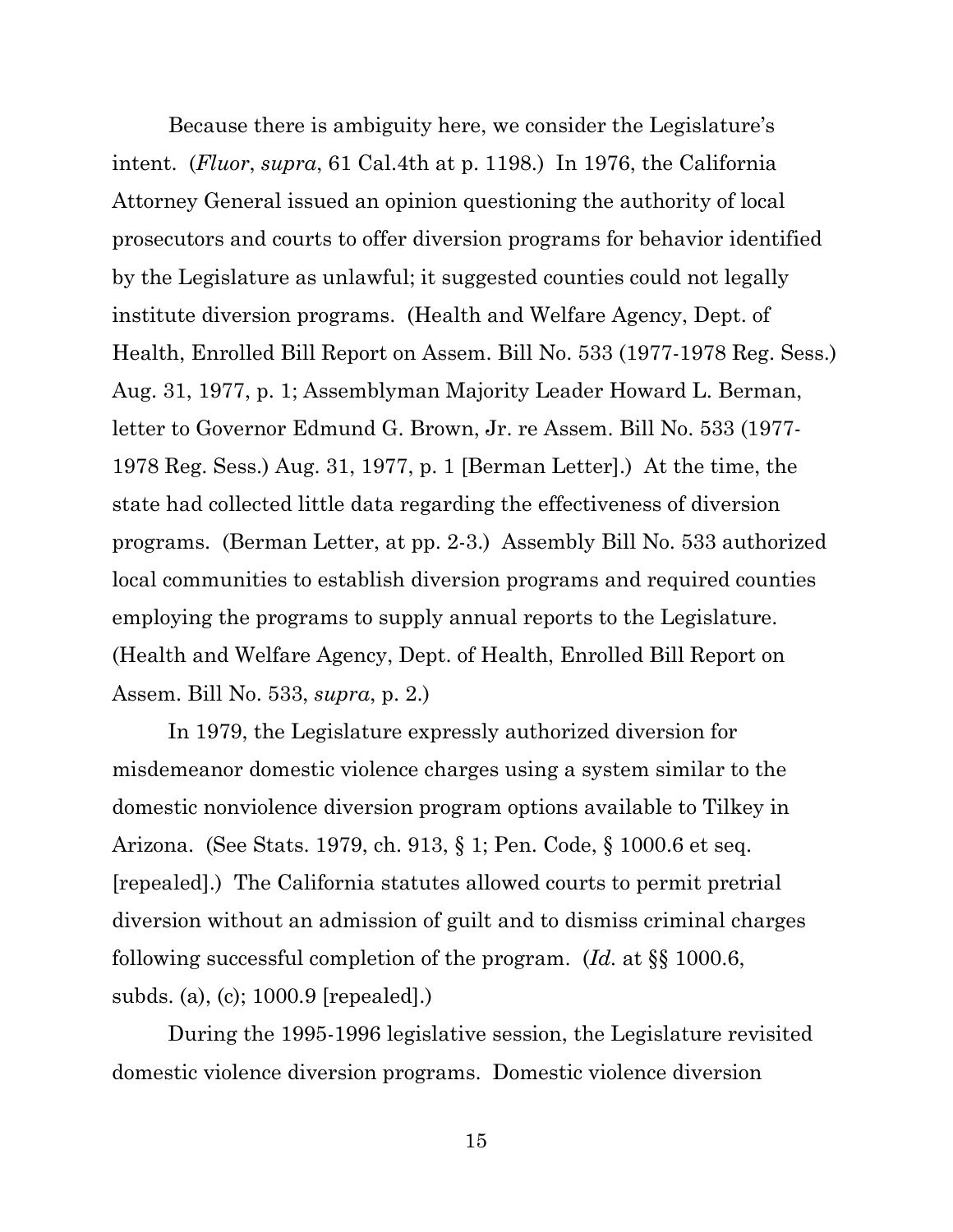Because there is ambiguity here, we consider the Legislature's intent. (*Fluor*, *supra*, 61 Cal.4th at p. 1198.) In 1976, the California Attorney General issued an opinion questioning the authority of local prosecutors and courts to offer diversion programs for behavior identified by the Legislature as unlawful; it suggested counties could not legally institute diversion programs. (Health and Welfare Agency, Dept. of Health, Enrolled Bill Report on Assem. Bill No. 533 (1977-1978 Reg. Sess.) Aug. 31, 1977, p. 1; Assemblyman Majority Leader Howard L. Berman, letter to Governor Edmund G. Brown, Jr. re Assem. Bill No. 533 (1977-1978 Reg. Sess.) Aug. 31, 1977, p. 1 [Berman Letter].) At the time, the state had collected little data regarding the effectiveness of diversion programs. (Berman Letter, at pp. 2-3.) Assembly Bill No. 533 authorized local communities to establish diversion programs and required counties employing the programs to supply annual reports to the Legislature. (Health and Welfare Agency, Dept. of Health, Enrolled Bill Report on Assem. Bill No. 533, *supra*, p. 2.)

In 1979, the Legislature expressly authorized diversion for misdemeanor domestic violence charges using a system similar to the domestic nonviolence diversion program options available to Tilkey in Arizona. (See Stats. 1979, ch. 913, § 1; Pen. Code, § 1000.6 et seq. [repealed].) The California statutes allowed courts to permit pretrial diversion without an admission of guilt and to dismiss criminal charges following successful completion of the program. (*Id.* at §§ 1000.6, subds. (a), (c); 1000.9 [repealed].)

During the 1995-1996 legislative session, the Legislature revisited domestic violence diversion programs. Domestic violence diversion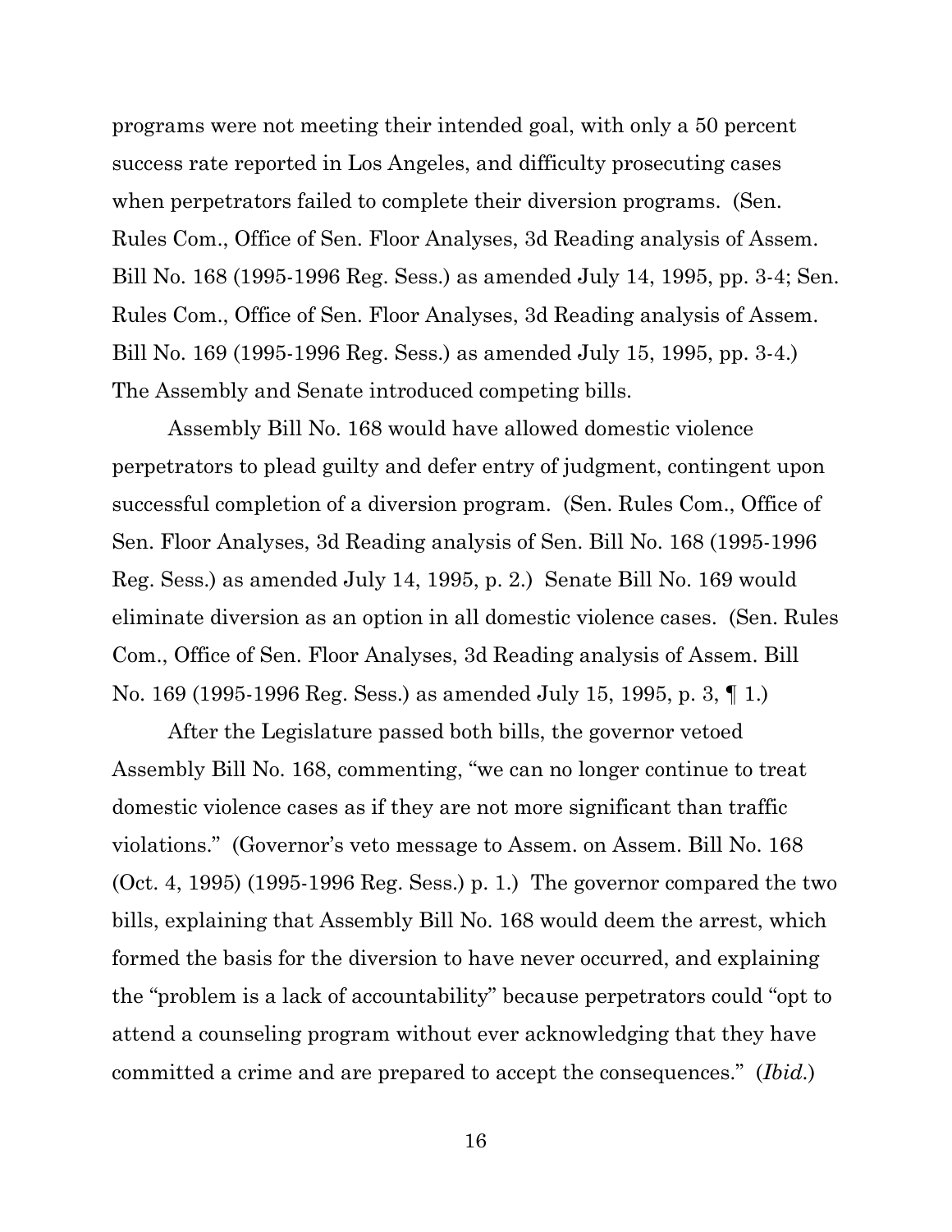programs were not meeting their intended goal, with only a 50 percent success rate reported in Los Angeles, and difficulty prosecuting cases when perpetrators failed to complete their diversion programs. (Sen. Rules Com., Office of Sen. Floor Analyses, 3d Reading analysis of Assem. Bill No. 168 (1995-1996 Reg. Sess.) as amended July 14, 1995, pp. 3-4; Sen. Rules Com., Office of Sen. Floor Analyses, 3d Reading analysis of Assem. Bill No. 169 (1995-1996 Reg. Sess.) as amended July 15, 1995, pp. 3-4.) The Assembly and Senate introduced competing bills.

Assembly Bill No. 168 would have allowed domestic violence perpetrators to plead guilty and defer entry of judgment, contingent upon successful completion of a diversion program. (Sen. Rules Com., Office of Sen. Floor Analyses, 3d Reading analysis of Sen. Bill No. 168 (1995-1996 Reg. Sess.) as amended July 14, 1995, p. 2.) Senate Bill No. 169 would eliminate diversion as an option in all domestic violence cases. (Sen. Rules Com., Office of Sen. Floor Analyses, 3d Reading analysis of Assem. Bill No. 169 (1995-1996 Reg. Sess.) as amended July 15, 1995, p. 3, ¶ 1.)

After the Legislature passed both bills, the governor vetoed Assembly Bill No. 168, commenting, "we can no longer continue to treat domestic violence cases as if they are not more significant than traffic violations." (Governor's veto message to Assem. on Assem. Bill No. 168 (Oct. 4, 1995) (1995-1996 Reg. Sess.) p. 1.) The governor compared the two bills, explaining that Assembly Bill No. 168 would deem the arrest, which formed the basis for the diversion to have never occurred, and explaining the "problem is a lack of accountability" because perpetrators could "opt to attend a counseling program without ever acknowledging that they have committed a crime and are prepared to accept the consequences." (*Ibid.*)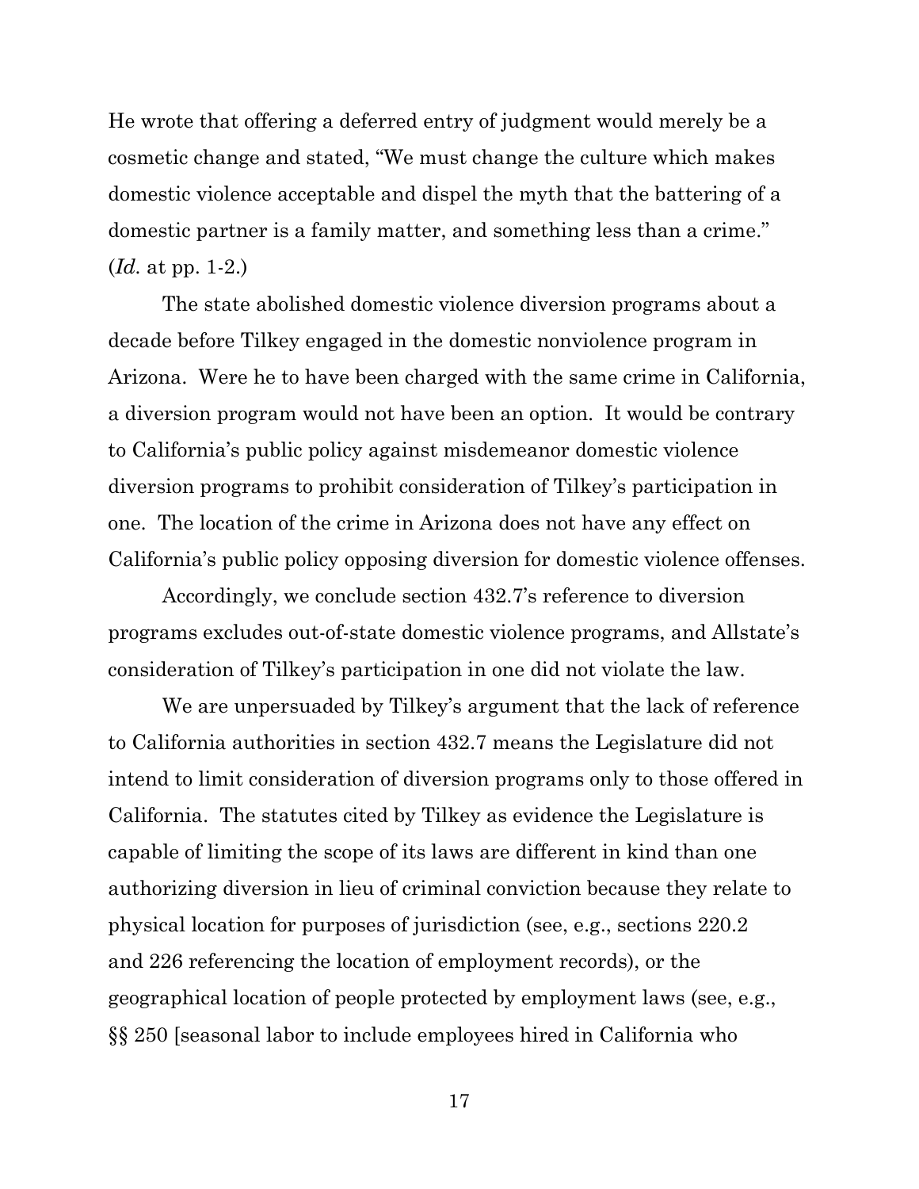He wrote that offering a deferred entry of judgment would merely be a cosmetic change and stated, "We must change the culture which makes domestic violence acceptable and dispel the myth that the battering of a domestic partner is a family matter, and something less than a crime." (*Id.* at pp. 1-2.)

The state abolished domestic violence diversion programs about a decade before Tilkey engaged in the domestic nonviolence program in Arizona. Were he to have been charged with the same crime in California, a diversion program would not have been an option. It would be contrary to California's public policy against misdemeanor domestic violence diversion programs to prohibit consideration of Tilkey's participation in one. The location of the crime in Arizona does not have any effect on California's public policy opposing diversion for domestic violence offenses.

Accordingly, we conclude section 432.7's reference to diversion programs excludes out-of-state domestic violence programs, and Allstate's consideration of Tilkey's participation in one did not violate the law.

We are unpersuaded by Tilkey's argument that the lack of reference to California authorities in section 432.7 means the Legislature did not intend to limit consideration of diversion programs only to those offered in California. The statutes cited by Tilkey as evidence the Legislature is capable of limiting the scope of its laws are different in kind than one authorizing diversion in lieu of criminal conviction because they relate to physical location for purposes of jurisdiction (see, e.g., sections 220.2 and 226 referencing the location of employment records), or the geographical location of people protected by employment laws (see, e.g., §§ 250 [seasonal labor to include employees hired in California who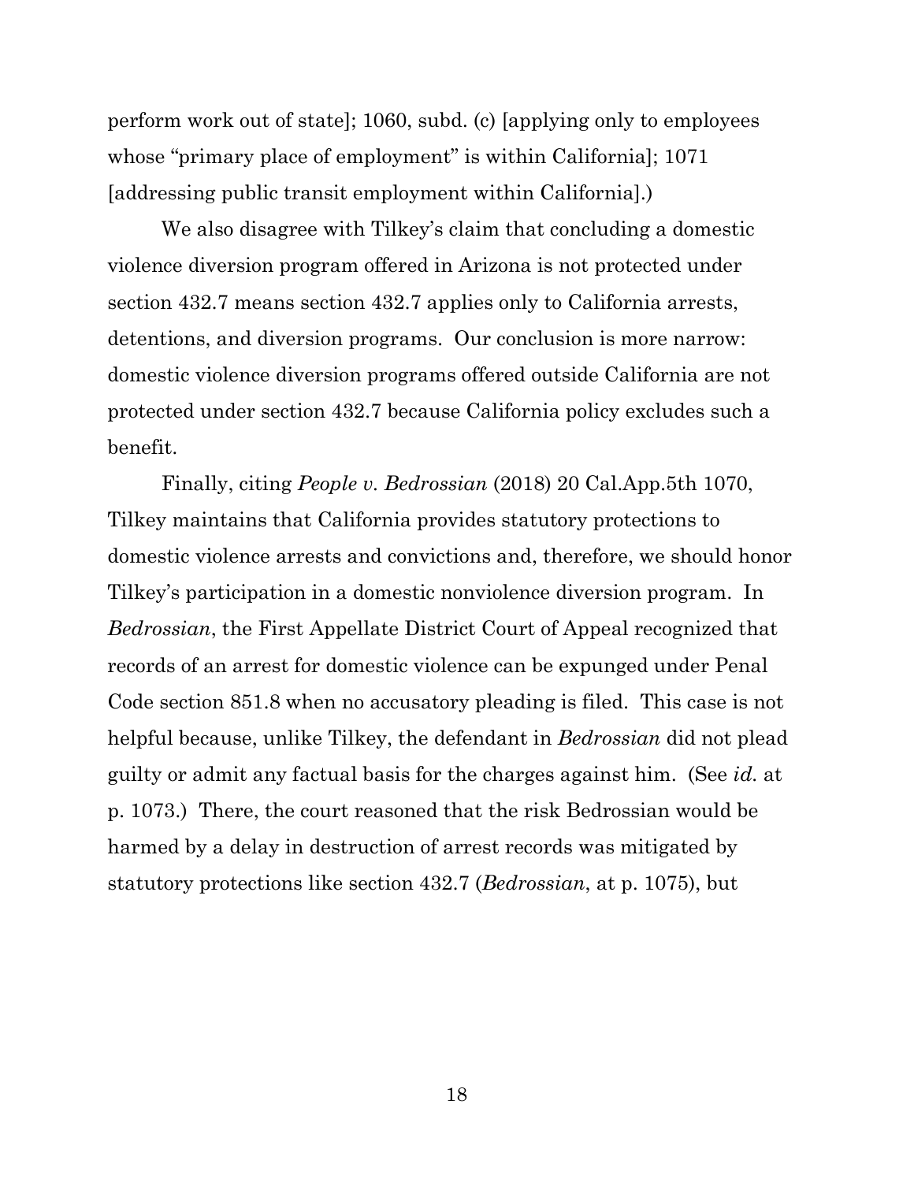perform work out of state]; 1060, subd. (c) [applying only to employees whose "primary place of employment" is within California]; 1071 [addressing public transit employment within California].)

We also disagree with Tilkey's claim that concluding a domestic violence diversion program offered in Arizona is not protected under section 432.7 means section 432.7 applies only to California arrests, detentions, and diversion programs. Our conclusion is more narrow: domestic violence diversion programs offered outside California are not protected under section 432.7 because California policy excludes such a benefit.

Finally, citing *People v. Bedrossian* (2018) 20 Cal.App.5th 1070, Tilkey maintains that California provides statutory protections to domestic violence arrests and convictions and, therefore, we should honor Tilkey's participation in a domestic nonviolence diversion program. In *Bedrossian*, the First Appellate District Court of Appeal recognized that records of an arrest for domestic violence can be expunged under Penal Code section 851.8 when no accusatory pleading is filed. This case is not helpful because, unlike Tilkey, the defendant in *Bedrossian* did not plead guilty or admit any factual basis for the charges against him. (See *id.* at p. 1073.) There, the court reasoned that the risk Bedrossian would be harmed by a delay in destruction of arrest records was mitigated by statutory protections like section 432.7 (*Bedrossian*, at p. 1075), but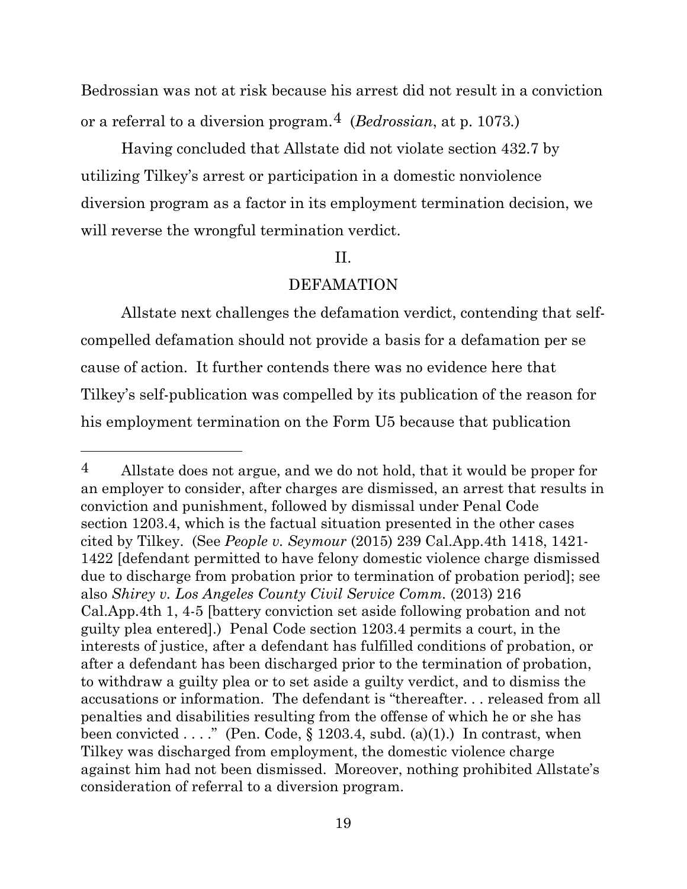Bedrossian was not at risk because his arrest did not result in a conviction or a referral to a diversion program.[4] (*Bedrossian*, at p. 1073.)

Having concluded that Allstate did not violate section 432.7 by utilizing Tilkey's arrest or participation in a domestic nonviolence diversion program as a factor in its employment termination decision, we will reverse the wrongful termination verdict.

## II.

## DEFAMATION

Allstate next challenges the defamation verdict, contending that self-compelled defamation should not provide a basis for a defamation per se cause of action. It further contends there was no evidence here that Tilkey's self-publication was compelled by its publication of the reason for his employment termination on the Form U5 because that publication

---

[4] Allstate does not argue, and we do not hold, that it would be proper for an employer to consider, after charges are dismissed, an arrest that results in conviction and punishment, followed by dismissal under Penal Code section 1203.4, which is the factual situation presented in the other cases cited by Tilkey. (See *People v. Seymour* (2015) 239 Cal.App.4th 1418, 1421-1422 [defendant permitted to have felony domestic violence charge dismissed due to discharge from probation prior to termination of probation period]; see also *Shirey v. Los Angeles County Civil Service Comm.* (2013) 216 Cal.App.4th 1, 4-5 [battery conviction set aside following probation and not guilty plea entered].) Penal Code section 1203.4 permits a court, in the interests of justice, after a defendant has fulfilled conditions of probation, or after a defendant has been discharged prior to the termination of probation, to withdraw a guilty plea or to set aside a guilty verdict, and to dismiss the accusations or information. The defendant is "thereafter. . . released from all penalties and disabilities resulting from the offense of which he or she has been convicted . . . ." (Pen. Code, § 1203.4, subd. (a)(1).) In contrast, when Tilkey was discharged from employment, the domestic violence charge against him had not been dismissed. Moreover, nothing prohibited Allstate's consideration of referral to a diversion program.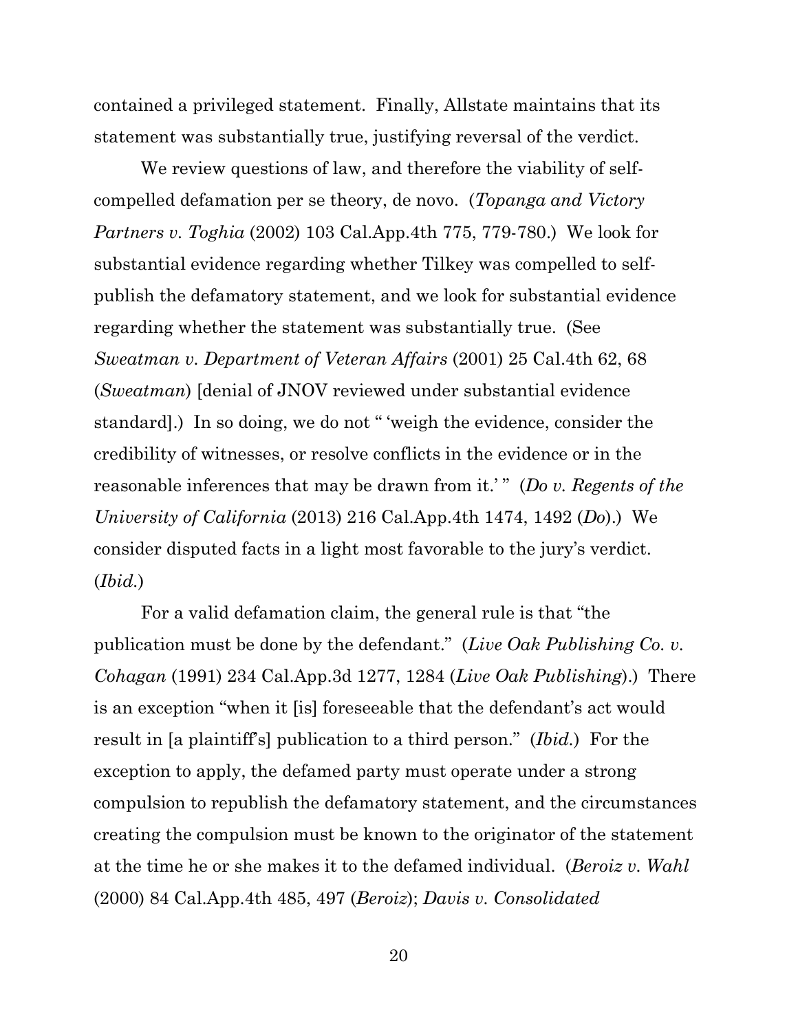contained a privileged statement. Finally, Allstate maintains that its statement was substantially true, justifying reversal of the verdict.

We review questions of law, and therefore the viability of self-compelled defamation per se theory, de novo. (*Topanga and Victory Partners v. Toghia* (2002) 103 Cal.App.4th 775, 779-780.) We look for substantial evidence regarding whether Tilkey was compelled to self-publish the defamatory statement, and we look for substantial evidence regarding whether the statement was substantially true. (See *Sweatman v. Department of Veteran Affairs* (2001) 25 Cal.4th 62, 68 (*Sweatman*) [denial of JNOV reviewed under substantial evidence standard].) In so doing, we do not " 'weigh the evidence, consider the credibility of witnesses, or resolve conflicts in the evidence or in the reasonable inferences that may be drawn from it.' " (*Do v. Regents of the University of California* (2013) 216 Cal.App.4th 1474, 1492 (*Do*).) We consider disputed facts in a light most favorable to the jury's verdict. (*Ibid.*)

For a valid defamation claim, the general rule is that "the publication must be done by the defendant." (*Live Oak Publishing Co. v. Cohagan* (1991) 234 Cal.App.3d 1277, 1284 (*Live Oak Publishing*).) There is an exception "when it [is] foreseeable that the defendant's act would result in [a plaintiff's] publication to a third person." (*Ibid.*) For the exception to apply, the defamed party must operate under a strong compulsion to republish the defamatory statement, and the circumstances creating the compulsion must be known to the originator of the statement at the time he or she makes it to the defamed individual. (*Beroiz v. Wahl* (2000) 84 Cal.App.4th 485, 497 (*Beroiz*); *Davis v. Consolidated*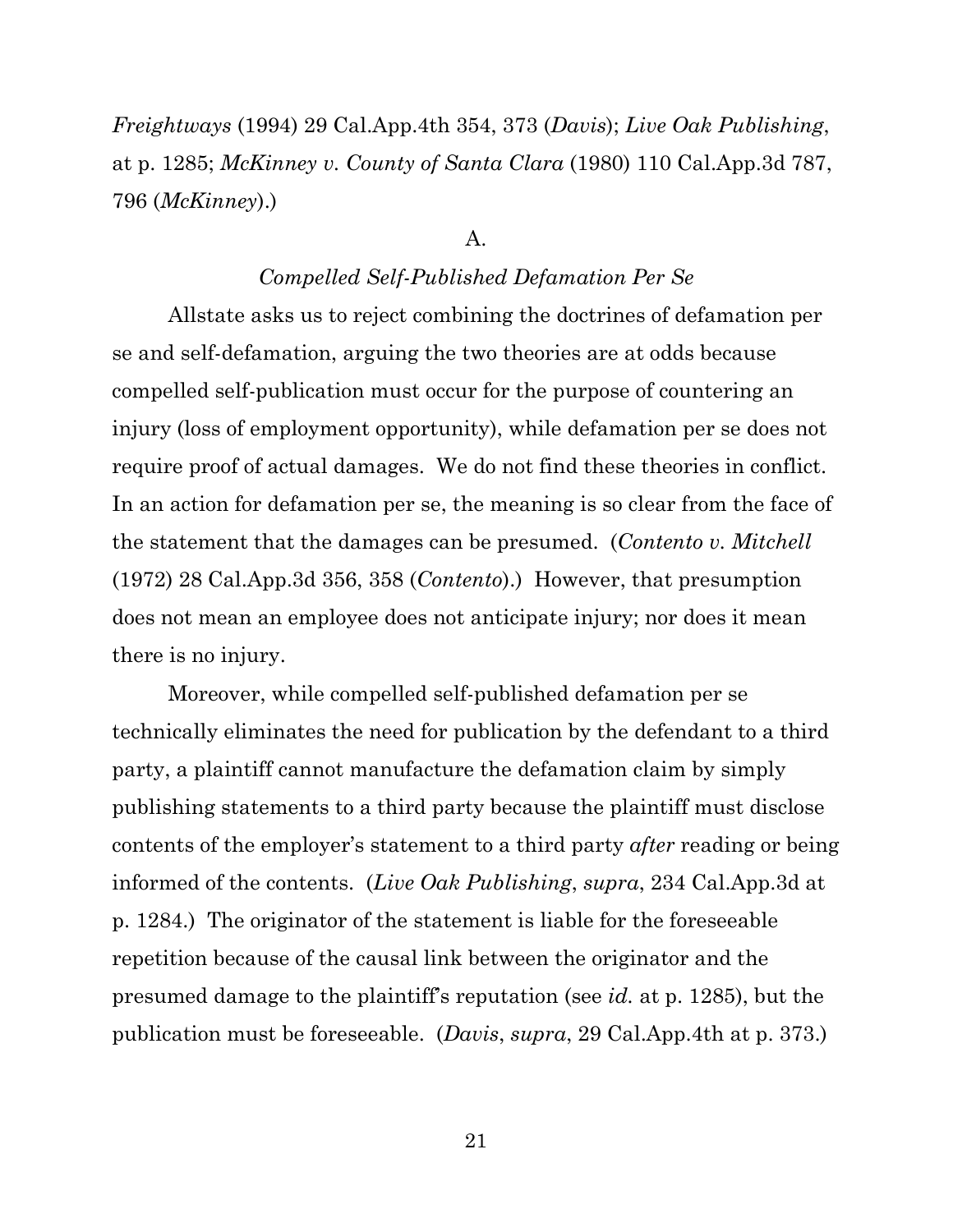*Freightways* (1994) 29 Cal.App.4th 354, 373 (*Davis*); *Live Oak Publishing*, at p. 1285; *McKinney v. County of Santa Clara* (1980) 110 Cal.App.3d 787, 796 (*McKinney*).)

A.

*Compelled Self-Published Defamation Per Se*

Allstate asks us to reject combining the doctrines of defamation per se and self-defamation, arguing the two theories are at odds because compelled self-publication must occur for the purpose of countering an injury (loss of employment opportunity), while defamation per se does not require proof of actual damages. We do not find these theories in conflict. In an action for defamation per se, the meaning is so clear from the face of the statement that the damages can be presumed. (*Contento v. Mitchell* (1972) 28 Cal.App.3d 356, 358 (*Contento*).) However, that presumption does not mean an employee does not anticipate injury; nor does it mean there is no injury.

Moreover, while compelled self-published defamation per se technically eliminates the need for publication by the defendant to a third party, a plaintiff cannot manufacture the defamation claim by simply publishing statements to a third party because the plaintiff must disclose contents of the employer's statement to a third party *after* reading or being informed of the contents. (*Live Oak Publishing*, *supra*, 234 Cal.App.3d at p. 1284.) The originator of the statement is liable for the foreseeable repetition because of the causal link between the originator and the presumed damage to the plaintiff's reputation (see *id.* at p. 1285), but the publication must be foreseeable. (*Davis*, *supra*, 29 Cal.App.4th at p. 373.)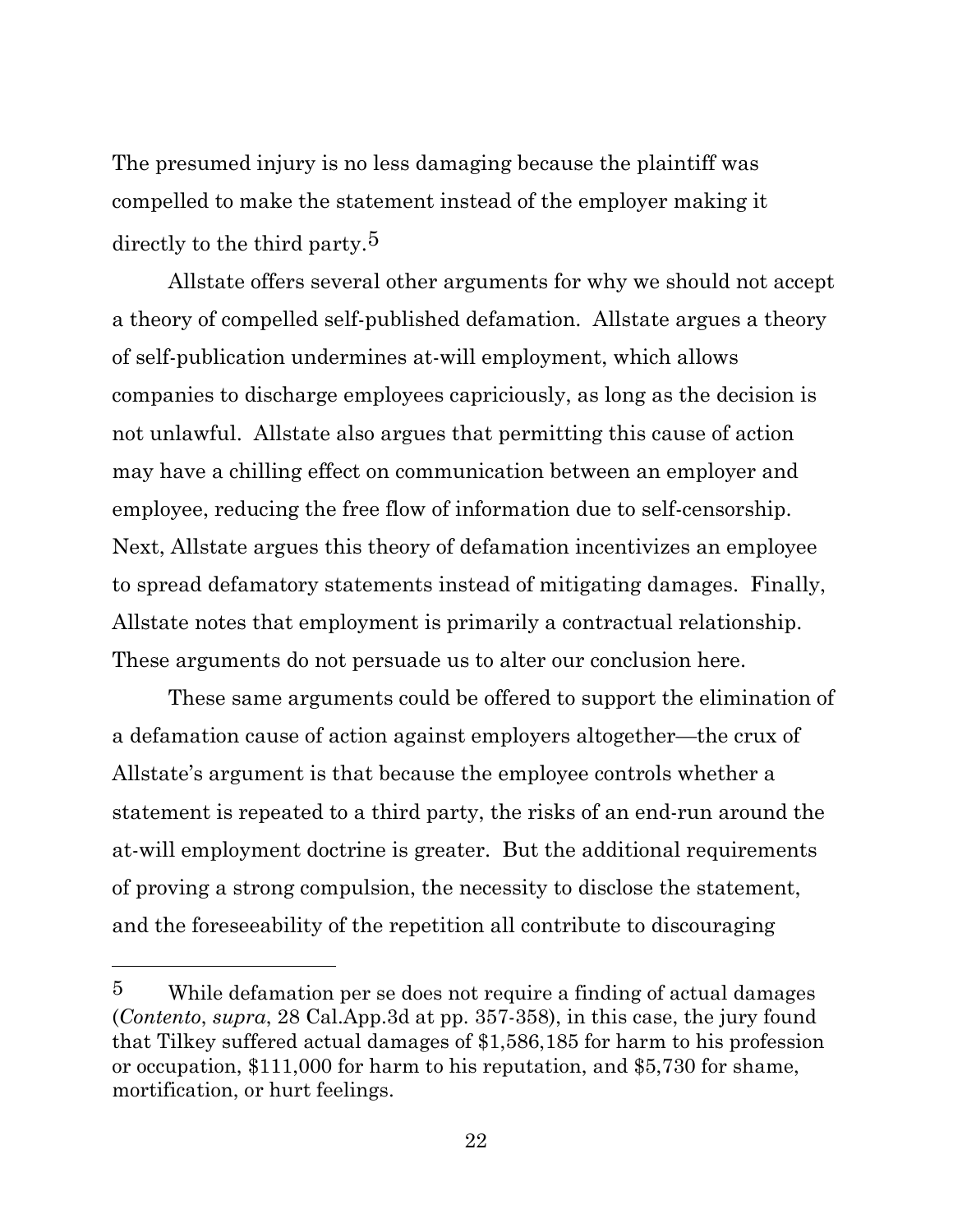The presumed injury is no less damaging because the plaintiff was compelled to make the statement instead of the employer making it directly to the third party.[5]

Allstate offers several other arguments for why we should not accept a theory of compelled self-published defamation. Allstate argues a theory of self-publication undermines at-will employment, which allows companies to discharge employees capriciously, as long as the decision is not unlawful. Allstate also argues that permitting this cause of action may have a chilling effect on communication between an employer and employee, reducing the free flow of information due to self-censorship. Next, Allstate argues this theory of defamation incentivizes an employee to spread defamatory statements instead of mitigating damages. Finally, Allstate notes that employment is primarily a contractual relationship. These arguments do not persuade us to alter our conclusion here.

These same arguments could be offered to support the elimination of a defamation cause of action against employers altogether—the crux of Allstate's argument is that because the employee controls whether a statement is repeated to a third party, the risks of an end-run around the at-will employment doctrine is greater. But the additional requirements of proving a strong compulsion, the necessity to disclose the statement, and the foreseeability of the repetition all contribute to discouraging

---

[5] While defamation per se does not require a finding of actual damages (*Contento*, *supra*, 28 Cal.App.3d at pp. 357-358), in this case, the jury found that Tilkey suffered actual damages of $1,586,185 for harm to his profession or occupation, $111,000 for harm to his reputation, and $5,730 for shame, mortification, or hurt feelings.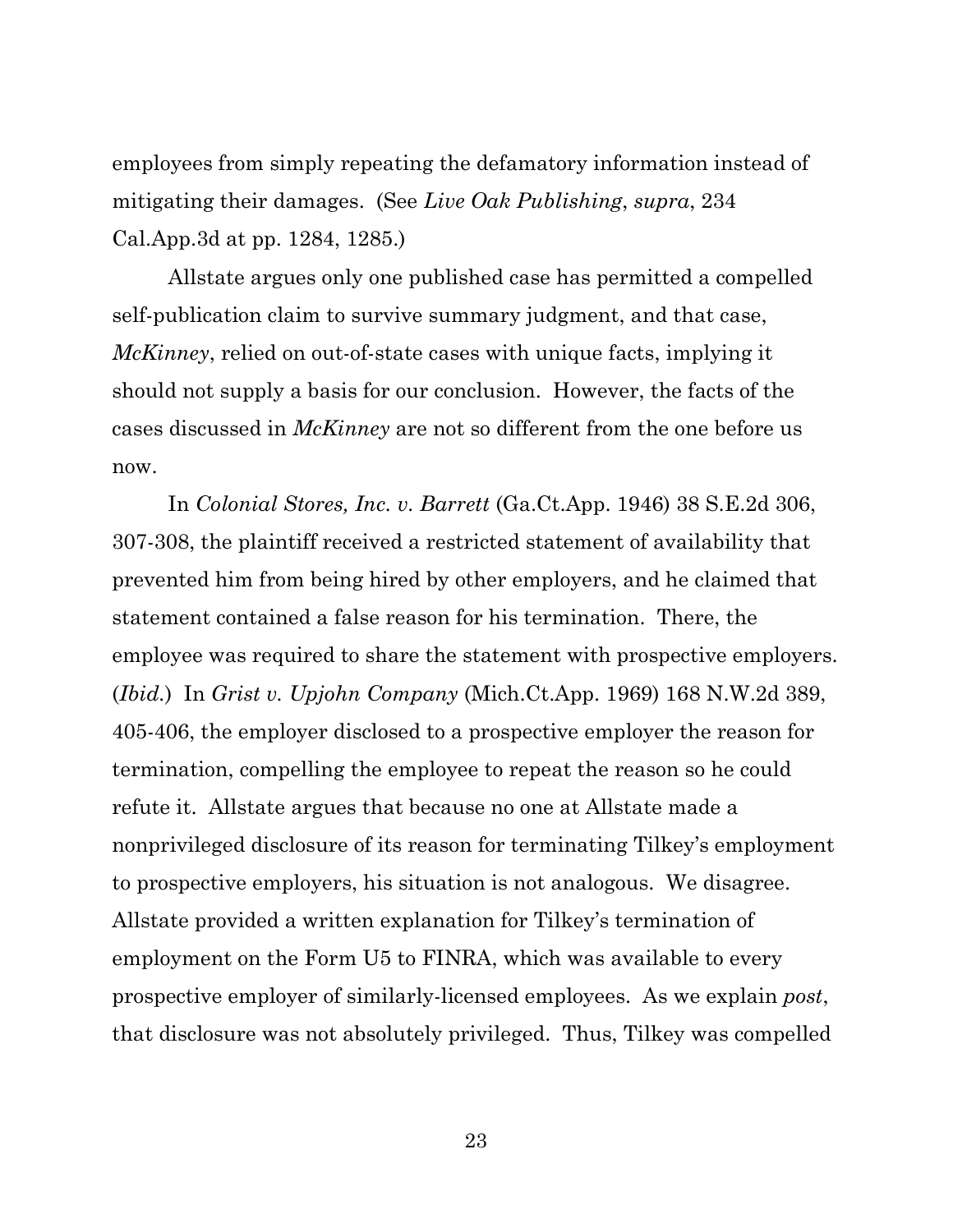employees from simply repeating the defamatory information instead of mitigating their damages. (See *Live Oak Publishing*, *supra*, 234 Cal.App.3d at pp. 1284, 1285.)

Allstate argues only one published case has permitted a compelled self-publication claim to survive summary judgment, and that case, *McKinney*, relied on out-of-state cases with unique facts, implying it should not supply a basis for our conclusion. However, the facts of the cases discussed in *McKinney* are not so different from the one before us now.

In *Colonial Stores, Inc. v. Barrett* (Ga.Ct.App. 1946) 38 S.E.2d 306, 307-308, the plaintiff received a restricted statement of availability that prevented him from being hired by other employers, and he claimed that statement contained a false reason for his termination. There, the employee was required to share the statement with prospective employers. (*Ibid.*) In *Grist v. Upjohn Company* (Mich.Ct.App. 1969) 168 N.W.2d 389, 405-406, the employer disclosed to a prospective employer the reason for termination, compelling the employee to repeat the reason so he could refute it. Allstate argues that because no one at Allstate made a nonprivileged disclosure of its reason for terminating Tilkey's employment to prospective employers, his situation is not analogous. We disagree. Allstate provided a written explanation for Tilkey's termination of employment on the Form U5 to FINRA, which was available to every prospective employer of similarly-licensed employees. As we explain *post*, that disclosure was not absolutely privileged. Thus, Tilkey was compelled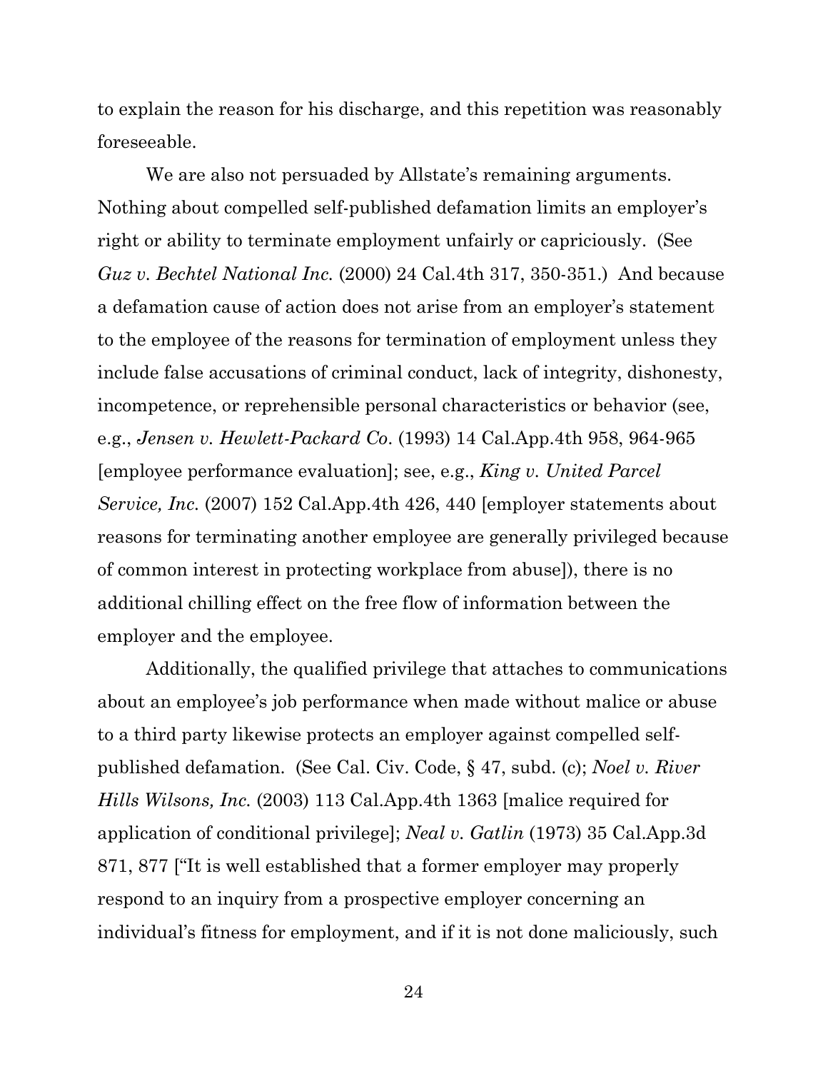to explain the reason for his discharge, and this repetition was reasonably foreseeable.

We are also not persuaded by Allstate's remaining arguments. Nothing about compelled self-published defamation limits an employer's right or ability to terminate employment unfairly or capriciously. (See *Guz v. Bechtel National Inc.* (2000) 24 Cal.4th 317, 350-351.) And because a defamation cause of action does not arise from an employer's statement to the employee of the reasons for termination of employment unless they include false accusations of criminal conduct, lack of integrity, dishonesty, incompetence, or reprehensible personal characteristics or behavior (see, e.g., *Jensen v. Hewlett-Packard Co.* (1993) 14 Cal.App.4th 958, 964-965 [employee performance evaluation]; see, e.g., *King v. United Parcel Service, Inc.* (2007) 152 Cal.App.4th 426, 440 [employer statements about reasons for terminating another employee are generally privileged because of common interest in protecting workplace from abuse]), there is no additional chilling effect on the free flow of information between the employer and the employee.

Additionally, the qualified privilege that attaches to communications about an employee's job performance when made without malice or abuse to a third party likewise protects an employer against compelled self-published defamation. (See Cal. Civ. Code, § 47, subd. (c); *Noel v. River Hills Wilsons, Inc.* (2003) 113 Cal.App.4th 1363 [malice required for application of conditional privilege]; *Neal v. Gatlin* (1973) 35 Cal.App.3d 871, 877 ["It is well established that a former employer may properly respond to an inquiry from a prospective employer concerning an individual's fitness for employment, and if it is not done maliciously, such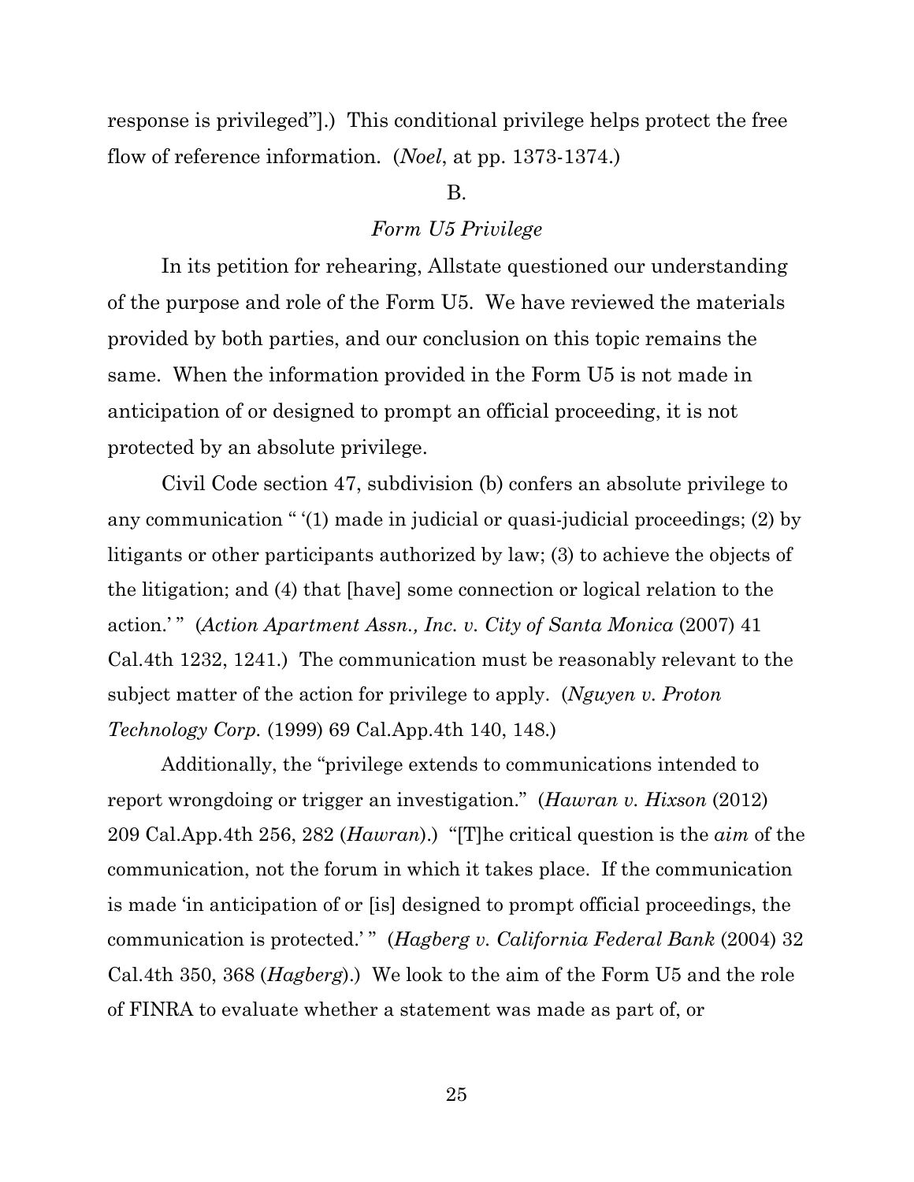response is privileged"].) This conditional privilege helps protect the free flow of reference information. (*Noel*, at pp. 1373-1374.)

B.

*Form U5 Privilege*

In its petition for rehearing, Allstate questioned our understanding of the purpose and role of the Form U5. We have reviewed the materials provided by both parties, and our conclusion on this topic remains the same. When the information provided in the Form U5 is not made in anticipation of or designed to prompt an official proceeding, it is not protected by an absolute privilege.

Civil Code section 47, subdivision (b) confers an absolute privilege to any communication " '(1) made in judicial or quasi-judicial proceedings; (2) by litigants or other participants authorized by law; (3) to achieve the objects of the litigation; and (4) that [have] some connection or logical relation to the action.' " (*Action Apartment Assn., Inc. v. City of Santa Monica* (2007) 41 Cal.4th 1232, 1241.) The communication must be reasonably relevant to the subject matter of the action for privilege to apply. (*Nguyen v. Proton Technology Corp.* (1999) 69 Cal.App.4th 140, 148.)

Additionally, the "privilege extends to communications intended to report wrongdoing or trigger an investigation." (*Hawran v. Hixson* (2012) 209 Cal.App.4th 256, 282 (*Hawran*).) "[T]he critical question is the *aim* of the communication, not the forum in which it takes place. If the communication is made 'in anticipation of or [is] designed to prompt official proceedings, the communication is protected.' " (*Hagberg v. California Federal Bank* (2004) 32 Cal.4th 350, 368 (*Hagberg*).) We look to the aim of the Form U5 and the role of FINRA to evaluate whether a statement was made as part of, or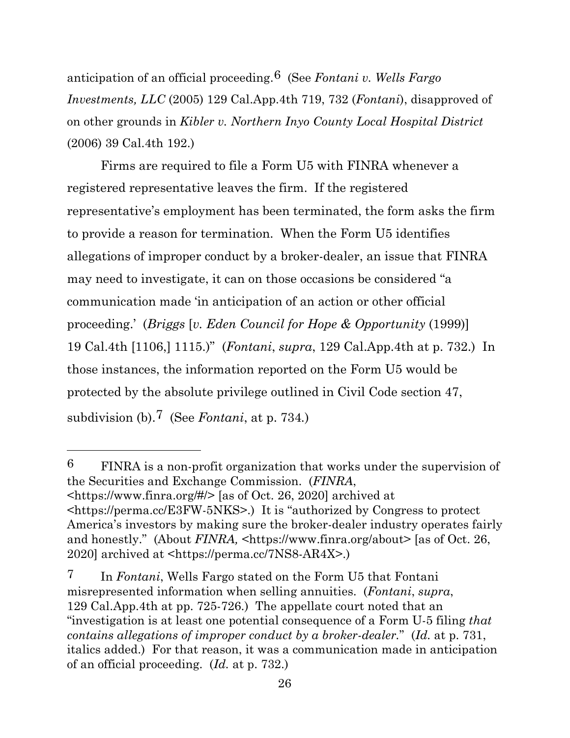anticipation of an official proceeding.[6] (See *Fontani v. Wells Fargo Investments, LLC* (2005) 129 Cal.App.4th 719, 732 (*Fontani*), disapproved of on other grounds in *Kibler v. Northern Inyo County Local Hospital District* (2006) 39 Cal.4th 192.)

Firms are required to file a Form U5 with FINRA whenever a registered representative leaves the firm. If the registered representative's employment has been terminated, the form asks the firm to provide a reason for termination. When the Form U5 identifies allegations of improper conduct by a broker-dealer, an issue that FINRA may need to investigate, it can on those occasions be considered "a communication made 'in anticipation of an action or other official proceeding.' (*Briggs* [*v. Eden Council for Hope & Opportunity* (1999)] 19 Cal.4th [1106,] 1115.)" (*Fontani*, *supra*, 129 Cal.App.4th at p. 732.) In those instances, the information reported on the Form U5 would be protected by the absolute privilege outlined in Civil Code section 47, subdivision (b).[7] (See *Fontani*, at p. 734.)

---

[6] FINRA is a non-profit organization that works under the supervision of the Securities and Exchange Commission. (*FINRA*, <https://www.finra.org/#/> [as of Oct. 26, 2020] archived at <https://perma.cc/E3FW-5NKS>.) It is "authorized by Congress to protect America's investors by making sure the broker-dealer industry operates fairly and honestly." (About *FINRA,* <https://www.finra.org/about> [as of Oct. 26, 2020] archived at <https://perma.cc/7NS8-AR4X>.)

[7] In *Fontani*, Wells Fargo stated on the Form U5 that Fontani misrepresented information when selling annuities. (*Fontani*, *supra*, 129 Cal.App.4th at pp. 725-726.) The appellate court noted that an "investigation is at least one potential consequence of a Form U-5 filing *that contains allegations of improper conduct by a broker-dealer.*" (*Id.* at p. 731, italics added.) For that reason, it was a communication made in anticipation of an official proceeding. (*Id.* at p. 732.)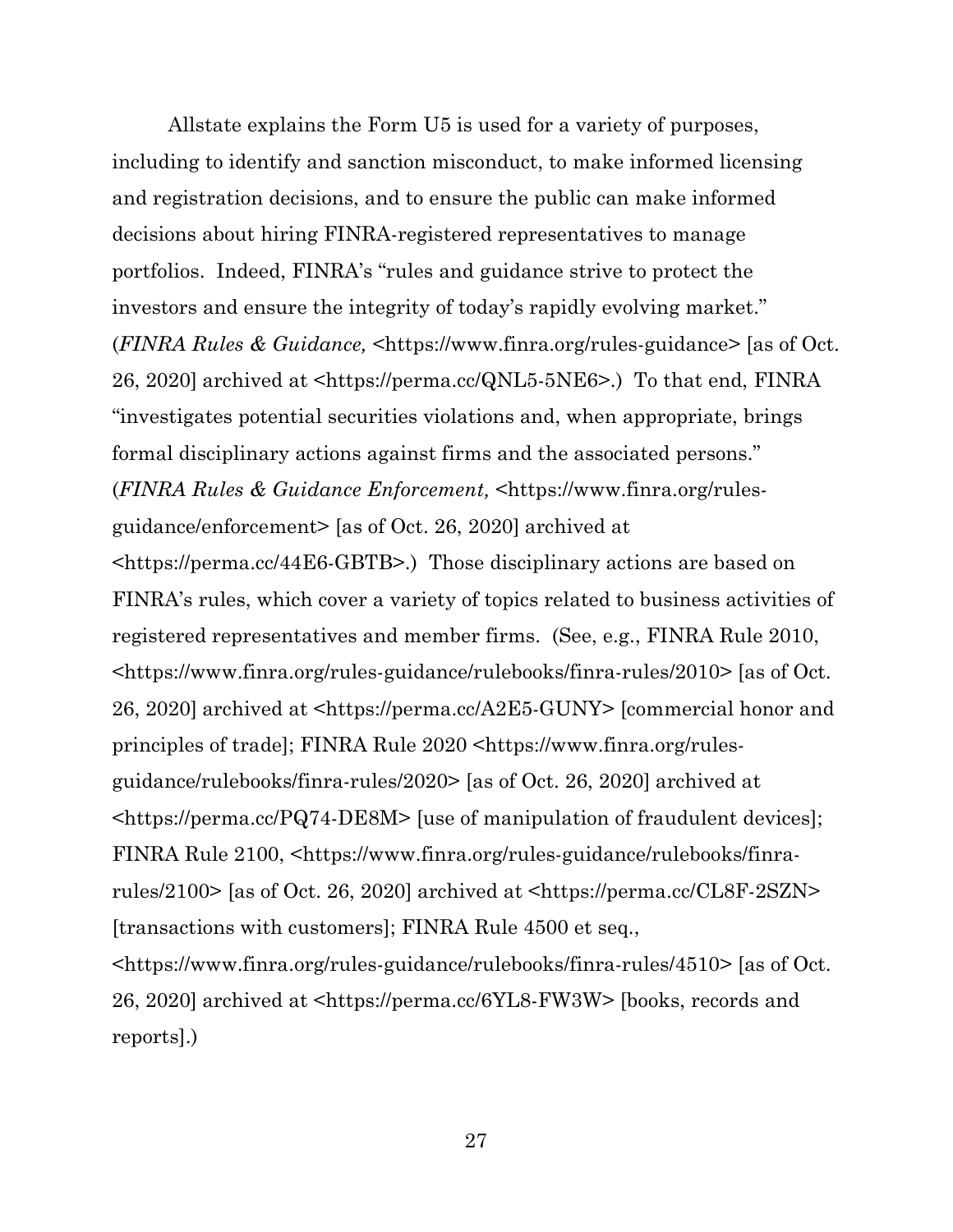Allstate explains the Form U5 is used for a variety of purposes, including to identify and sanction misconduct, to make informed licensing and registration decisions, and to ensure the public can make informed decisions about hiring FINRA-registered representatives to manage portfolios. Indeed, FINRA's "rules and guidance strive to protect the investors and ensure the integrity of today's rapidly evolving market." (*FINRA Rules & Guidance,* <https://www.finra.org/rules-guidance> [as of Oct. 26, 2020] archived at <https://perma.cc/QNL5-5NE6>.) To that end, FINRA "investigates potential securities violations and, when appropriate, brings formal disciplinary actions against firms and the associated persons." (*FINRA Rules & Guidance Enforcement,* <https://www.finra.org/rules-guidance/enforcement> [as of Oct. 26, 2020] archived at <https://perma.cc/44E6-GBTB>.) Those disciplinary actions are based on FINRA's rules, which cover a variety of topics related to business activities of registered representatives and member firms. (See, e.g., FINRA Rule 2010, <https://www.finra.org/rules-guidance/rulebooks/finra-rules/2010> [as of Oct. 26, 2020] archived at <https://perma.cc/A2E5-GUNY> [commercial honor and principles of trade]; FINRA Rule 2020 <https://www.finra.org/rules-guidance/rulebooks/finra-rules/2020> [as of Oct. 26, 2020] archived at <https://perma.cc/PQ74-DE8M> [use of manipulation of fraudulent devices]; FINRA Rule 2100, <https://www.finra.org/rules-guidance/rulebooks/finra-rules/2100> [as of Oct. 26, 2020] archived at <https://perma.cc/CL8F-2SZN> [transactions with customers]; FINRA Rule 4500 et seq., <https://www.finra.org/rules-guidance/rulebooks/finra-rules/4510> [as of Oct. 26, 2020] archived at <https://perma.cc/6YL8-FW3W> [books, records and reports].)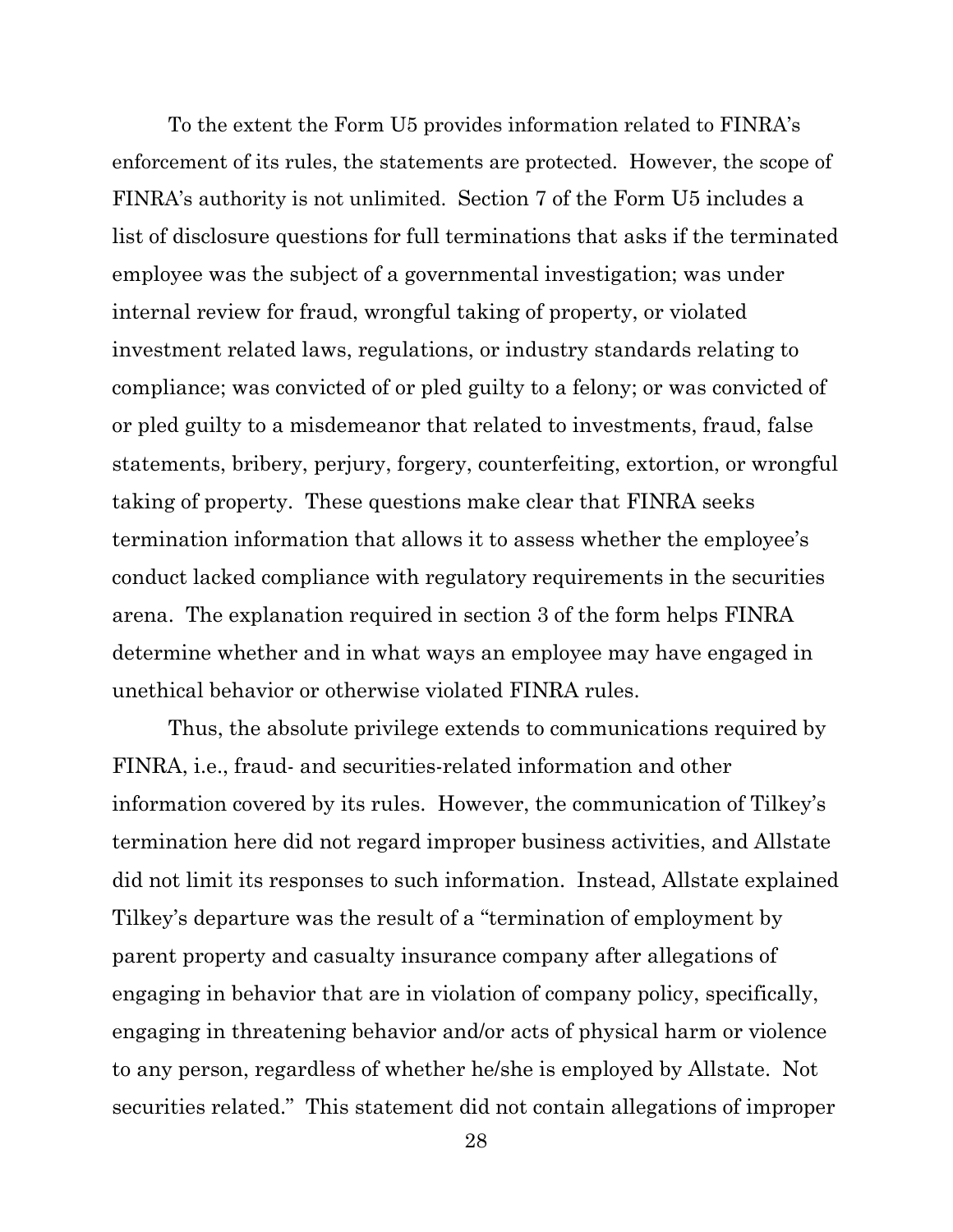To the extent the Form U5 provides information related to FINRA's enforcement of its rules, the statements are protected. However, the scope of FINRA's authority is not unlimited. Section 7 of the Form U5 includes a list of disclosure questions for full terminations that asks if the terminated employee was the subject of a governmental investigation; was under internal review for fraud, wrongful taking of property, or violated investment related laws, regulations, or industry standards relating to compliance; was convicted of or pled guilty to a felony; or was convicted of or pled guilty to a misdemeanor that related to investments, fraud, false statements, bribery, perjury, forgery, counterfeiting, extortion, or wrongful taking of property. These questions make clear that FINRA seeks termination information that allows it to assess whether the employee's conduct lacked compliance with regulatory requirements in the securities arena. The explanation required in section 3 of the form helps FINRA determine whether and in what ways an employee may have engaged in unethical behavior or otherwise violated FINRA rules.

Thus, the absolute privilege extends to communications required by FINRA, i.e., fraud- and securities-related information and other information covered by its rules. However, the communication of Tilkey's termination here did not regard improper business activities, and Allstate did not limit its responses to such information. Instead, Allstate explained Tilkey's departure was the result of a "termination of employment by parent property and casualty insurance company after allegations of engaging in behavior that are in violation of company policy, specifically, engaging in threatening behavior and/or acts of physical harm or violence to any person, regardless of whether he/she is employed by Allstate. Not securities related." This statement did not contain allegations of improper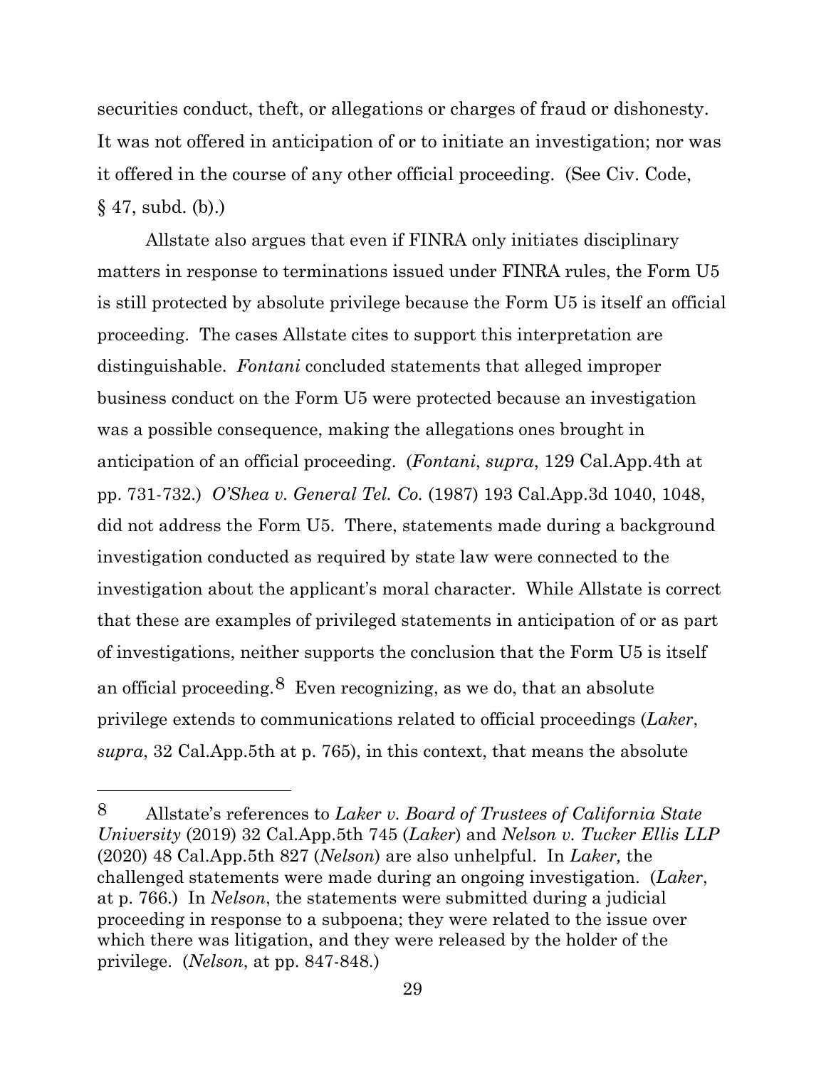securities conduct, theft, or allegations or charges of fraud or dishonesty. It was not offered in anticipation of or to initiate an investigation; nor was it offered in the course of any other official proceeding. (See Civ. Code, § 47, subd. (b).)

Allstate also argues that even if FINRA only initiates disciplinary matters in response to terminations issued under FINRA rules, the Form U5 is still protected by absolute privilege because the Form U5 is itself an official proceeding. The cases Allstate cites to support this interpretation are distinguishable. *Fontani* concluded statements that alleged improper business conduct on the Form U5 were protected because an investigation was a possible consequence, making the allegations ones brought in anticipation of an official proceeding. (*Fontani*, *supra*, 129 Cal.App.4th at pp. 731-732.) *O'Shea v. General Tel. Co.* (1987) 193 Cal.App.3d 1040, 1048, did not address the Form U5. There, statements made during a background investigation conducted as required by state law were connected to the investigation about the applicant's moral character. While Allstate is correct that these are examples of privileged statements in anticipation of or as part of investigations, neither supports the conclusion that the Form U5 is itself an official proceeding.[8] Even recognizing, as we do, that an absolute privilege extends to communications related to official proceedings (*Laker*, *supra*, 32 Cal.App.5th at p. 765), in this context, that means the absolute

---

[8] Allstate's references to *Laker v. Board of Trustees of California State University* (2019) 32 Cal.App.5th 745 (*Laker*) and *Nelson v. Tucker Ellis LLP* (2020) 48 Cal.App.5th 827 (*Nelson*) are also unhelpful. In *Laker,* the challenged statements were made during an ongoing investigation. (*Laker*, at p. 766.) In *Nelson*, the statements were submitted during a judicial proceeding in response to a subpoena; they were related to the issue over which there was litigation, and they were released by the holder of the privilege. (*Nelson*, at pp. 847-848.)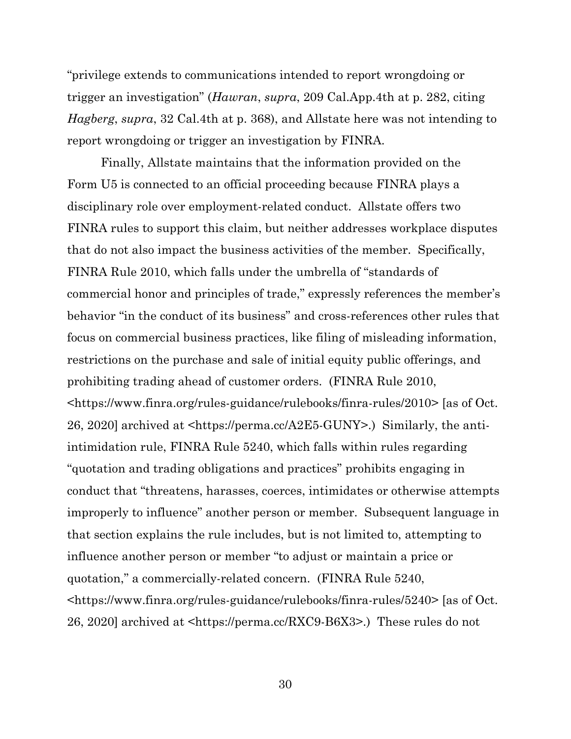"privilege extends to communications intended to report wrongdoing or trigger an investigation" (*Hawran*, *supra*, 209 Cal.App.4th at p. 282, citing *Hagberg*, *supra*, 32 Cal.4th at p. 368), and Allstate here was not intending to report wrongdoing or trigger an investigation by FINRA.

Finally, Allstate maintains that the information provided on the Form U5 is connected to an official proceeding because FINRA plays a disciplinary role over employment-related conduct. Allstate offers two FINRA rules to support this claim, but neither addresses workplace disputes that do not also impact the business activities of the member. Specifically, FINRA Rule 2010, which falls under the umbrella of "standards of commercial honor and principles of trade," expressly references the member's behavior "in the conduct of its business" and cross-references other rules that focus on commercial business practices, like filing of misleading information, restrictions on the purchase and sale of initial equity public offerings, and prohibiting trading ahead of customer orders. (FINRA Rule 2010, <https://www.finra.org/rules-guidance/rulebooks/finra-rules/2010> [as of Oct. 26, 2020] archived at <https://perma.cc/A2E5-GUNY>.) Similarly, the anti-intimidation rule, FINRA Rule 5240, which falls within rules regarding "quotation and trading obligations and practices" prohibits engaging in conduct that "threatens, harasses, coerces, intimidates or otherwise attempts improperly to influence" another person or member. Subsequent language in that section explains the rule includes, but is not limited to, attempting to influence another person or member "to adjust or maintain a price or quotation," a commercially-related concern. (FINRA Rule 5240, <https://www.finra.org/rules-guidance/rulebooks/finra-rules/5240> [as of Oct. 26, 2020] archived at <https://perma.cc/RXC9-B6X3>.) These rules do not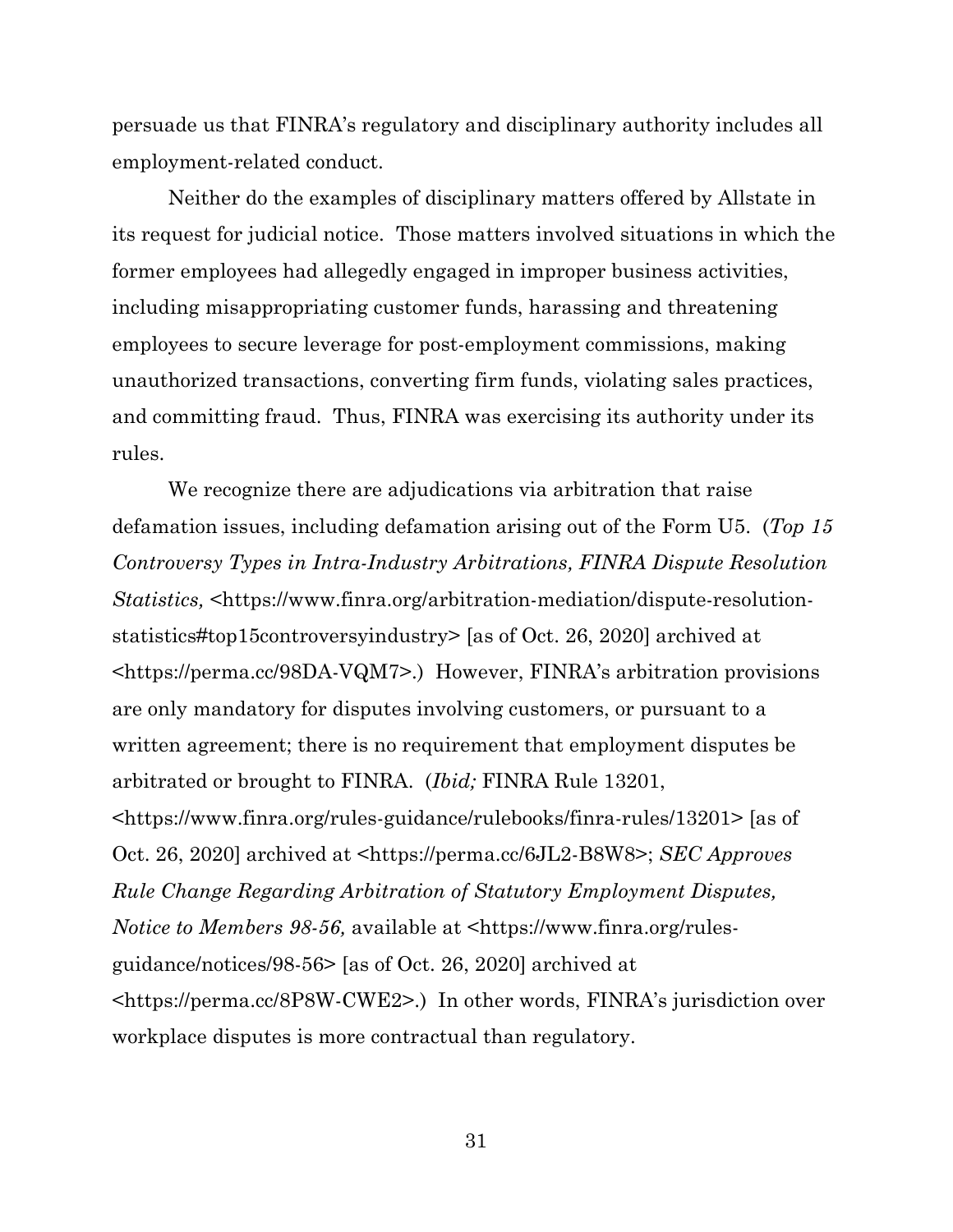persuade us that FINRA's regulatory and disciplinary authority includes all employment-related conduct.

Neither do the examples of disciplinary matters offered by Allstate in its request for judicial notice. Those matters involved situations in which the former employees had allegedly engaged in improper business activities, including misappropriating customer funds, harassing and threatening employees to secure leverage for post-employment commissions, making unauthorized transactions, converting firm funds, violating sales practices, and committing fraud. Thus, FINRA was exercising its authority under its rules.

We recognize there are adjudications via arbitration that raise defamation issues, including defamation arising out of the Form U5. (*Top 15 Controversy Types in Intra-Industry Arbitrations, FINRA Dispute Resolution Statistics,* <https://www.finra.org/arbitration-mediation/dispute-resolution-statistics#top15controversyindustry> [as of Oct. 26, 2020] archived at <https://perma.cc/98DA-VQM7>.) However, FINRA's arbitration provisions are only mandatory for disputes involving customers, or pursuant to a written agreement; there is no requirement that employment disputes be arbitrated or brought to FINRA. (*Ibid;* FINRA Rule 13201, <https://www.finra.org/rules-guidance/rulebooks/finra-rules/13201> [as of Oct. 26, 2020] archived at <https://perma.cc/6JL2-B8W8>; *SEC Approves Rule Change Regarding Arbitration of Statutory Employment Disputes, Notice to Members 98-56,* available at <https://www.finra.org/rules-guidance/notices/98-56> [as of Oct. 26, 2020] archived at <https://perma.cc/8P8W-CWE2>.) In other words, FINRA's jurisdiction over workplace disputes is more contractual than regulatory.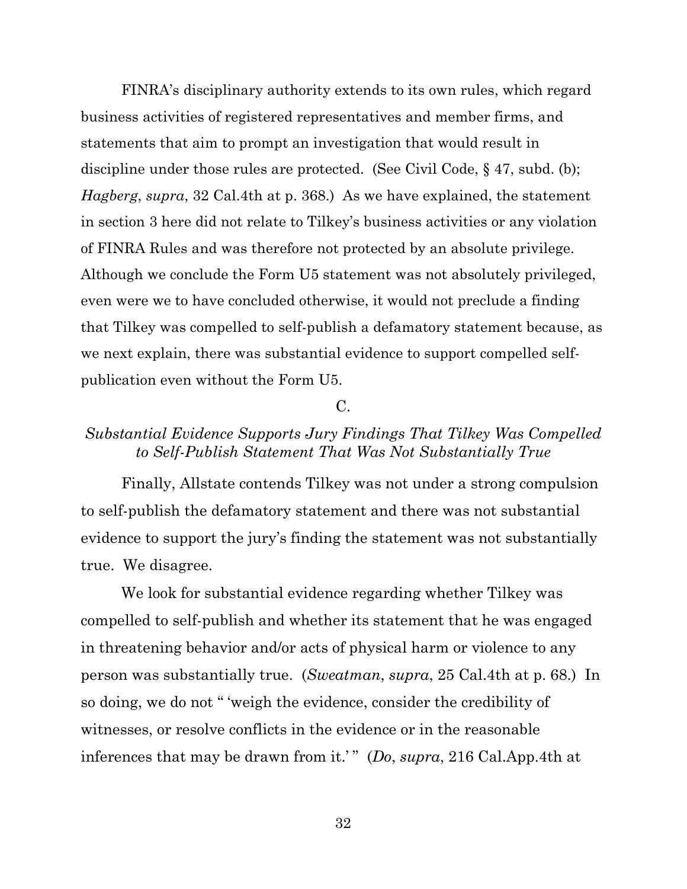FINRA's disciplinary authority extends to its own rules, which regard business activities of registered representatives and member firms, and statements that aim to prompt an investigation that would result in discipline under those rules are protected. (See Civil Code, § 47, subd. (b); *Hagberg*, *supra*, 32 Cal.4th at p. 368.) As we have explained, the statement in section 3 here did not relate to Tilkey's business activities or any violation of FINRA Rules and was therefore not protected by an absolute privilege. Although we conclude the Form U5 statement was not absolutely privileged, even were we to have concluded otherwise, it would not preclude a finding that Tilkey was compelled to self-publish a defamatory statement because, as we next explain, there was substantial evidence to support compelled self-publication even without the Form U5.

C.

*Substantial Evidence Supports Jury Findings That Tilkey Was Compelled to Self-Publish Statement That Was Not Substantially True*

Finally, Allstate contends Tilkey was not under a strong compulsion to self-publish the defamatory statement and there was not substantial evidence to support the jury's finding the statement was not substantially true. We disagree.

We look for substantial evidence regarding whether Tilkey was compelled to self-publish and whether its statement that he was engaged in threatening behavior and/or acts of physical harm or violence to any person was substantially true. (*Sweatman*, *supra*, 25 Cal.4th at p. 68.) In so doing, we do not " 'weigh the evidence, consider the credibility of witnesses, or resolve conflicts in the evidence or in the reasonable inferences that may be drawn from it.' " (*Do*, *supra*, 216 Cal.App.4th at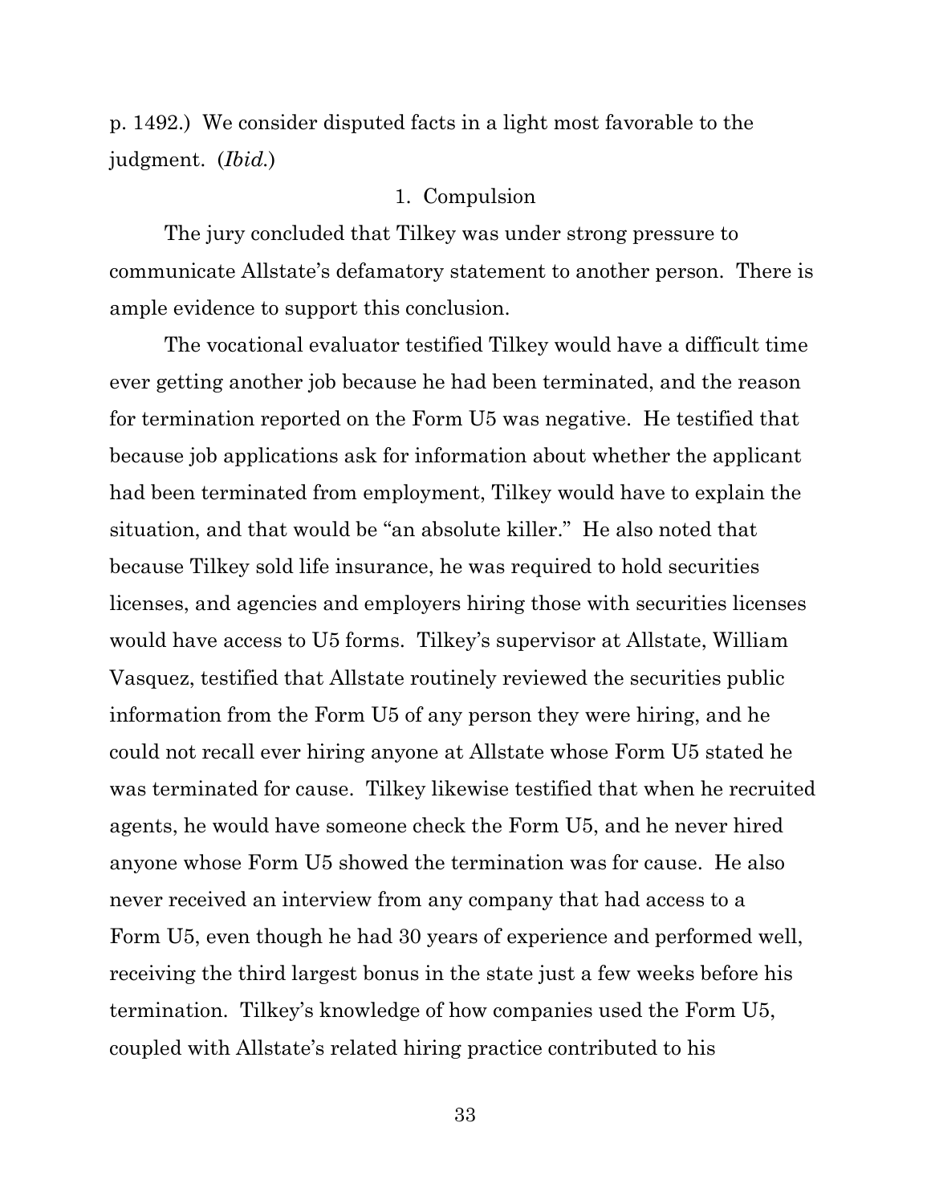p. 1492.) We consider disputed facts in a light most favorable to the judgment. (*Ibid.*)

1. Compulsion

The jury concluded that Tilkey was under strong pressure to communicate Allstate's defamatory statement to another person. There is ample evidence to support this conclusion.

The vocational evaluator testified Tilkey would have a difficult time ever getting another job because he had been terminated, and the reason for termination reported on the Form U5 was negative. He testified that because job applications ask for information about whether the applicant had been terminated from employment, Tilkey would have to explain the situation, and that would be "an absolute killer." He also noted that because Tilkey sold life insurance, he was required to hold securities licenses, and agencies and employers hiring those with securities licenses would have access to U5 forms. Tilkey's supervisor at Allstate, William Vasquez, testified that Allstate routinely reviewed the securities public information from the Form U5 of any person they were hiring, and he could not recall ever hiring anyone at Allstate whose Form U5 stated he was terminated for cause. Tilkey likewise testified that when he recruited agents, he would have someone check the Form U5, and he never hired anyone whose Form U5 showed the termination was for cause. He also never received an interview from any company that had access to a Form U5, even though he had 30 years of experience and performed well, receiving the third largest bonus in the state just a few weeks before his termination. Tilkey's knowledge of how companies used the Form U5, coupled with Allstate's related hiring practice contributed to his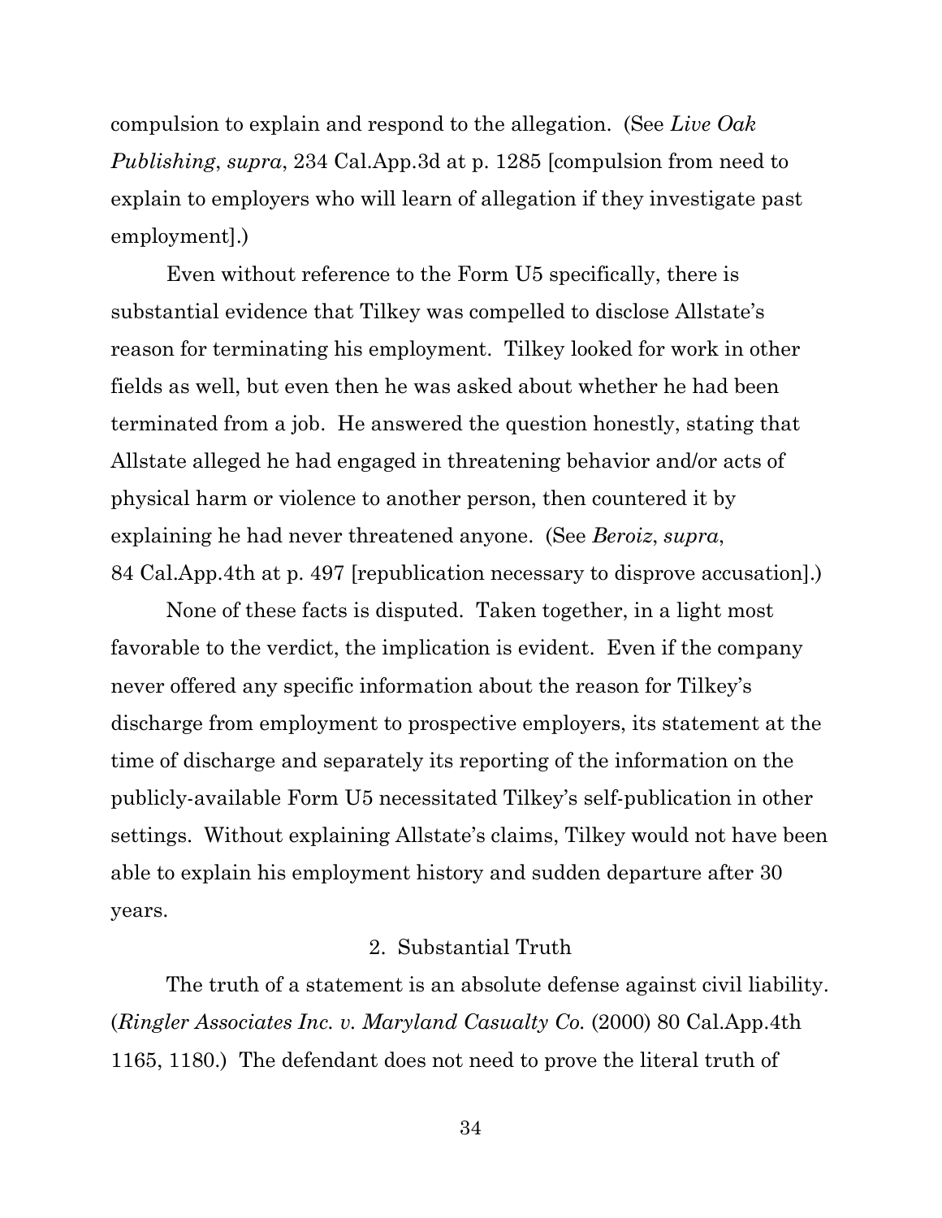compulsion to explain and respond to the allegation. (See *Live Oak Publishing*, *supra*, 234 Cal.App.3d at p. 1285 [compulsion from need to explain to employers who will learn of allegation if they investigate past employment].)

Even without reference to the Form U5 specifically, there is substantial evidence that Tilkey was compelled to disclose Allstate's reason for terminating his employment. Tilkey looked for work in other fields as well, but even then he was asked about whether he had been terminated from a job. He answered the question honestly, stating that Allstate alleged he had engaged in threatening behavior and/or acts of physical harm or violence to another person, then countered it by explaining he had never threatened anyone. (See *Beroiz*, *supra*, 84 Cal.App.4th at p. 497 [republication necessary to disprove accusation].)

None of these facts is disputed. Taken together, in a light most favorable to the verdict, the implication is evident. Even if the company never offered any specific information about the reason for Tilkey's discharge from employment to prospective employers, its statement at the time of discharge and separately its reporting of the information on the publicly-available Form U5 necessitated Tilkey's self-publication in other settings. Without explaining Allstate's claims, Tilkey would not have been able to explain his employment history and sudden departure after 30 years.

### 2. Substantial Truth

The truth of a statement is an absolute defense against civil liability. (*Ringler Associates Inc. v. Maryland Casualty Co.* (2000) 80 Cal.App.4th 1165, 1180.) The defendant does not need to prove the literal truth of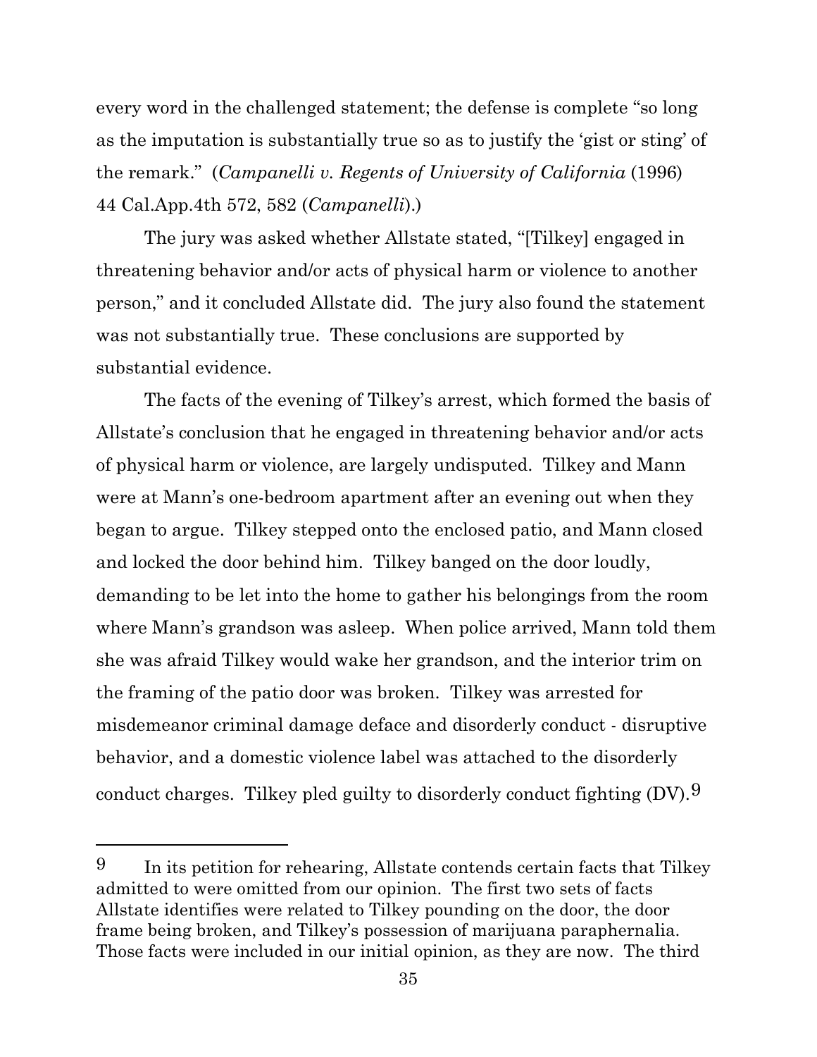every word in the challenged statement; the defense is complete "so long as the imputation is substantially true so as to justify the 'gist or sting' of the remark." (*Campanelli v. Regents of University of California* (1996) 44 Cal.App.4th 572, 582 (*Campanelli*).)

The jury was asked whether Allstate stated, "[Tilkey] engaged in threatening behavior and/or acts of physical harm or violence to another person," and it concluded Allstate did. The jury also found the statement was not substantially true. These conclusions are supported by substantial evidence.

The facts of the evening of Tilkey's arrest, which formed the basis of Allstate's conclusion that he engaged in threatening behavior and/or acts of physical harm or violence, are largely undisputed. Tilkey and Mann were at Mann's one-bedroom apartment after an evening out when they began to argue. Tilkey stepped onto the enclosed patio, and Mann closed and locked the door behind him. Tilkey banged on the door loudly, demanding to be let into the home to gather his belongings from the room where Mann's grandson was asleep. When police arrived, Mann told them she was afraid Tilkey would wake her grandson, and the interior trim on the framing of the patio door was broken. Tilkey was arrested for misdemeanor criminal damage deface and disorderly conduct - disruptive behavior, and a domestic violence label was attached to the disorderly conduct charges. Tilkey pled guilty to disorderly conduct fighting (DV).[9]

---

[9] In its petition for rehearing, Allstate contends certain facts that Tilkey admitted to were omitted from our opinion. The first two sets of facts Allstate identifies were related to Tilkey pounding on the door, the door frame being broken, and Tilkey's possession of marijuana paraphernalia. Those facts were included in our initial opinion, as they are now. The third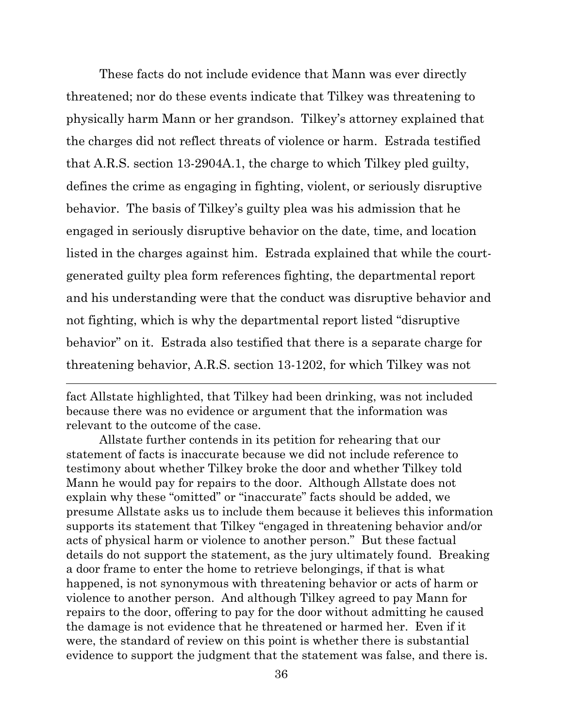These facts do not include evidence that Mann was ever directly threatened; nor do these events indicate that Tilkey was threatening to physically harm Mann or her grandson. Tilkey's attorney explained that the charges did not reflect threats of violence or harm. Estrada testified that A.R.S. section 13-2904A.1, the charge to which Tilkey pled guilty, defines the crime as engaging in fighting, violent, or seriously disruptive behavior. The basis of Tilkey's guilty plea was his admission that he engaged in seriously disruptive behavior on the date, time, and location listed in the charges against him. Estrada explained that while the court-generated guilty plea form references fighting, the departmental report and his understanding were that the conduct was disruptive behavior and not fighting, which is why the departmental report listed "disruptive behavior" on it. Estrada also testified that there is a separate charge for threatening behavior, A.R.S. section 13-1202, for which Tilkey was not

---

fact Allstate highlighted, that Tilkey had been drinking, was not included because there was no evidence or argument that the information was relevant to the outcome of the case.

Allstate further contends in its petition for rehearing that our statement of facts is inaccurate because we did not include reference to testimony about whether Tilkey broke the door and whether Tilkey told Mann he would pay for repairs to the door. Although Allstate does not explain why these "omitted" or "inaccurate" facts should be added, we presume Allstate asks us to include them because it believes this information supports its statement that Tilkey "engaged in threatening behavior and/or acts of physical harm or violence to another person." But these factual details do not support the statement, as the jury ultimately found. Breaking a door frame to enter the home to retrieve belongings, if that is what happened, is not synonymous with threatening behavior or acts of harm or violence to another person. And although Tilkey agreed to pay Mann for repairs to the door, offering to pay for the door without admitting he caused the damage is not evidence that he threatened or harmed her. Even if it were, the standard of review on this point is whether there is substantial evidence to support the judgment that the statement was false, and there is.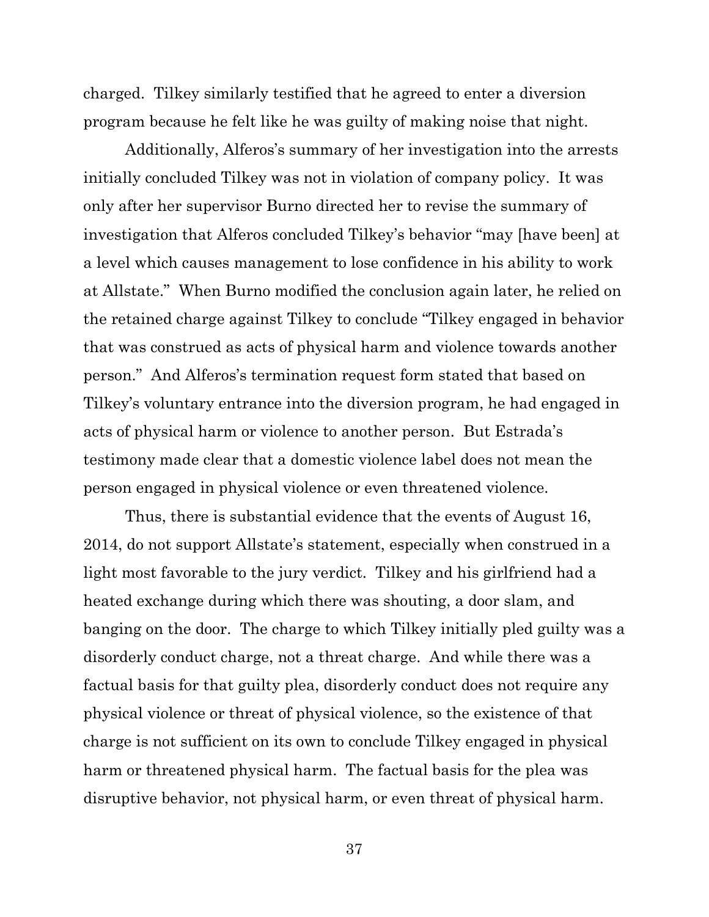charged. Tilkey similarly testified that he agreed to enter a diversion program because he felt like he was guilty of making noise that night.

Additionally, Alferos's summary of her investigation into the arrests initially concluded Tilkey was not in violation of company policy. It was only after her supervisor Burno directed her to revise the summary of investigation that Alferos concluded Tilkey's behavior "may [have been] at a level which causes management to lose confidence in his ability to work at Allstate." When Burno modified the conclusion again later, he relied on the retained charge against Tilkey to conclude "Tilkey engaged in behavior that was construed as acts of physical harm and violence towards another person." And Alferos's termination request form stated that based on Tilkey's voluntary entrance into the diversion program, he had engaged in acts of physical harm or violence to another person. But Estrada's testimony made clear that a domestic violence label does not mean the person engaged in physical violence or even threatened violence.

Thus, there is substantial evidence that the events of August 16, 2014, do not support Allstate's statement, especially when construed in a light most favorable to the jury verdict. Tilkey and his girlfriend had a heated exchange during which there was shouting, a door slam, and banging on the door. The charge to which Tilkey initially pled guilty was a disorderly conduct charge, not a threat charge. And while there was a factual basis for that guilty plea, disorderly conduct does not require any physical violence or threat of physical violence, so the existence of that charge is not sufficient on its own to conclude Tilkey engaged in physical harm or threatened physical harm. The factual basis for the plea was disruptive behavior, not physical harm, or even threat of physical harm.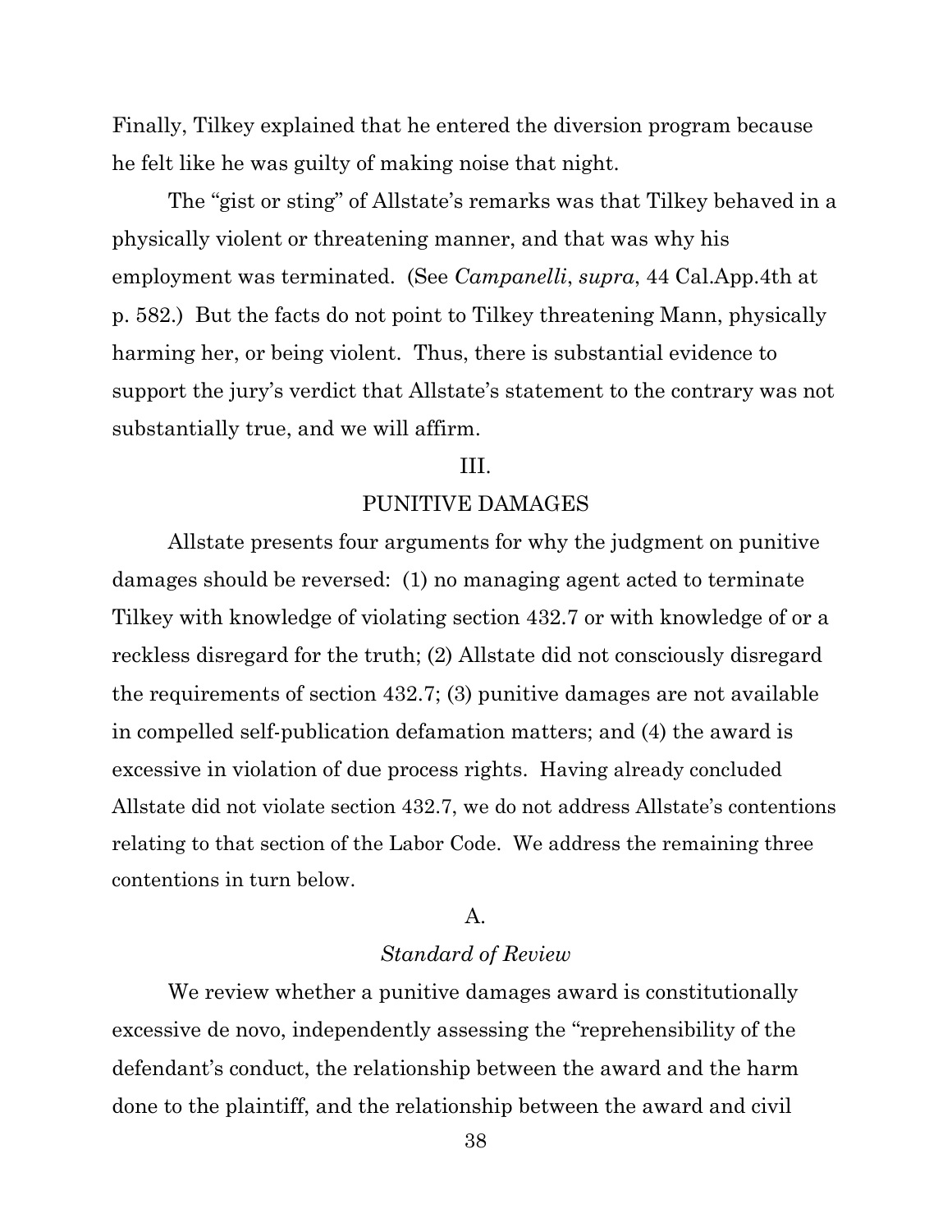Finally, Tilkey explained that he entered the diversion program because he felt like he was guilty of making noise that night.

The "gist or sting" of Allstate's remarks was that Tilkey behaved in a physically violent or threatening manner, and that was why his employment was terminated. (See *Campanelli*, *supra*, 44 Cal.App.4th at p. 582.) But the facts do not point to Tilkey threatening Mann, physically harming her, or being violent. Thus, there is substantial evidence to support the jury's verdict that Allstate's statement to the contrary was not substantially true, and we will affirm.

## III.

## PUNITIVE DAMAGES

Allstate presents four arguments for why the judgment on punitive damages should be reversed: (1) no managing agent acted to terminate Tilkey with knowledge of violating section 432.7 or with knowledge of or a reckless disregard for the truth; (2) Allstate did not consciously disregard the requirements of section 432.7; (3) punitive damages are not available in compelled self-publication defamation matters; and (4) the award is excessive in violation of due process rights. Having already concluded Allstate did not violate section 432.7, we do not address Allstate's contentions relating to that section of the Labor Code. We address the remaining three contentions in turn below.

### A.

### *Standard of Review*

We review whether a punitive damages award is constitutionally excessive de novo, independently assessing the "reprehensibility of the defendant's conduct, the relationship between the award and the harm done to the plaintiff, and the relationship between the award and civil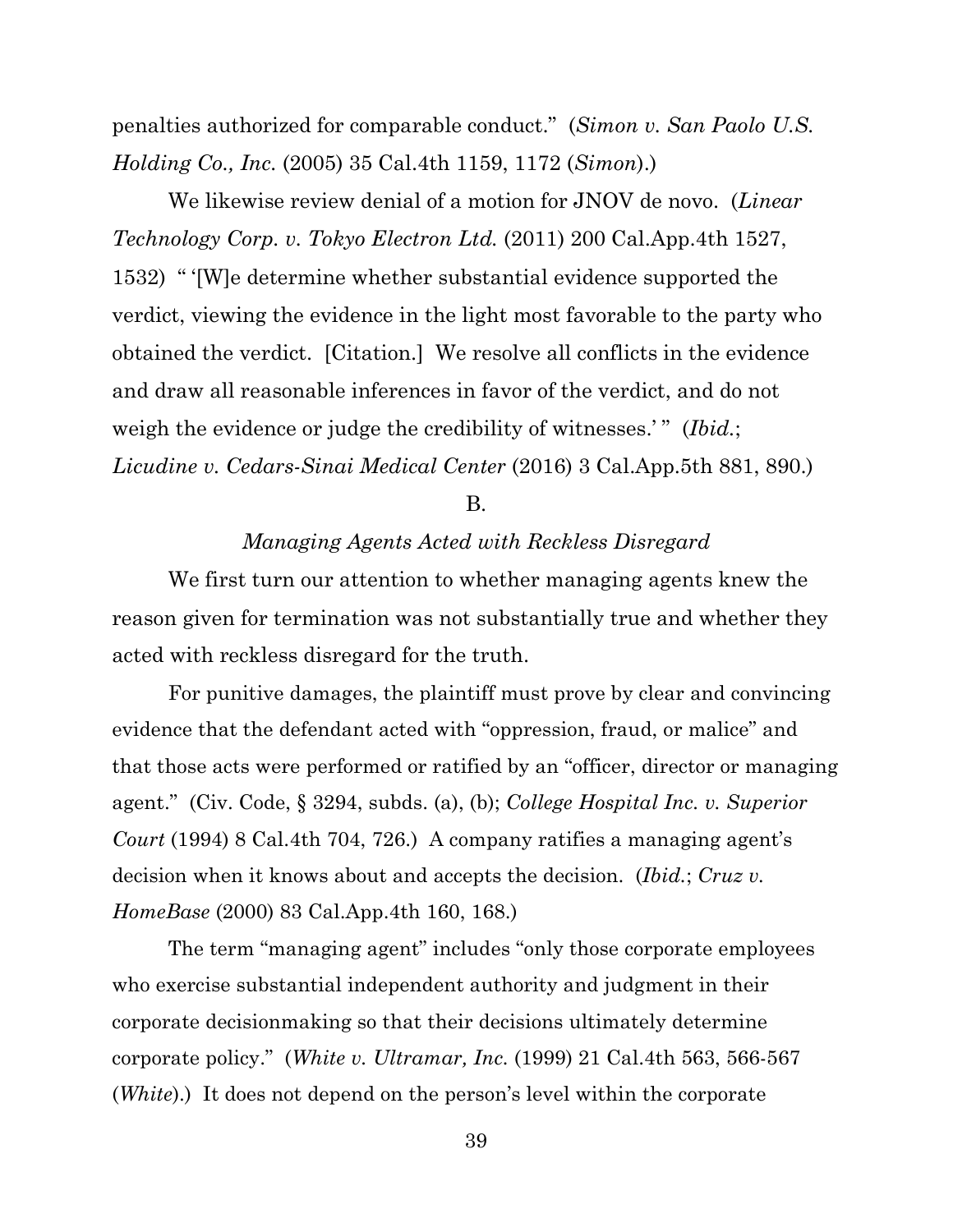penalties authorized for comparable conduct." (*Simon v. San Paolo U.S. Holding Co., Inc.* (2005) 35 Cal.4th 1159, 1172 (*Simon*).)

We likewise review denial of a motion for JNOV de novo. (*Linear Technology Corp. v. Tokyo Electron Ltd.* (2011) 200 Cal.App.4th 1527, 1532) " '[W]e determine whether substantial evidence supported the verdict, viewing the evidence in the light most favorable to the party who obtained the verdict. [Citation.] We resolve all conflicts in the evidence and draw all reasonable inferences in favor of the verdict, and do not weigh the evidence or judge the credibility of witnesses.' " (*Ibid.*; *Licudine v. Cedars-Sinai Medical Center* (2016) 3 Cal.App.5th 881, 890.)

B.

*Managing Agents Acted with Reckless Disregard*

We first turn our attention to whether managing agents knew the reason given for termination was not substantially true and whether they acted with reckless disregard for the truth.

For punitive damages, the plaintiff must prove by clear and convincing evidence that the defendant acted with "oppression, fraud, or malice" and that those acts were performed or ratified by an "officer, director or managing agent." (Civ. Code, § 3294, subds. (a), (b); *College Hospital Inc. v. Superior Court* (1994) 8 Cal.4th 704, 726.) A company ratifies a managing agent's decision when it knows about and accepts the decision. (*Ibid.*; *Cruz v. HomeBase* (2000) 83 Cal.App.4th 160, 168.)

The term "managing agent" includes "only those corporate employees who exercise substantial independent authority and judgment in their corporate decisionmaking so that their decisions ultimately determine corporate policy." (*White v. Ultramar, Inc.* (1999) 21 Cal.4th 563, 566-567 (*White*).) It does not depend on the person's level within the corporate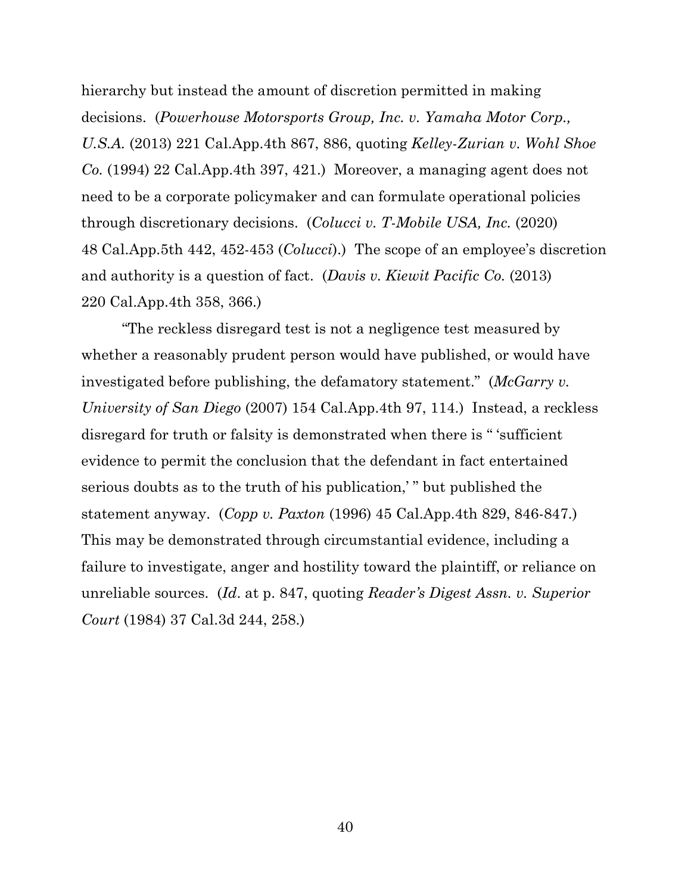hierarchy but instead the amount of discretion permitted in making decisions. (*Powerhouse Motorsports Group, Inc. v. Yamaha Motor Corp., U.S.A.* (2013) 221 Cal.App.4th 867, 886, quoting *Kelley-Zurian v. Wohl Shoe Co.* (1994) 22 Cal.App.4th 397, 421.) Moreover, a managing agent does not need to be a corporate policymaker and can formulate operational policies through discretionary decisions. (*Colucci v. T-Mobile USA, Inc.* (2020) 48 Cal.App.5th 442, 452-453 (*Colucci*).) The scope of an employee's discretion and authority is a question of fact. (*Davis v. Kiewit Pacific Co.* (2013) 220 Cal.App.4th 358, 366.)

"The reckless disregard test is not a negligence test measured by whether a reasonably prudent person would have published, or would have investigated before publishing, the defamatory statement." (*McGarry v. University of San Diego* (2007) 154 Cal.App.4th 97, 114.) Instead, a reckless disregard for truth or falsity is demonstrated when there is " 'sufficient evidence to permit the conclusion that the defendant in fact entertained serious doubts as to the truth of his publication,' " but published the statement anyway. (*Copp v. Paxton* (1996) 45 Cal.App.4th 829, 846-847.) This may be demonstrated through circumstantial evidence, including a failure to investigate, anger and hostility toward the plaintiff, or reliance on unreliable sources. (*Id*. at p. 847, quoting *Reader's Digest Assn. v. Superior Court* (1984) 37 Cal.3d 244, 258.)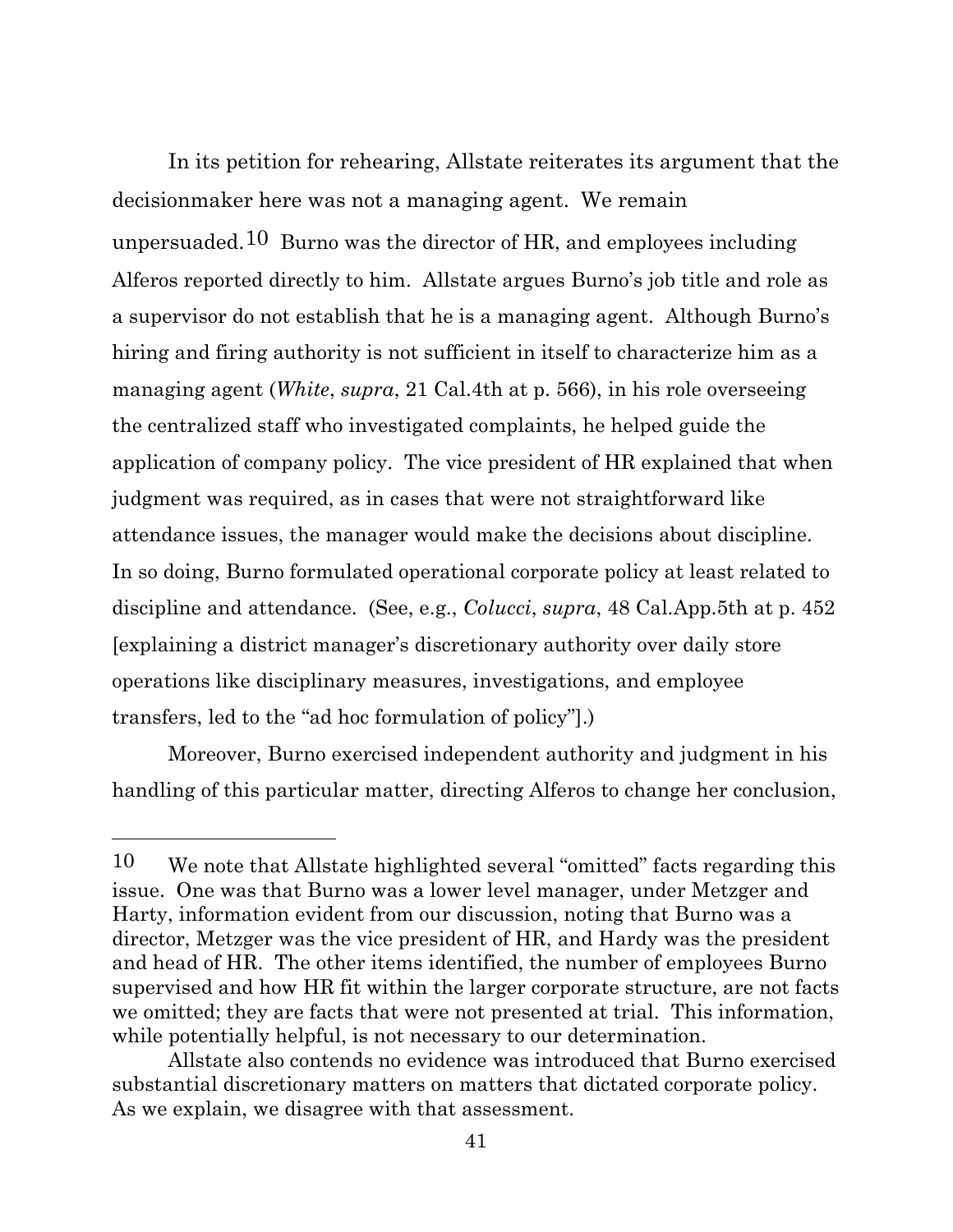In its petition for rehearing, Allstate reiterates its argument that the decisionmaker here was not a managing agent. We remain unpersuaded.[10] Burno was the director of HR, and employees including Alferos reported directly to him. Allstate argues Burno's job title and role as a supervisor do not establish that he is a managing agent. Although Burno's hiring and firing authority is not sufficient in itself to characterize him as a managing agent (*White*, *supra*, 21 Cal.4th at p. 566), in his role overseeing the centralized staff who investigated complaints, he helped guide the application of company policy. The vice president of HR explained that when judgment was required, as in cases that were not straightforward like attendance issues, the manager would make the decisions about discipline. In so doing, Burno formulated operational corporate policy at least related to discipline and attendance. (See, e.g., *Colucci*, *supra*, 48 Cal.App.5th at p. 452 [explaining a district manager's discretionary authority over daily store operations like disciplinary measures, investigations, and employee transfers, led to the "ad hoc formulation of policy"].)

Moreover, Burno exercised independent authority and judgment in his handling of this particular matter, directing Alferos to change her conclusion,

---

[10] We note that Allstate highlighted several "omitted" facts regarding this issue. One was that Burno was a lower level manager, under Metzger and Harty, information evident from our discussion, noting that Burno was a director, Metzger was the vice president of HR, and Hardy was the president and head of HR. The other items identified, the number of employees Burno supervised and how HR fit within the larger corporate structure, are not facts we omitted; they are facts that were not presented at trial. This information, while potentially helpful, is not necessary to our determination.

Allstate also contends no evidence was introduced that Burno exercised substantial discretionary matters on matters that dictated corporate policy. As we explain, we disagree with that assessment.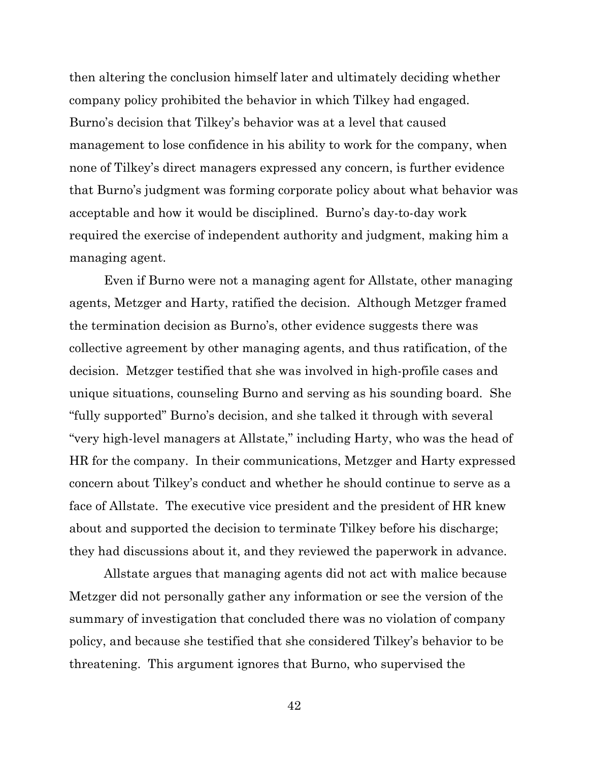then altering the conclusion himself later and ultimately deciding whether company policy prohibited the behavior in which Tilkey had engaged. Burno's decision that Tilkey's behavior was at a level that caused management to lose confidence in his ability to work for the company, when none of Tilkey's direct managers expressed any concern, is further evidence that Burno's judgment was forming corporate policy about what behavior was acceptable and how it would be disciplined. Burno's day-to-day work required the exercise of independent authority and judgment, making him a managing agent.

Even if Burno were not a managing agent for Allstate, other managing agents, Metzger and Harty, ratified the decision. Although Metzger framed the termination decision as Burno's, other evidence suggests there was collective agreement by other managing agents, and thus ratification, of the decision. Metzger testified that she was involved in high-profile cases and unique situations, counseling Burno and serving as his sounding board. She "fully supported" Burno's decision, and she talked it through with several "very high-level managers at Allstate," including Harty, who was the head of HR for the company. In their communications, Metzger and Harty expressed concern about Tilkey's conduct and whether he should continue to serve as a face of Allstate. The executive vice president and the president of HR knew about and supported the decision to terminate Tilkey before his discharge; they had discussions about it, and they reviewed the paperwork in advance.

Allstate argues that managing agents did not act with malice because Metzger did not personally gather any information or see the version of the summary of investigation that concluded there was no violation of company policy, and because she testified that she considered Tilkey's behavior to be threatening. This argument ignores that Burno, who supervised the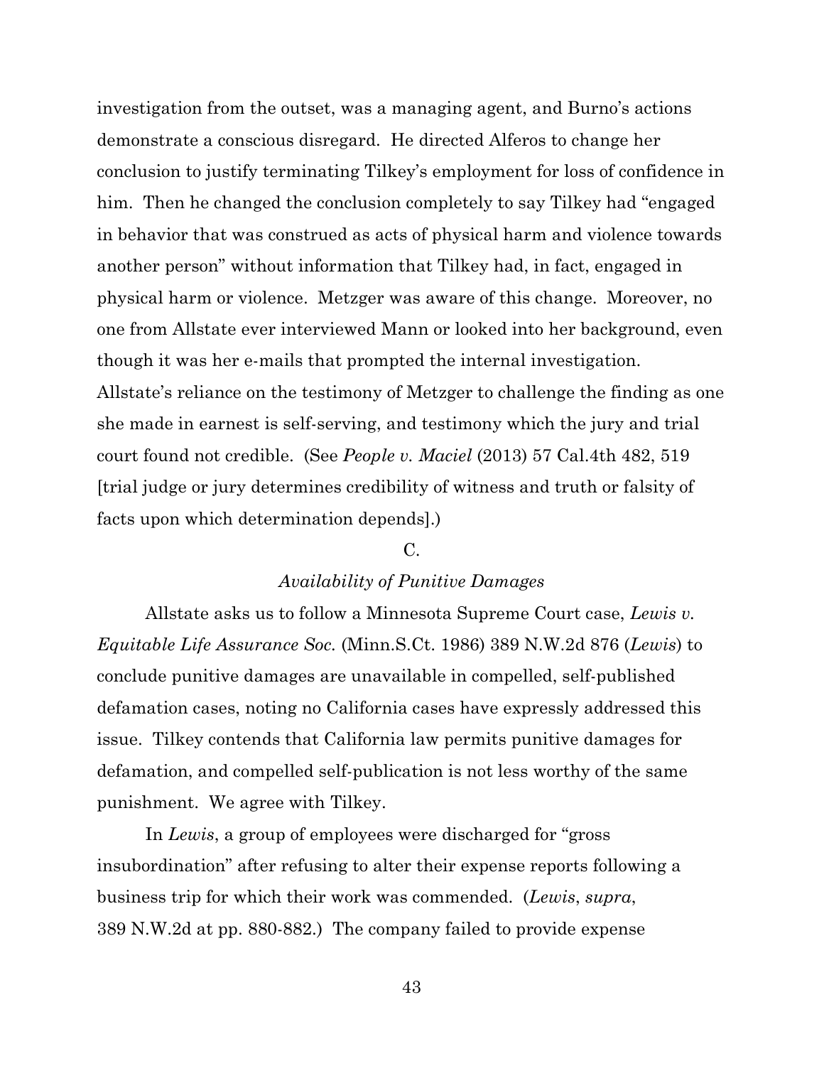investigation from the outset, was a managing agent, and Burno's actions demonstrate a conscious disregard. He directed Alferos to change her conclusion to justify terminating Tilkey's employment for loss of confidence in him. Then he changed the conclusion completely to say Tilkey had "engaged in behavior that was construed as acts of physical harm and violence towards another person" without information that Tilkey had, in fact, engaged in physical harm or violence. Metzger was aware of this change. Moreover, no one from Allstate ever interviewed Mann or looked into her background, even though it was her e-mails that prompted the internal investigation. Allstate's reliance on the testimony of Metzger to challenge the finding as one she made in earnest is self-serving, and testimony which the jury and trial court found not credible. (See *People v. Maciel* (2013) 57 Cal.4th 482, 519 [trial judge or jury determines credibility of witness and truth or falsity of facts upon which determination depends].)

C.

*Availability of Punitive Damages*

Allstate asks us to follow a Minnesota Supreme Court case, *Lewis v. Equitable Life Assurance Soc.* (Minn.S.Ct. 1986) 389 N.W.2d 876 (*Lewis*) to conclude punitive damages are unavailable in compelled, self-published defamation cases, noting no California cases have expressly addressed this issue. Tilkey contends that California law permits punitive damages for defamation, and compelled self-publication is not less worthy of the same punishment. We agree with Tilkey.

In *Lewis*, a group of employees were discharged for "gross insubordination" after refusing to alter their expense reports following a business trip for which their work was commended. (*Lewis*, *supra*, 389 N.W.2d at pp. 880-882.) The company failed to provide expense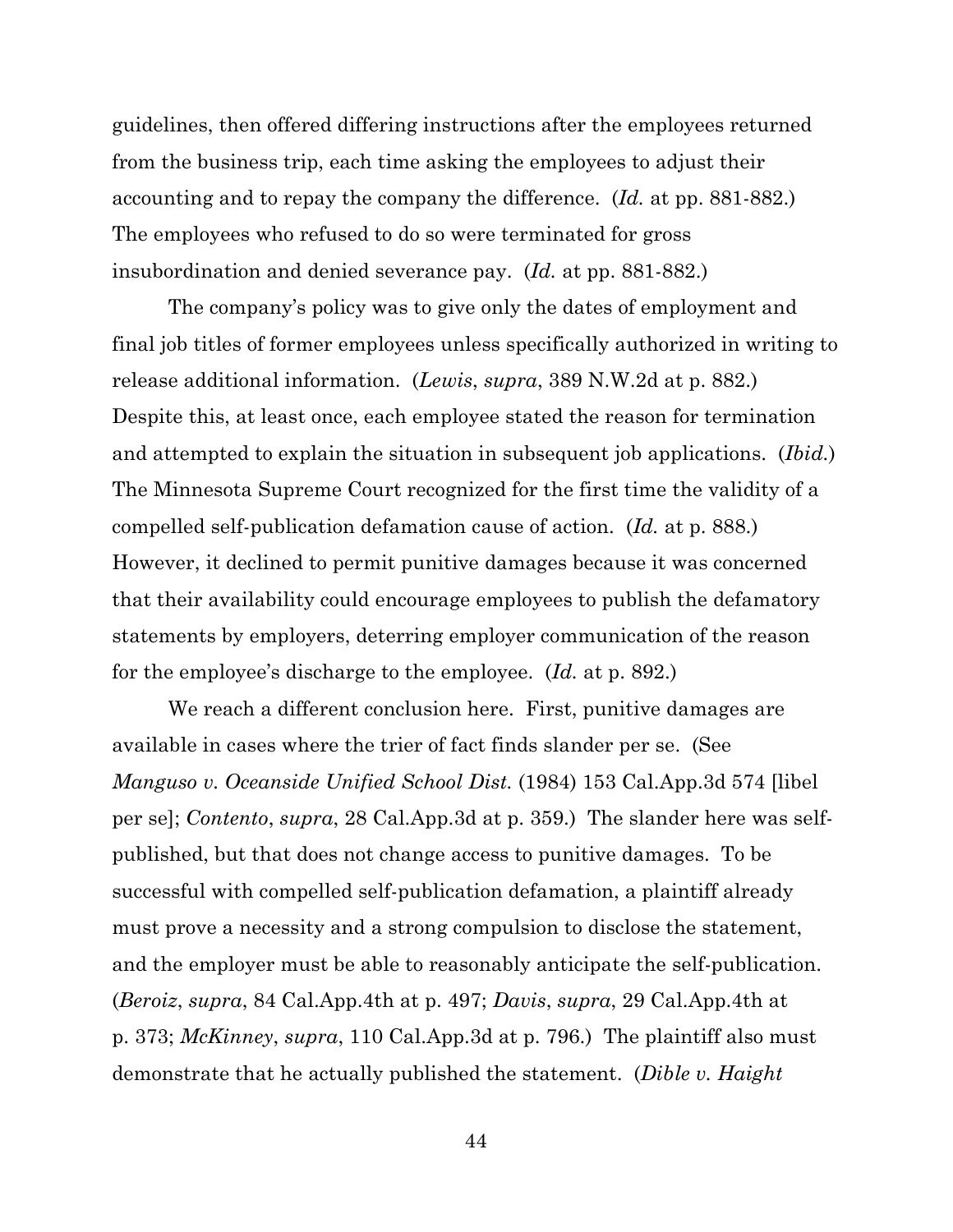guidelines, then offered differing instructions after the employees returned from the business trip, each time asking the employees to adjust their accounting and to repay the company the difference. (*Id.* at pp. 881-882.) The employees who refused to do so were terminated for gross insubordination and denied severance pay. (*Id.* at pp. 881-882.)

The company's policy was to give only the dates of employment and final job titles of former employees unless specifically authorized in writing to release additional information. (*Lewis*, *supra*, 389 N.W.2d at p. 882.) Despite this, at least once, each employee stated the reason for termination and attempted to explain the situation in subsequent job applications. (*Ibid.*) The Minnesota Supreme Court recognized for the first time the validity of a compelled self-publication defamation cause of action. (*Id.* at p. 888.) However, it declined to permit punitive damages because it was concerned that their availability could encourage employees to publish the defamatory statements by employers, deterring employer communication of the reason for the employee's discharge to the employee. (*Id.* at p. 892.)

We reach a different conclusion here. First, punitive damages are available in cases where the trier of fact finds slander per se. (See *Manguso v. Oceanside Unified School Dist.* (1984) 153 Cal.App.3d 574 [libel per se]; *Contento*, *supra*, 28 Cal.App.3d at p. 359.) The slander here was self-published, but that does not change access to punitive damages. To be successful with compelled self-publication defamation, a plaintiff already must prove a necessity and a strong compulsion to disclose the statement, and the employer must be able to reasonably anticipate the self-publication. (*Beroiz*, *supra*, 84 Cal.App.4th at p. 497; *Davis*, *supra*, 29 Cal.App.4th at p. 373; *McKinney*, *supra*, 110 Cal.App.3d at p. 796.) The plaintiff also must demonstrate that he actually published the statement. (*Dible v. Haight*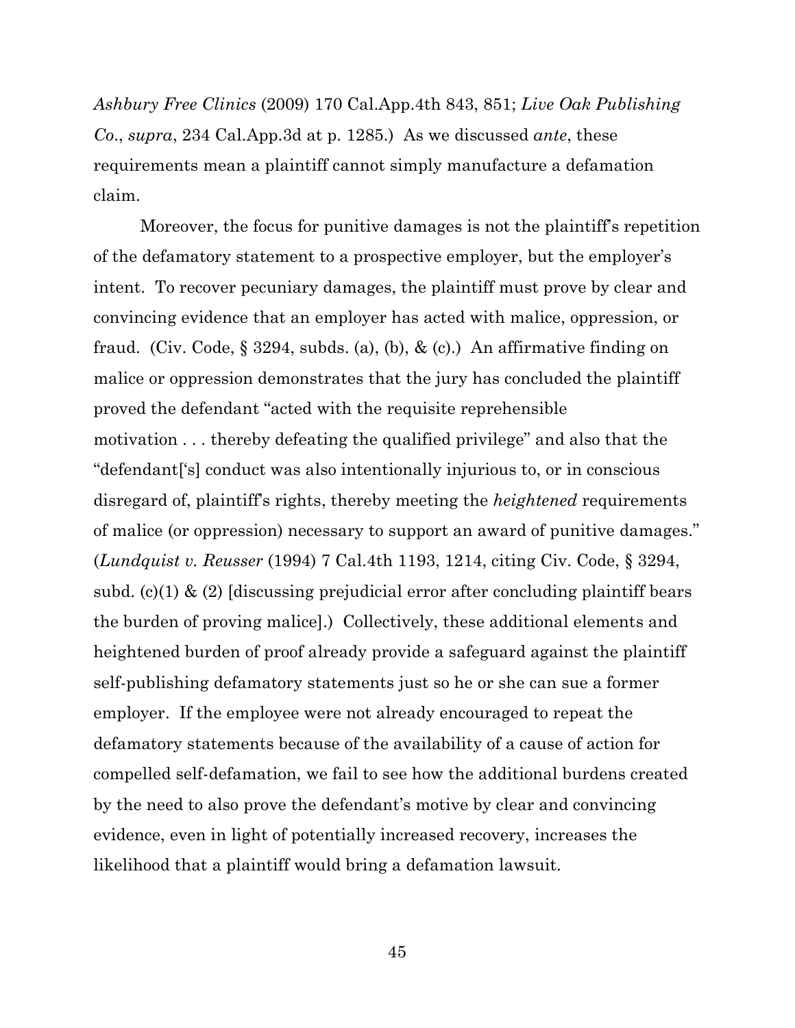*Ashbury Free Clinics* (2009) 170 Cal.App.4th 843, 851; *Live Oak Publishing Co*., *supra*, 234 Cal.App.3d at p. 1285.) As we discussed *ante*, these requirements mean a plaintiff cannot simply manufacture a defamation claim.

Moreover, the focus for punitive damages is not the plaintiff's repetition of the defamatory statement to a prospective employer, but the employer's intent. To recover pecuniary damages, the plaintiff must prove by clear and convincing evidence that an employer has acted with malice, oppression, or fraud. (Civ. Code, § 3294, subds. (a), (b), & (c).) An affirmative finding on malice or oppression demonstrates that the jury has concluded the plaintiff proved the defendant "acted with the requisite reprehensible motivation . . . thereby defeating the qualified privilege" and also that the "defendant['s] conduct was also intentionally injurious to, or in conscious disregard of, plaintiff's rights, thereby meeting the *heightened* requirements of malice (or oppression) necessary to support an award of punitive damages." (*Lundquist v. Reusser* (1994) 7 Cal.4th 1193, 1214, citing Civ. Code, § 3294, subd. (c)(1) & (2) [discussing prejudicial error after concluding plaintiff bears the burden of proving malice].) Collectively, these additional elements and heightened burden of proof already provide a safeguard against the plaintiff self-publishing defamatory statements just so he or she can sue a former employer. If the employee were not already encouraged to repeat the defamatory statements because of the availability of a cause of action for compelled self-defamation, we fail to see how the additional burdens created by the need to also prove the defendant's motive by clear and convincing evidence, even in light of potentially increased recovery, increases the likelihood that a plaintiff would bring a defamation lawsuit.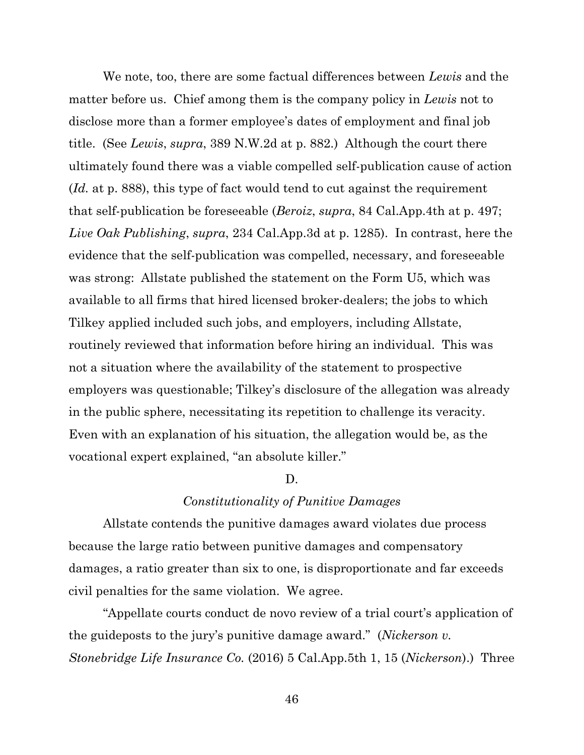We note, too, there are some factual differences between *Lewis* and the matter before us. Chief among them is the company policy in *Lewis* not to disclose more than a former employee's dates of employment and final job title. (See *Lewis*, *supra*, 389 N.W.2d at p. 882.) Although the court there ultimately found there was a viable compelled self-publication cause of action (*Id.* at p. 888), this type of fact would tend to cut against the requirement that self-publication be foreseeable (*Beroiz*, *supra*, 84 Cal.App.4th at p. 497; *Live Oak Publishing*, *supra*, 234 Cal.App.3d at p. 1285). In contrast, here the evidence that the self-publication was compelled, necessary, and foreseeable was strong: Allstate published the statement on the Form U5, which was available to all firms that hired licensed broker-dealers; the jobs to which Tilkey applied included such jobs, and employers, including Allstate, routinely reviewed that information before hiring an individual. This was not a situation where the availability of the statement to prospective employers was questionable; Tilkey's disclosure of the allegation was already in the public sphere, necessitating its repetition to challenge its veracity. Even with an explanation of his situation, the allegation would be, as the vocational expert explained, "an absolute killer."

### D.

### *Constitutionality of Punitive Damages*

Allstate contends the punitive damages award violates due process because the large ratio between punitive damages and compensatory damages, a ratio greater than six to one, is disproportionate and far exceeds civil penalties for the same violation. We agree.

"Appellate courts conduct de novo review of a trial court's application of the guideposts to the jury's punitive damage award." (*Nickerson v. Stonebridge Life Insurance Co.* (2016) 5 Cal.App.5th 1, 15 (*Nickerson*).) Three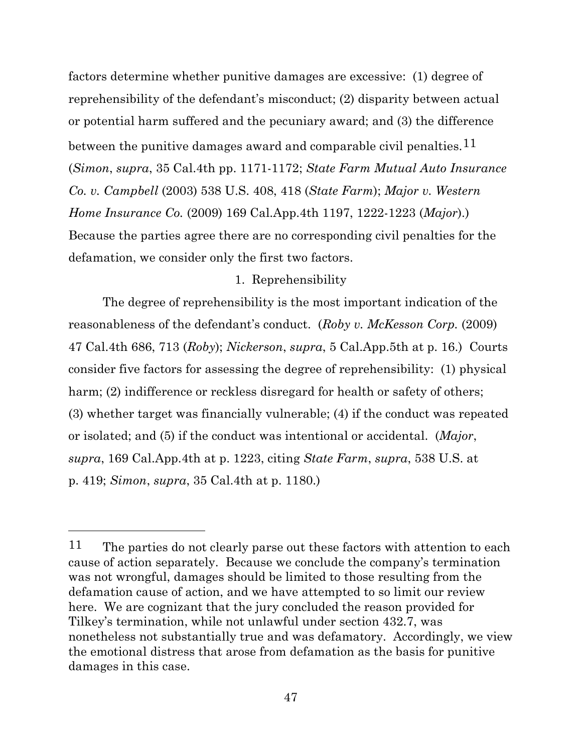factors determine whether punitive damages are excessive: (1) degree of reprehensibility of the defendant's misconduct; (2) disparity between actual or potential harm suffered and the pecuniary award; and (3) the difference between the punitive damages award and comparable civil penalties.[11] (*Simon*, *supra*, 35 Cal.4th pp. 1171-1172; *State Farm Mutual Auto Insurance Co. v. Campbell* (2003) 538 U.S. 408, 418 (*State Farm*); *Major v. Western Home Insurance Co.* (2009) 169 Cal.App.4th 1197, 1222-1223 (*Major*).) Because the parties agree there are no corresponding civil penalties for the defamation, we consider only the first two factors.

1. Reprehensibility

The degree of reprehensibility is the most important indication of the reasonableness of the defendant's conduct. (*Roby v. McKesson Corp.* (2009) 47 Cal.4th 686, 713 (*Roby*); *Nickerson*, *supra*, 5 Cal.App.5th at p. 16.) Courts consider five factors for assessing the degree of reprehensibility: (1) physical harm; (2) indifference or reckless disregard for health or safety of others; (3) whether target was financially vulnerable; (4) if the conduct was repeated or isolated; and (5) if the conduct was intentional or accidental. (*Major*, *supra*, 169 Cal.App.4th at p. 1223, citing *State Farm*, *supra*, 538 U.S. at p. 419; *Simon*, *supra*, 35 Cal.4th at p. 1180.)

---

[11] The parties do not clearly parse out these factors with attention to each cause of action separately. Because we conclude the company's termination was not wrongful, damages should be limited to those resulting from the defamation cause of action, and we have attempted to so limit our review here. We are cognizant that the jury concluded the reason provided for Tilkey's termination, while not unlawful under section 432.7, was nonetheless not substantially true and was defamatory. Accordingly, we view the emotional distress that arose from defamation as the basis for punitive damages in this case.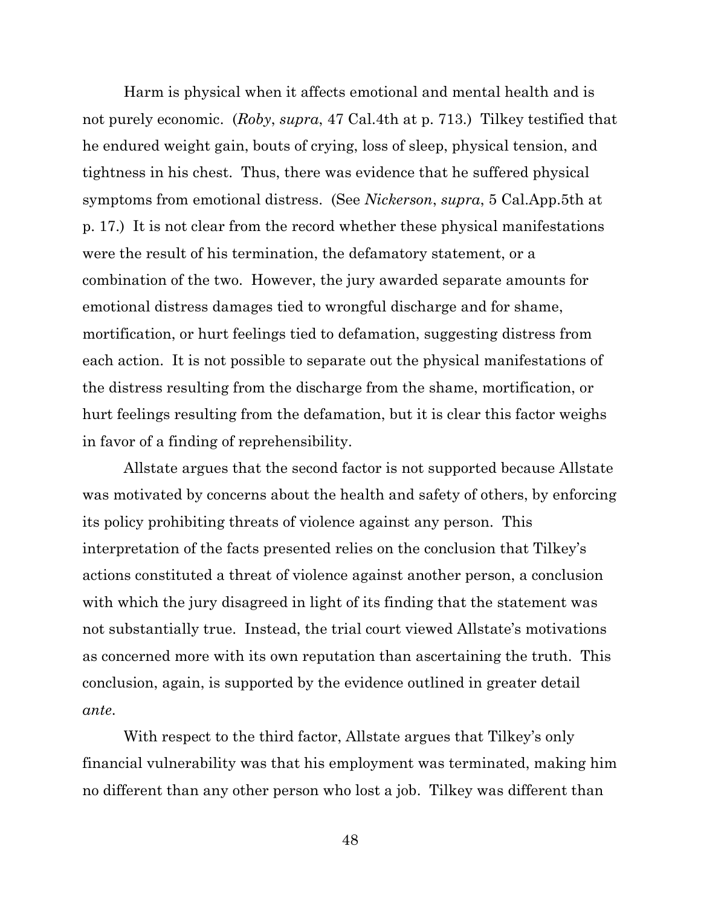Harm is physical when it affects emotional and mental health and is not purely economic. (*Roby*, *supra*, 47 Cal.4th at p. 713.) Tilkey testified that he endured weight gain, bouts of crying, loss of sleep, physical tension, and tightness in his chest. Thus, there was evidence that he suffered physical symptoms from emotional distress. (See *Nickerson*, *supra*, 5 Cal.App.5th at p. 17.) It is not clear from the record whether these physical manifestations were the result of his termination, the defamatory statement, or a combination of the two. However, the jury awarded separate amounts for emotional distress damages tied to wrongful discharge and for shame, mortification, or hurt feelings tied to defamation, suggesting distress from each action. It is not possible to separate out the physical manifestations of the distress resulting from the discharge from the shame, mortification, or hurt feelings resulting from the defamation, but it is clear this factor weighs in favor of a finding of reprehensibility.

Allstate argues that the second factor is not supported because Allstate was motivated by concerns about the health and safety of others, by enforcing its policy prohibiting threats of violence against any person. This interpretation of the facts presented relies on the conclusion that Tilkey's actions constituted a threat of violence against another person, a conclusion with which the jury disagreed in light of its finding that the statement was not substantially true. Instead, the trial court viewed Allstate's motivations as concerned more with its own reputation than ascertaining the truth. This conclusion, again, is supported by the evidence outlined in greater detail *ante*.

With respect to the third factor, Allstate argues that Tilkey's only financial vulnerability was that his employment was terminated, making him no different than any other person who lost a job. Tilkey was different than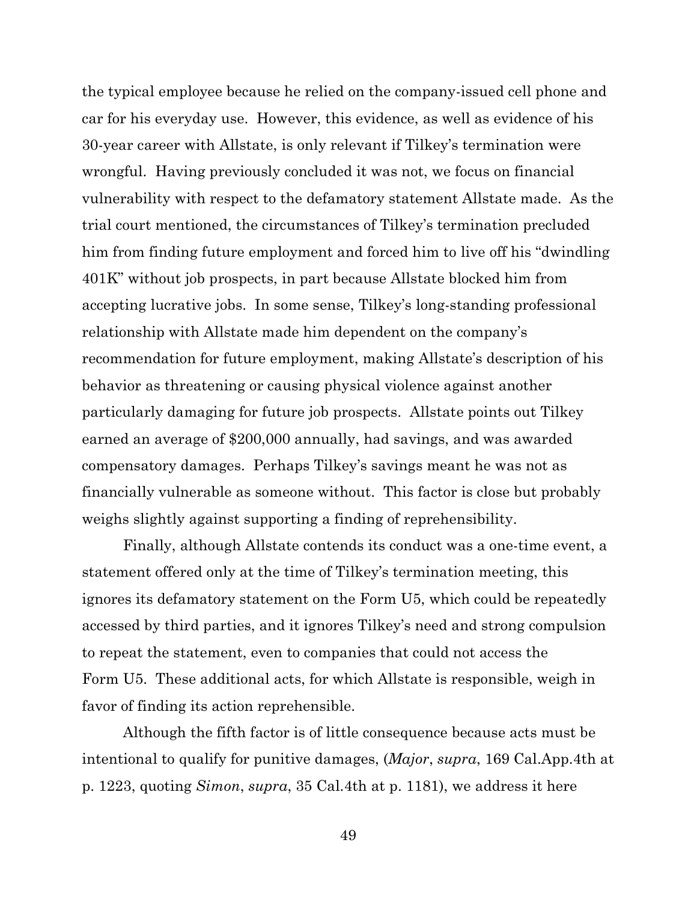the typical employee because he relied on the company-issued cell phone and car for his everyday use. However, this evidence, as well as evidence of his 30-year career with Allstate, is only relevant if Tilkey's termination were wrongful. Having previously concluded it was not, we focus on financial vulnerability with respect to the defamatory statement Allstate made. As the trial court mentioned, the circumstances of Tilkey's termination precluded him from finding future employment and forced him to live off his "dwindling 401K" without job prospects, in part because Allstate blocked him from accepting lucrative jobs. In some sense, Tilkey's long-standing professional relationship with Allstate made him dependent on the company's recommendation for future employment, making Allstate's description of his behavior as threatening or causing physical violence against another particularly damaging for future job prospects. Allstate points out Tilkey earned an average of $200,000 annually, had savings, and was awarded compensatory damages. Perhaps Tilkey's savings meant he was not as financially vulnerable as someone without. This factor is close but probably weighs slightly against supporting a finding of reprehensibility.

Finally, although Allstate contends its conduct was a one-time event, a statement offered only at the time of Tilkey's termination meeting, this ignores its defamatory statement on the Form U5, which could be repeatedly accessed by third parties, and it ignores Tilkey's need and strong compulsion to repeat the statement, even to companies that could not access the Form U5. These additional acts, for which Allstate is responsible, weigh in favor of finding its action reprehensible.

Although the fifth factor is of little consequence because acts must be intentional to qualify for punitive damages, (*Major*, *supra*, 169 Cal.App.4th at p. 1223, quoting *Simon*, *supra*, 35 Cal.4th at p. 1181), we address it here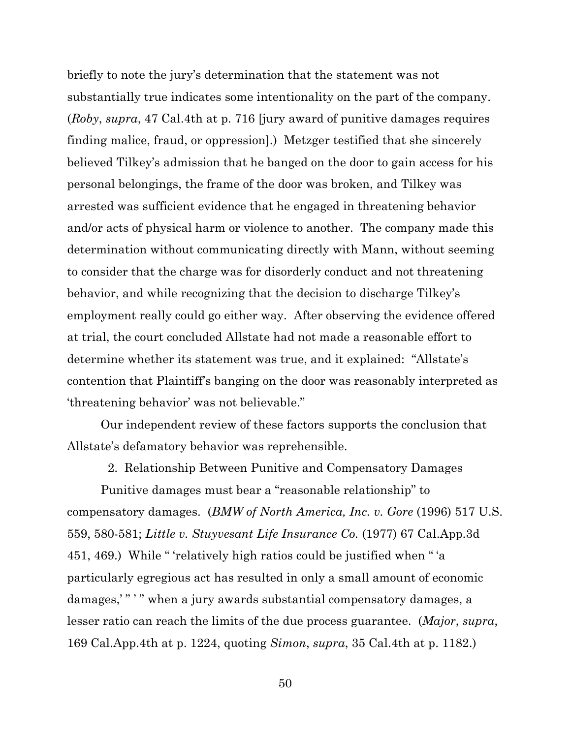briefly to note the jury's determination that the statement was not substantially true indicates some intentionality on the part of the company. (*Roby*, *supra*, 47 Cal.4th at p. 716 [jury award of punitive damages requires finding malice, fraud, or oppression].) Metzger testified that she sincerely believed Tilkey's admission that he banged on the door to gain access for his personal belongings, the frame of the door was broken, and Tilkey was arrested was sufficient evidence that he engaged in threatening behavior and/or acts of physical harm or violence to another. The company made this determination without communicating directly with Mann, without seeming to consider that the charge was for disorderly conduct and not threatening behavior, and while recognizing that the decision to discharge Tilkey's employment really could go either way. After observing the evidence offered at trial, the court concluded Allstate had not made a reasonable effort to determine whether its statement was true, and it explained: "Allstate's contention that Plaintiff's banging on the door was reasonably interpreted as 'threatening behavior' was not believable."

Our independent review of these factors supports the conclusion that Allstate's defamatory behavior was reprehensible.

2. Relationship Between Punitive and Compensatory Damages

Punitive damages must bear a "reasonable relationship" to compensatory damages. (*BMW of North America, Inc. v. Gore* (1996) 517 U.S. 559, 580-581; *Little v. Stuyvesant Life Insurance Co.* (1977) 67 Cal.App.3d 451, 469.) While " 'relatively high ratios could be justified when " 'a particularly egregious act has resulted in only a small amount of economic damages,' " ' " when a jury awards substantial compensatory damages, a lesser ratio can reach the limits of the due process guarantee. (*Major*, *supra*, 169 Cal.App.4th at p. 1224, quoting *Simon*, *supra*, 35 Cal.4th at p. 1182.)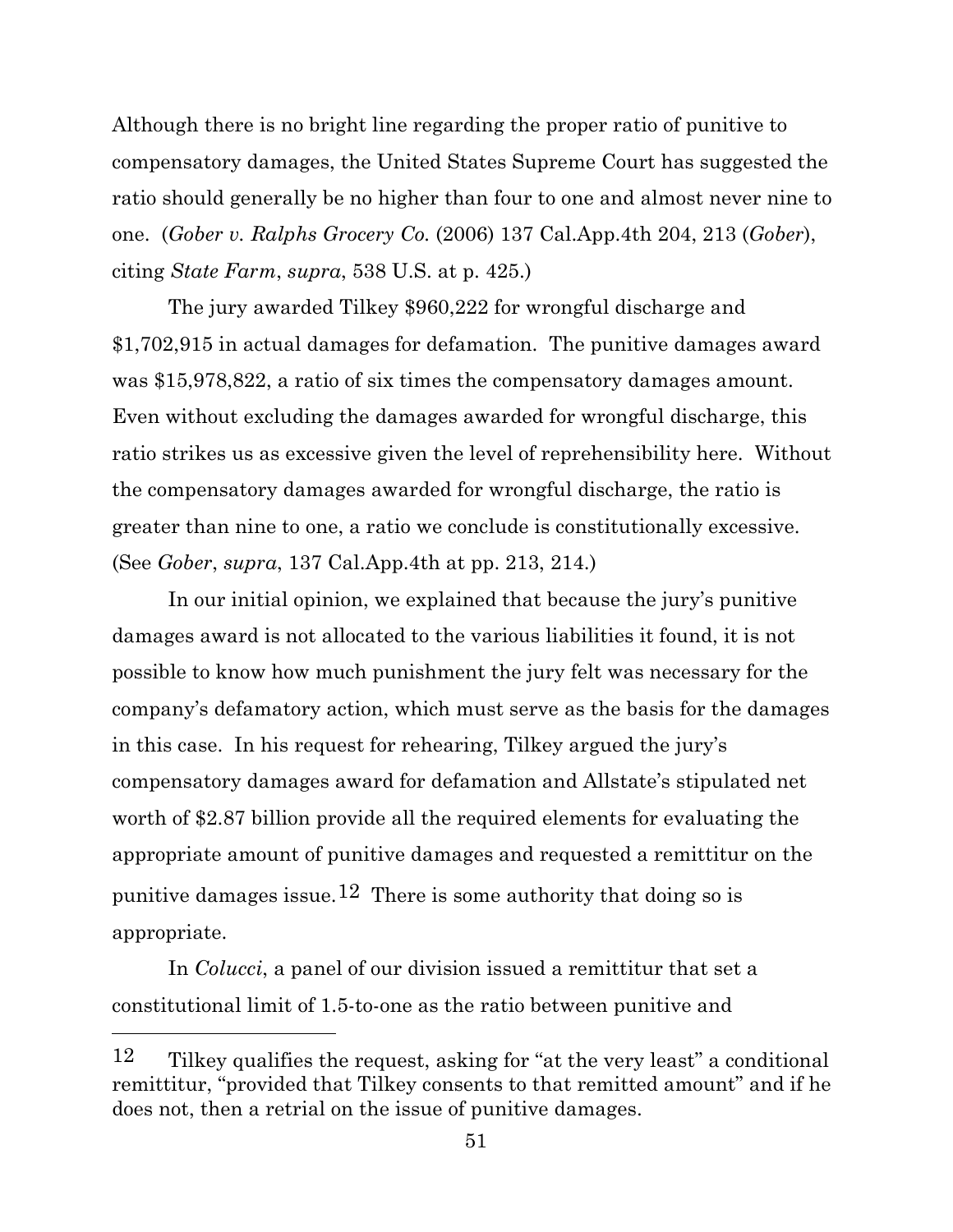Although there is no bright line regarding the proper ratio of punitive to compensatory damages, the United States Supreme Court has suggested the ratio should generally be no higher than four to one and almost never nine to one. (*Gober v. Ralphs Grocery Co.* (2006) 137 Cal.App.4th 204, 213 (*Gober*), citing *State Farm*, *supra*, 538 U.S. at p. 425.)

The jury awarded Tilkey $960,222 for wrongful discharge and $1,702,915 in actual damages for defamation. The punitive damages award was $15,978,822, a ratio of six times the compensatory damages amount. Even without excluding the damages awarded for wrongful discharge, this ratio strikes us as excessive given the level of reprehensibility here. Without the compensatory damages awarded for wrongful discharge, the ratio is greater than nine to one, a ratio we conclude is constitutionally excessive. (See *Gober*, *supra*, 137 Cal.App.4th at pp. 213, 214.)

In our initial opinion, we explained that because the jury's punitive damages award is not allocated to the various liabilities it found, it is not possible to know how much punishment the jury felt was necessary for the company's defamatory action, which must serve as the basis for the damages in this case. In his request for rehearing, Tilkey argued the jury's compensatory damages award for defamation and Allstate's stipulated net worth of $2.87 billion provide all the required elements for evaluating the appropriate amount of punitive damages and requested a remittitur on the punitive damages issue.[12] There is some authority that doing so is appropriate.

In *Colucci*, a panel of our division issued a remittitur that set a constitutional limit of 1.5-to-one as the ratio between punitive and

---

[12] Tilkey qualifies the request, asking for "at the very least" a conditional remittitur, "provided that Tilkey consents to that remitted amount" and if he does not, then a retrial on the issue of punitive damages.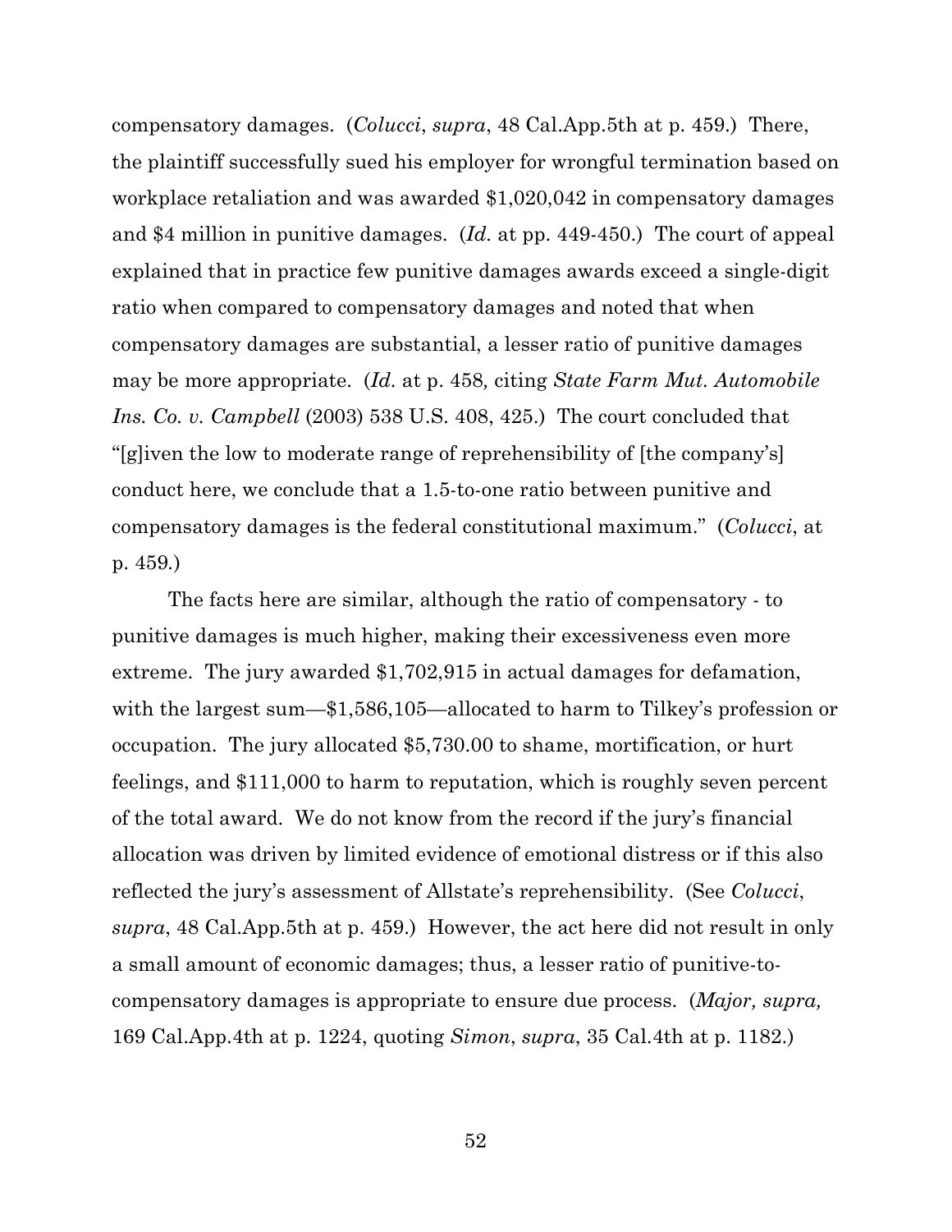compensatory damages. (*Colucci*, *supra*, 48 Cal.App.5th at p. 459.) There, the plaintiff successfully sued his employer for wrongful termination based on workplace retaliation and was awarded $1,020,042 in compensatory damages and $4 million in punitive damages. (*Id.* at pp. 449-450.) The court of appeal explained that in practice few punitive damages awards exceed a single-digit ratio when compared to compensatory damages and noted that when compensatory damages are substantial, a lesser ratio of punitive damages may be more appropriate. (*Id.* at p. 458*,* citing *State Farm Mut. Automobile Ins. Co. v. Campbell* (2003) 538 U.S. 408, 425.) The court concluded that "[g]iven the low to moderate range of reprehensibility of [the company's] conduct here, we conclude that a 1.5-to-one ratio between punitive and compensatory damages is the federal constitutional maximum." (*Colucci*, at p. 459.)

The facts here are similar, although the ratio of compensatory - to punitive damages is much higher, making their excessiveness even more extreme. The jury awarded $1,702,915 in actual damages for defamation, with the largest sum—$1,586,105—allocated to harm to Tilkey's profession or occupation. The jury allocated $5,730.00 to shame, mortification, or hurt feelings, and $111,000 to harm to reputation, which is roughly seven percent of the total award. We do not know from the record if the jury's financial allocation was driven by limited evidence of emotional distress or if this also reflected the jury's assessment of Allstate's reprehensibility. (See *Colucci*, *supra*, 48 Cal.App.5th at p. 459.) However, the act here did not result in only a small amount of economic damages; thus, a lesser ratio of punitive-to-compensatory damages is appropriate to ensure due process. (*Major, supra,* 169 Cal.App.4th at p. 1224, quoting *Simon*, *supra*, 35 Cal.4th at p. 1182.)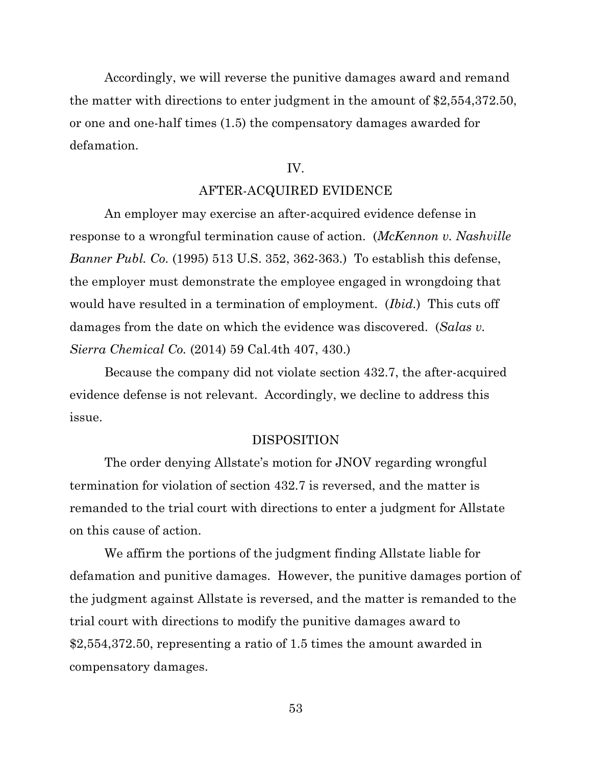Accordingly, we will reverse the punitive damages award and remand the matter with directions to enter judgment in the amount of $2,554,372.50, or one and one-half times (1.5) the compensatory damages awarded for defamation.

## IV.

## AFTER-ACQUIRED EVIDENCE

An employer may exercise an after-acquired evidence defense in response to a wrongful termination cause of action. (*McKennon v. Nashville Banner Publ. Co.* (1995) 513 U.S. 352, 362-363.) To establish this defense, the employer must demonstrate the employee engaged in wrongdoing that would have resulted in a termination of employment. (*Ibid.*) This cuts off damages from the date on which the evidence was discovered. (*Salas v. Sierra Chemical Co.* (2014) 59 Cal.4th 407, 430.)

Because the company did not violate section 432.7, the after-acquired evidence defense is not relevant. Accordingly, we decline to address this issue.

## DISPOSITION

The order denying Allstate's motion for JNOV regarding wrongful termination for violation of section 432.7 is reversed, and the matter is remanded to the trial court with directions to enter a judgment for Allstate on this cause of action.

We affirm the portions of the judgment finding Allstate liable for defamation and punitive damages. However, the punitive damages portion of the judgment against Allstate is reversed, and the matter is remanded to the trial court with directions to modify the punitive damages award to $2,554,372.50, representing a ratio of 1.5 times the amount awarded in compensatory damages.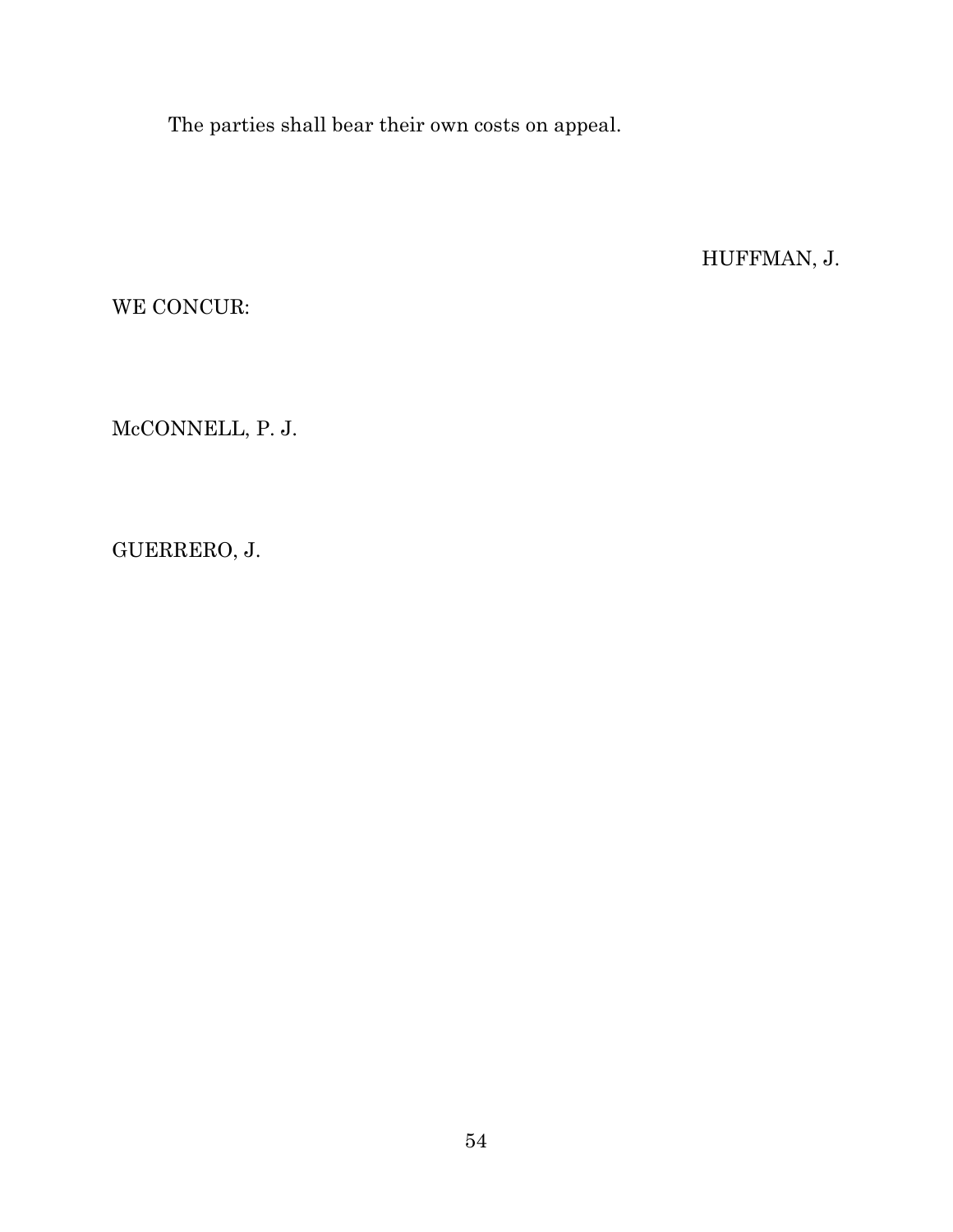The parties shall bear their own costs on appeal.

HUFFMAN, J.

WE CONCUR:

McCONNELL, P. J.

GUERRERO, J.